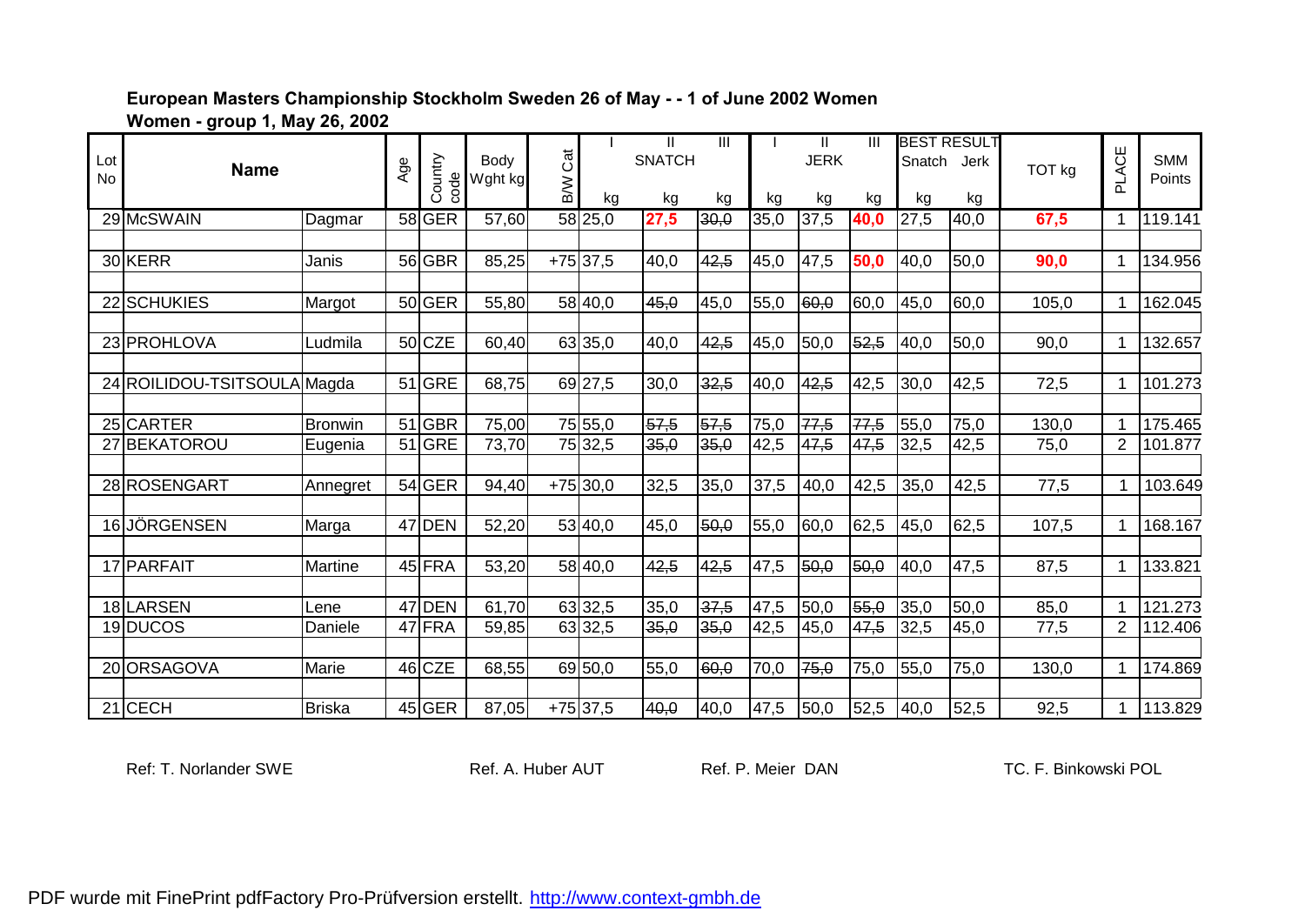**European Masters Championship Stockholm Sweden 26 of May - - 1 of June 2002 Women**

**Women - group 1, May 26, 2002**

| Lot No | Name | | Age | Country code | Body Wght kg | B/W Cat | I SNATCH kg | II SNATCH kg | III SNATCH kg | I JERK kg | II JERK kg | III JERK kg | BEST RESULT Snatch kg | BEST RESULT Jerk kg | TOT kg | PLACE | SMM Points |
|---|---|---|---|---|---|---|---|---|---|---|---|---|---|---|---|---|---|
| 29 | McSWAIN | Dagmar | 58 | GER | 57,60 | 58 | 25,0 | **27,5** | ~~30,0~~ | 35,0 | 37,5 | **40,0** | 27,5 | 40,0 | **67,5** | 1 | 119.141 |
| 30 | KERR | Janis | 56 | GBR | 85,25 | +75 | 37,5 | 40,0 | ~~42,5~~ | 45,0 | 47,5 | **50,0** | 40,0 | 50,0 | **90,0** | 1 | 134.956 |
| 22 | SCHUKIES | Margot | 50 | GER | 55,80 | 58 | 40,0 | ~~45,0~~ | 45,0 | 55,0 | ~~60,0~~ | 60,0 | 45,0 | 60,0 | 105,0 | 1 | 162.045 |
| 23 | PROHLOVA | Ludmila | 50 | CZE | 60,40 | 63 | 35,0 | 40,0 | ~~42,5~~ | 45,0 | 50,0 | ~~52,5~~ | 40,0 | 50,0 | 90,0 | 1 | 132.657 |
| 24 | ROILIDOU-TSITSOULA | Magda | 51 | GRE | 68,75 | 69 | 27,5 | 30,0 | ~~32,5~~ | 40,0 | ~~42,5~~ | 42,5 | 30,0 | 42,5 | 72,5 | 1 | 101.273 |
| 25 | CARTER | Bronwin | 51 | GBR | 75,00 | 75 | 55,0 | ~~57,5~~ | ~~57,5~~ | 75,0 | ~~77,5~~ | ~~77,5~~ | 55,0 | 75,0 | 130,0 | 1 | 175.465 |
| 27 | BEKATOROU | Eugenia | 51 | GRE | 73,70 | 75 | 32,5 | ~~35,0~~ | ~~35,0~~ | 42,5 | ~~47,5~~ | ~~47,5~~ | 32,5 | 42,5 | 75,0 | 2 | 101.877 |
| 28 | ROSENGART | Annegret | 54 | GER | 94,40 | +75 | 30,0 | 32,5 | 35,0 | 37,5 | 40,0 | 42,5 | 35,0 | 42,5 | 77,5 | 1 | 103.649 |
| 16 | JÖRGENSEN | Marga | 47 | DEN | 52,20 | 53 | 40,0 | 45,0 | ~~50,0~~ | 55,0 | 60,0 | 62,5 | 45,0 | 62,5 | 107,5 | 1 | 168.167 |
| 17 | PARFAIT | Martine | 45 | FRA | 53,20 | 58 | 40,0 | ~~42,5~~ | ~~42,5~~ | 47,5 | ~~50,0~~ | ~~50,0~~ | 40,0 | 47,5 | 87,5 | 1 | 133.821 |
| 18 | LARSEN | Lene | 47 | DEN | 61,70 | 63 | 32,5 | 35,0 | ~~37,5~~ | 47,5 | 50,0 | ~~55,0~~ | 35,0 | 50,0 | 85,0 | 1 | 121.273 |
| 19 | DUCOS | Daniele | 47 | FRA | 59,85 | 63 | 32,5 | ~~35,0~~ | ~~35,0~~ | 42,5 | 45,0 | ~~47,5~~ | 32,5 | 45,0 | 77,5 | 2 | 112.406 |
| 20 | ORSAGOVA | Marie | 46 | CZE | 68,55 | 69 | 50,0 | 55,0 | ~~60,0~~ | 70,0 | ~~75,0~~ | 75,0 | 55,0 | 75,0 | 130,0 | 1 | 174.869 |
| 21 | CECH | Briska | 45 | GER | 87,05 | +75 | 37,5 | ~~40,0~~ | 40,0 | 47,5 | 50,0 | 52,5 | 40,0 | 52,5 | 92,5 | 1 | 113.829 |

Ref: T. Norlander SWE Ref. A. Huber AUT Ref. P. Meier DAN TC. F. Binkowski POL

PDF wurde mit FinePrint pdfFactory Pro-Prüfversion erstellt. http://www.context-gmbh.de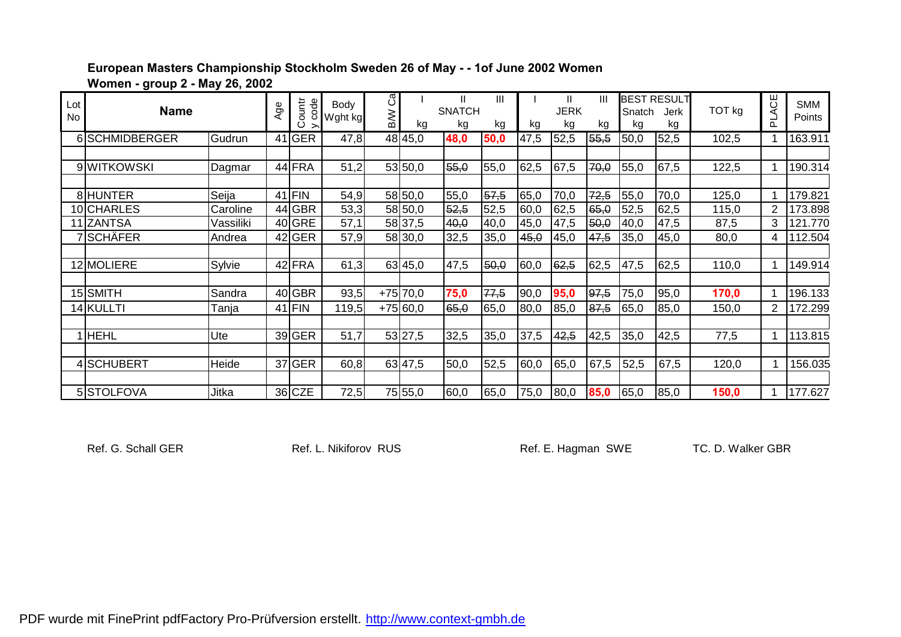**European Masters Championship Stockholm Sweden 26 of May - - 1of June 2002 Women**

**Women - group 2 - May 26, 2002**

| Lot No | Name | | Age | Country code | Body Wght kg | B/W Ca | SNATCH I kg | SNATCH II kg | SNATCH III kg | JERK I kg | JERK II kg | JERK III kg | BEST RESULT Snatch kg | BEST RESULT Jerk kg | TOT kg | PLACE | SMM Points |
|---|---|---|---|---|---|---|---|---|---|---|---|---|---|---|---|---|---|
| 6 | SCHMIDBERGER | Gudrun | 41 | GER | 47,8 | 48 | 45,0 | **48,0** | **50,0** | 47,5 | 52,5 | ~~55,5~~ | 50,0 | 52,5 | 102,5 | 1 | 163.911 |
| | | | | | | | | | | | | | | | | | |
| 9 | WITKOWSKI | Dagmar | 44 | FRA | 51,2 | 53 | 50,0 | ~~55,0~~ | 55,0 | 62,5 | 67,5 | ~~70,0~~ | 55,0 | 67,5 | 122,5 | 1 | 190.314 |
| | | | | | | | | | | | | | | | | | |
| 8 | HUNTER | Seija | 41 | FIN | 54,9 | 58 | 50,0 | 55,0 | ~~57,5~~ | 65,0 | 70,0 | ~~72,5~~ | 55,0 | 70,0 | 125,0 | 1 | 179.821 |
| 10 | CHARLES | Caroline | 44 | GBR | 53,3 | 58 | 50,0 | ~~52,5~~ | 52,5 | 60,0 | 62,5 | ~~65,0~~ | 52,5 | 62,5 | 115,0 | 2 | 173.898 |
| 11 | ZANTSA | Vassiliki | 40 | GRE | 57,1 | 58 | 37,5 | ~~40,0~~ | 40,0 | 45,0 | 47,5 | ~~50,0~~ | 40,0 | 47,5 | 87,5 | 3 | 121.770 |
| 7 | SCHÄFER | Andrea | 42 | GER | 57,9 | 58 | 30,0 | 32,5 | 35,0 | ~~45,0~~ | 45,0 | ~~47,5~~ | 35,0 | 45,0 | 80,0 | 4 | 112.504 |
| | | | | | | | | | | | | | | | | | |
| 12 | MOLIERE | Sylvie | 42 | FRA | 61,3 | 63 | 45,0 | 47,5 | ~~50,0~~ | 60,0 | ~~62,5~~ | 62,5 | 47,5 | 62,5 | 110,0 | 1 | 149.914 |
| | | | | | | | | | | | | | | | | | |
| 15 | SMITH | Sandra | 40 | GBR | 93,5 | +75 | 70,0 | **75,0** | ~~77,5~~ | 90,0 | **95,0** | ~~97,5~~ | 75,0 | 95,0 | **170,0** | 1 | 196.133 |
| 14 | KULLTI | Tanja | 41 | FIN | 119,5 | +75 | 60,0 | ~~65,0~~ | 65,0 | 80,0 | 85,0 | ~~87,5~~ | 65,0 | 85,0 | 150,0 | 2 | 172.299 |
| | | | | | | | | | | | | | | | | | |
| 1 | HEHL | Ute | 39 | GER | 51,7 | 53 | 27,5 | 32,5 | 35,0 | 37,5 | ~~42,5~~ | 42,5 | 35,0 | 42,5 | 77,5 | 1 | 113.815 |
| | | | | | | | | | | | | | | | | | |
| 4 | SCHUBERT | Heide | 37 | GER | 60,8 | 63 | 47,5 | 50,0 | 52,5 | 60,0 | 65,0 | 67,5 | 52,5 | 67,5 | 120,0 | 1 | 156.035 |
| | | | | | | | | | | | | | | | | | |
| 5 | STOLFOVA | Jitka | 36 | CZE | 72,5 | 75 | 55,0 | 60,0 | 65,0 | 75,0 | 80,0 | **85,0** | 65,0 | 85,0 | **150,0** | 1 | 177.627 |

Ref. G. Schall GER　　Ref. L. Nikiforov RUS　　Ref. E. Hagman SWE　　TC. D. Walker GBR

PDF wurde mit FinePrint pdfFactory Pro-Prüfversion erstellt. http://www.context-gmbh.de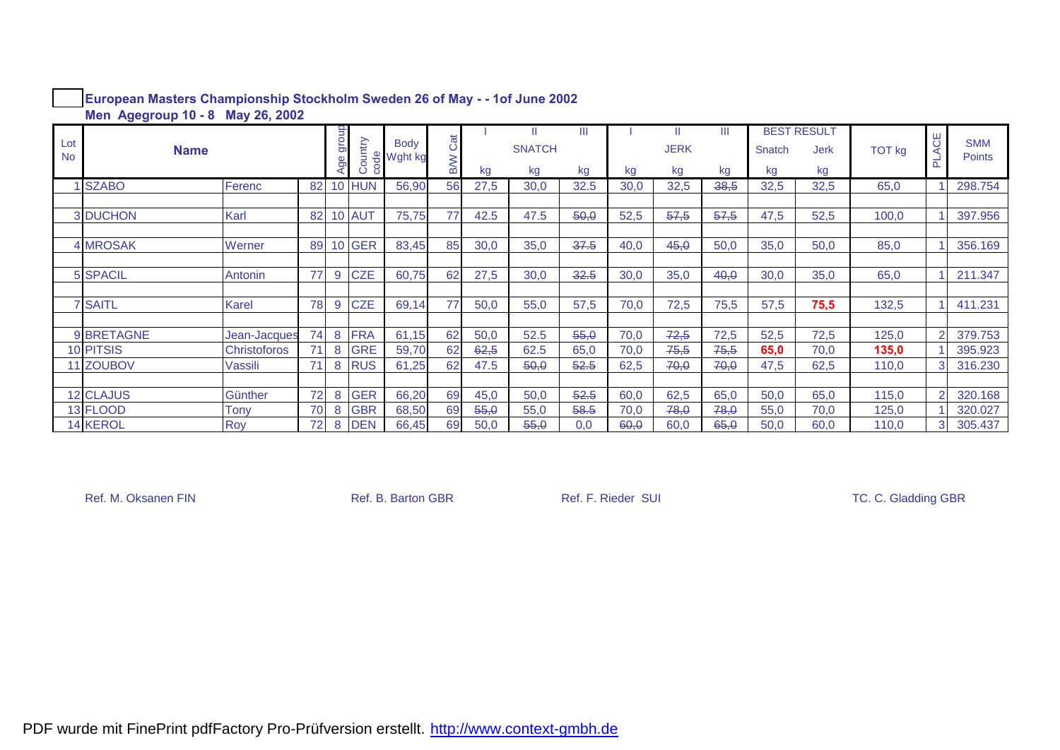**European Masters Championship Stockholm Sweden 26 of May - - 1of June 2002**

**Men Agegroup 10 - 8 May 26, 2002**

| Lot No | Name | | | Age group | Country code | Body Wght kg | B/W Cat | SNATCH I kg | SNATCH II kg | SNATCH III kg | JERK I kg | JERK II kg | JERK III kg | BEST RESULT Snatch kg | BEST RESULT Jerk kg | TOT kg | PLACE | SMM Points |
|---|---|---|---|---|---|---|---|---|---|---|---|---|---|---|---|---|---|---|
| 1 | SZABO | Ferenc | 82 | 10 | HUN | 56,90 | 56 | 27,5 | 30,0 | 32.5 | 30,0 | 32,5 | ~~38,5~~ | 32,5 | 32,5 | 65,0 | 1 | 298.754 |
| | | | | | | | | | | | | | | | | | | |
| 3 | DUCHON | Karl | 82 | 10 | AUT | 75,75 | 77 | 42.5 | 47.5 | ~~50,0~~ | 52,5 | ~~57,5~~ | ~~57,5~~ | 47,5 | 52,5 | 100,0 | 1 | 397.956 |
| | | | | | | | | | | | | | | | | | | |
| 4 | MROSAK | Werner | 89 | 10 | GER | 83,45 | 85 | 30,0 | 35,0 | ~~37.5~~ | 40,0 | ~~45,0~~ | 50,0 | 35,0 | 50,0 | 85,0 | 1 | 356.169 |
| | | | | | | | | | | | | | | | | | | |
| 5 | SPACIL | Antonin | 77 | 9 | CZE | 60,75 | 62 | 27,5 | 30,0 | ~~32.5~~ | 30,0 | 35,0 | ~~40,0~~ | 30,0 | 35,0 | 65,0 | 1 | 211.347 |
| | | | | | | | | | | | | | | | | | | |
| 7 | SAITL | Karel | 78 | 9 | CZE | 69,14 | 77 | 50,0 | 55,0 | 57,5 | 70,0 | 72,5 | 75,5 | 57,5 | **75,5** | 132,5 | 1 | 411.231 |
| | | | | | | | | | | | | | | | | | | |
| 9 | BRETAGNE | Jean-Jacques | 74 | 8 | FRA | 61,15 | 62 | 50,0 | 52.5 | ~~55,0~~ | 70,0 | ~~72,5~~ | 72,5 | 52,5 | 72,5 | 125,0 | 2 | 379.753 |
| 10 | PITSIS | Christoforos | 71 | 8 | GRE | 59,70 | 62 | ~~62,5~~ | 62.5 | 65,0 | 70,0 | ~~75,5~~ | ~~75,5~~ | **65,0** | 70,0 | **135,0** | 1 | 395.923 |
| 11 | ZOUBOV | Vassili | 71 | 8 | RUS | 61,25 | 62 | 47.5 | ~~50,0~~ | ~~52.5~~ | 62,5 | ~~70,0~~ | ~~70,0~~ | 47,5 | 62,5 | 110,0 | 3 | 316.230 |
| | | | | | | | | | | | | | | | | | | |
| 12 | CLAJUS | Günther | 72 | 8 | GER | 66,20 | 69 | 45,0 | 50,0 | ~~52.5~~ | 60,0 | 62,5 | 65,0 | 50,0 | 65,0 | 115,0 | 2 | 320.168 |
| 13 | FLOOD | Tony | 70 | 8 | GBR | 68,50 | 69 | ~~55,0~~ | 55,0 | ~~58.5~~ | 70,0 | ~~78,0~~ | ~~78,0~~ | 55,0 | 70,0 | 125,0 | 1 | 320.027 |
| 14 | KEROL | Roy | 72 | 8 | DEN | 66,45 | 69 | 50,0 | ~~55,0~~ | 0,0 | ~~60,0~~ | 60,0 | ~~65,0~~ | 50,0 | 60,0 | 110,0 | 3 | 305.437 |

Ref. M. Oksanen FIN  Ref. B. Barton GBR  Ref. F. Rieder SUI  TC. C. Gladding GBR

PDF wurde mit FinePrint pdfFactory Pro-Prüfversion erstellt. http://www.context-gmbh.de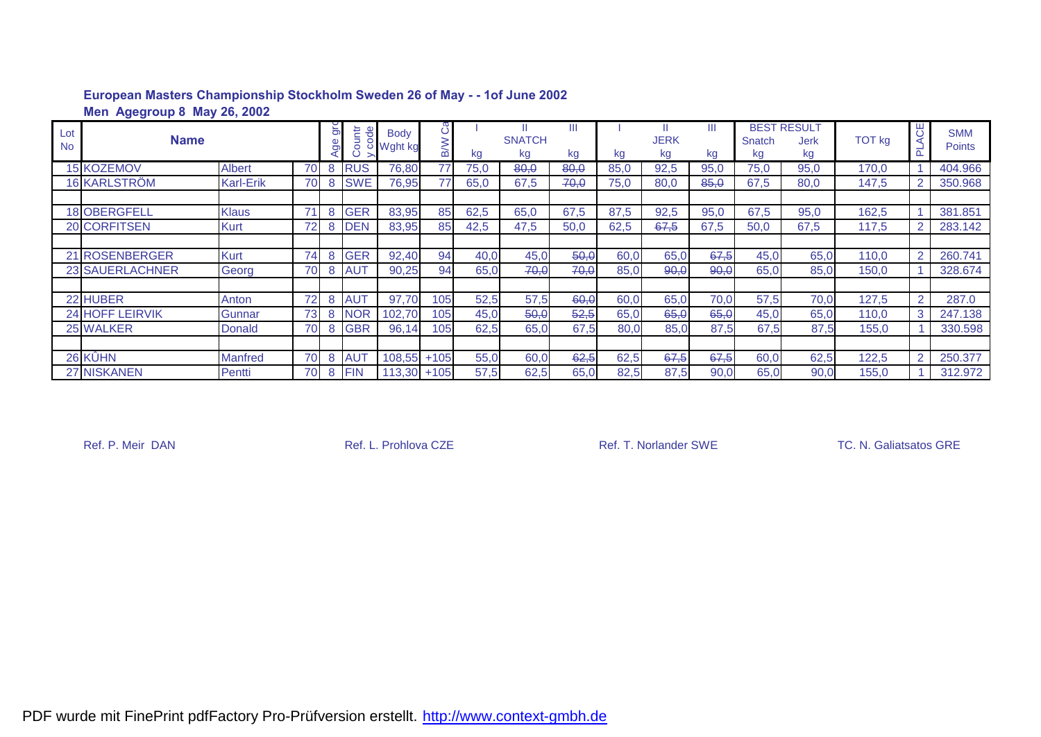**European Masters Championship Stockholm Sweden 26 of May - - 1of June 2002**

**Men Agegroup 8 May 26, 2002**

| Lot No | Name | | | Age grp | Country code | Body Wght kg | B/W Cat | I kg | II SNATCH kg | III kg | I kg | II JERK kg | III kg | BEST RESULT Snatch kg | Jerk kg | TOT kg | PLACE | SMM Points |
|---|---|---|---|---|---|---|---|---|---|---|---|---|---|---|---|---|---|---|
| 15 | KOZEMOV | Albert | 70 | 8 | RUS | 76,80 | 77 | 75,0 | ~~80,0~~ | ~~80,0~~ | 85,0 | 92,5 | 95,0 | 75,0 | 95,0 | 170,0 | 1 | 404.966 |
| 16 | KARLSTRÖM | Karl-Erik | 70 | 8 | SWE | 76,95 | 77 | 65,0 | 67,5 | ~~70,0~~ | 75,0 | 80,0 | ~~85,0~~ | 67,5 | 80,0 | 147,5 | 2 | 350.968 |
| | | | | | | | | | | | | | | | | | | |
| 18 | OBERGFELL | Klaus | 71 | 8 | GER | 83,95 | 85 | 62,5 | 65,0 | 67,5 | 87,5 | 92,5 | 95,0 | 67,5 | 95,0 | 162,5 | 1 | 381.851 |
| 20 | CORFITSEN | Kurt | 72 | 8 | DEN | 83,95 | 85 | 42,5 | 47,5 | 50,0 | 62,5 | ~~67,5~~ | 67,5 | 50,0 | 67,5 | 117,5 | 2 | 283.142 |
| | | | | | | | | | | | | | | | | | | |
| 21 | ROSENBERGER | Kurt | 74 | 8 | GER | 92,40 | 94 | 40,0 | 45,0 | ~~50,0~~ | 60,0 | 65,0 | ~~67,5~~ | 45,0 | 65,0 | 110,0 | 2 | 260.741 |
| 23 | SAUERLACHNER | Georg | 70 | 8 | AUT | 90,25 | 94 | 65,0 | ~~70,0~~ | ~~70,0~~ | 85,0 | ~~90,0~~ | ~~90,0~~ | 65,0 | 85,0 | 150,0 | 1 | 328.674 |
| | | | | | | | | | | | | | | | | | | |
| 22 | HUBER | Anton | 72 | 8 | AUT | 97,70 | 105 | 52,5 | 57,5 | ~~60,0~~ | 60,0 | 65,0 | 70,0 | 57,5 | 70,0 | 127,5 | 2 | 287.0 |
| 24 | HOFF LEIRVIK | Gunnar | 73 | 8 | NOR | 102,70 | 105 | 45,0 | ~~50,0~~ | ~~52,5~~ | 65,0 | ~~65,0~~ | ~~65,0~~ | 45,0 | 65,0 | 110,0 | 3 | 247.138 |
| 25 | WALKER | Donald | 70 | 8 | GBR | 96,14 | 105 | 62,5 | 65,0 | 67,5 | 80,0 | 85,0 | 87,5 | 67,5 | 87,5 | 155,0 | 1 | 330.598 |
| | | | | | | | | | | | | | | | | | | |
| 26 | KÛHN | Manfred | 70 | 8 | AUT | 108,55 | +105 | 55,0 | 60,0 | ~~62,5~~ | 62,5 | ~~67,5~~ | ~~67,5~~ | 60,0 | 62,5 | 122,5 | 2 | 250.377 |
| 27 | NISKANEN | Pentti | 70 | 8 | FIN | 113,30 | +105 | 57,5 | 62,5 | 65,0 | 82,5 | 87,5 | 90,0 | 65,0 | 90,0 | 155,0 | 1 | 312.972 |

Ref. P. Meir DAN    Ref. L. Prohlova CZE    Ref. T. Norlander SWE    TC. N. Galiatsatos GRE

PDF wurde mit FinePrint pdfFactory Pro-Prüfversion erstellt. http://www.context-gmbh.de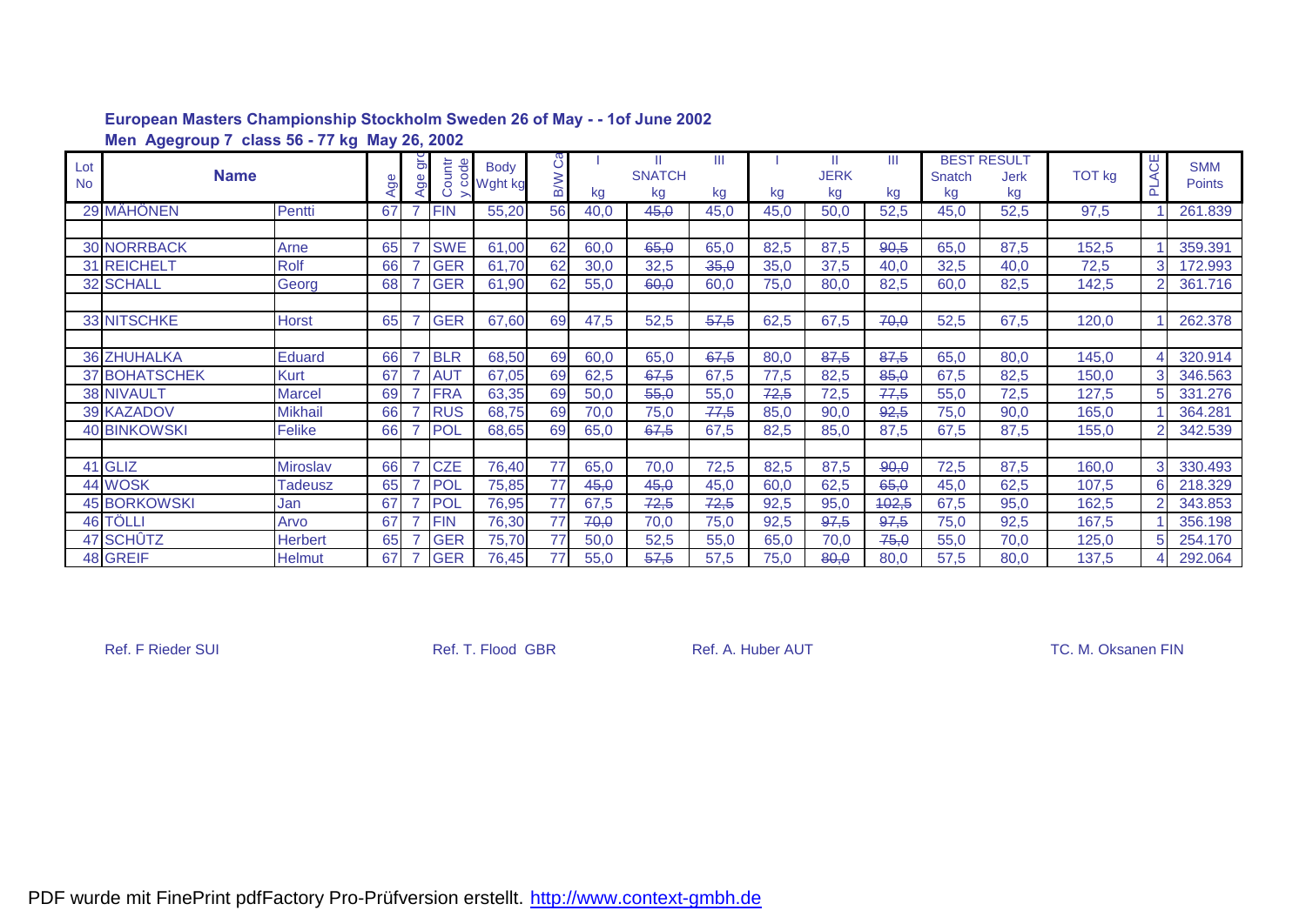**European Masters Championship Stockholm Sweden 26 of May - - 1of June 2002**

**Men Agegroup 7 class 56 - 77 kg May 26, 2002**

| Lot No | Name | | Age | Age grp | Country code | Body Wght kg | B/W Cat | SNATCH I kg | SNATCH II kg | SNATCH III kg | JERK I kg | JERK II kg | JERK III kg | BEST RESULT Snatch kg | BEST RESULT Jerk kg | TOT kg | PLACE | SMM Points |
|---|---|---|---|---|---|---|---|---|---|---|---|---|---|---|---|---|---|---|
| 29 | MÄHÖNEN | Pentti | 67 | 7 | FIN | 55,20 | 56 | 40,0 | ~~45,0~~ | 45,0 | 45,0 | 50,0 | 52,5 | 45,0 | 52,5 | 97,5 | 1 | 261.839 |
| | | | | | | | | | | | | | | | | | | |
| 30 | NORRBACK | Arne | 65 | 7 | SWE | 61,00 | 62 | 60,0 | ~~65,0~~ | 65,0 | 82,5 | 87,5 | ~~90,5~~ | 65,0 | 87,5 | 152,5 | 1 | 359.391 |
| 31 | REICHELT | Rolf | 66 | 7 | GER | 61,70 | 62 | 30,0 | 32,5 | ~~35,0~~ | 35,0 | 37,5 | 40,0 | 32,5 | 40,0 | 72,5 | 3 | 172.993 |
| 32 | SCHALL | Georg | 68 | 7 | GER | 61,90 | 62 | 55,0 | ~~60,0~~ | 60,0 | 75,0 | 80,0 | 82,5 | 60,0 | 82,5 | 142,5 | 2 | 361.716 |
| | | | | | | | | | | | | | | | | | | |
| 33 | NITSCHKE | Horst | 65 | 7 | GER | 67,60 | 69 | 47,5 | 52,5 | ~~57,5~~ | 62,5 | 67,5 | ~~70,0~~ | 52,5 | 67,5 | 120,0 | 1 | 262.378 |
| | | | | | | | | | | | | | | | | | | |
| 36 | ZHUHALKA | Eduard | 66 | 7 | BLR | 68,50 | 69 | 60,0 | 65,0 | ~~67,5~~ | 80,0 | ~~87,5~~ | ~~87,5~~ | 65,0 | 80,0 | 145,0 | 4 | 320.914 |
| 37 | BOHATSCHEK | Kurt | 67 | 7 | AUT | 67,05 | 69 | 62,5 | ~~67,5~~ | 67,5 | 77,5 | 82,5 | ~~85,0~~ | 67,5 | 82,5 | 150,0 | 3 | 346.563 |
| 38 | NIVAULT | Marcel | 69 | 7 | FRA | 63,35 | 69 | 50,0 | ~~55,0~~ | 55,0 | ~~72,5~~ | 72,5 | ~~77,5~~ | 55,0 | 72,5 | 127,5 | 5 | 331.276 |
| 39 | KAZADOV | Mikhail | 66 | 7 | RUS | 68,75 | 69 | 70,0 | 75,0 | ~~77,5~~ | 85,0 | 90,0 | ~~92,5~~ | 75,0 | 90,0 | 165,0 | 1 | 364.281 |
| 40 | BINKOWSKI | Felike | 66 | 7 | POL | 68,65 | 69 | 65,0 | ~~67,5~~ | 67,5 | 82,5 | 85,0 | 87,5 | 67,5 | 87,5 | 155,0 | 2 | 342.539 |
| | | | | | | | | | | | | | | | | | | |
| 41 | GLIZ | Miroslav | 66 | 7 | CZE | 76,40 | 77 | 65,0 | 70,0 | 72,5 | 82,5 | 87,5 | ~~90,0~~ | 72,5 | 87,5 | 160,0 | 3 | 330.493 |
| 44 | WOSK | Tadeusz | 65 | 7 | POL | 75,85 | 77 | ~~45,0~~ | ~~45,0~~ | 45,0 | 60,0 | 62,5 | ~~65,0~~ | 45,0 | 62,5 | 107,5 | 6 | 218.329 |
| 45 | BORKOWSKI | Jan | 67 | 7 | POL | 76,95 | 77 | 67,5 | ~~72,5~~ | ~~72,5~~ | 92,5 | 95,0 | ~~102,5~~ | 67,5 | 95,0 | 162,5 | 2 | 343.853 |
| 46 | TÖLLI | Arvo | 67 | 7 | FIN | 76,30 | 77 | ~~70,0~~ | 70,0 | 75,0 | 92,5 | ~~97,5~~ | ~~97,5~~ | 75,0 | 92,5 | 167,5 | 1 | 356.198 |
| 47 | SCHÜTZ | Herbert | 65 | 7 | GER | 75,70 | 77 | 50,0 | 52,5 | 55,0 | 65,0 | 70,0 | ~~75,0~~ | 55,0 | 70,0 | 125,0 | 5 | 254.170 |
| 48 | GREIF | Helmut | 67 | 7 | GER | 76,45 | 77 | 55,0 | ~~57,5~~ | 57,5 | 75,0 | ~~80,0~~ | 80,0 | 57,5 | 80,0 | 137,5 | 4 | 292.064 |

Ref. F Rieder SUI    Ref. T. Flood GBR    Ref. A. Huber AUT    TC. M. Oksanen FIN

PDF wurde mit FinePrint pdfFactory Pro-Prüfversion erstellt. http://www.context-gmbh.de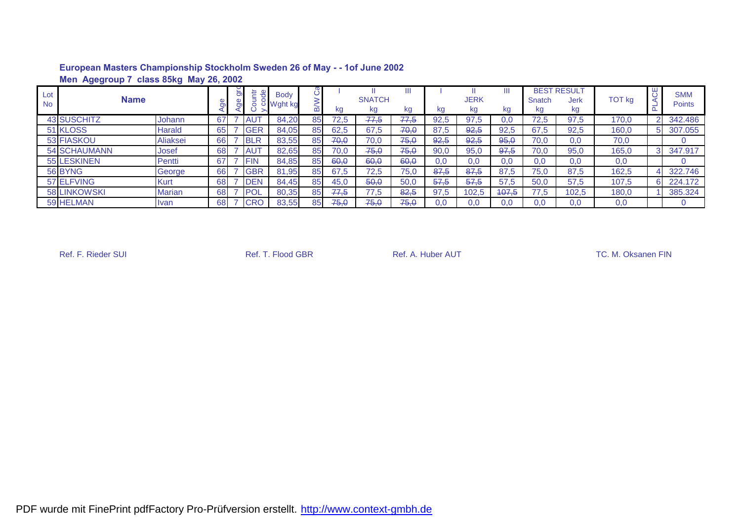**European Masters Championship Stockholm Sweden 26 of May - - 1of June 2002**

**Men Agegroup 7 class 85kg May 26, 2002**

| Lot No | Name | | Age | Age grp | Country code | Body Wght kg | B/W Cat | I | II SNATCH | III | I | II JERK | III | BEST RESULT | | TOT kg | PLACE | SMM Points |
|---|---|---|---|---|---|---|---|---|---|---|---|---|---|---|---|---|---|---|
| | | | | | | | | kg | kg | kg | kg | kg | kg | Snatch kg | Jerk kg | | | |
| 43 | SUSCHITZ | Johann | 67 | 7 | AUT | 84,20 | 85 | 72,5 | ~~77,5~~ | ~~77,5~~ | 92,5 | 97,5 | 0,0 | 72,5 | 97,5 | 170,0 | 2 | 342.486 |
| 51 | KLOSS | Harald | 65 | 7 | GER | 84,05 | 85 | 62,5 | 67,5 | ~~70,0~~ | 87,5 | ~~92,5~~ | 92,5 | 67,5 | 92,5 | 160,0 | 5 | 307.055 |
| 53 | FIASKOU | Aliaksei | 66 | 7 | BLR | 83,55 | 85 | ~~70,0~~ | 70,0 | ~~75,0~~ | ~~92,5~~ | ~~92,5~~ | ~~95,0~~ | 70,0 | 0,0 | 70,0 | | 0 |
| 54 | SCHAUMANN | Josef | 68 | 7 | AUT | 82,65 | 85 | 70,0 | ~~75,0~~ | ~~75,0~~ | 90,0 | 95,0 | ~~97,5~~ | 70,0 | 95,0 | 165,0 | 3 | 347.917 |
| 55 | LESKINEN | Pentti | 67 | 7 | FIN | 84,85 | 85 | ~~60,0~~ | ~~60,0~~ | ~~60,0~~ | 0,0 | 0,0 | 0,0 | 0,0 | 0,0 | 0,0 | | 0 |
| 56 | BYNG | George | 66 | 7 | GBR | 81,95 | 85 | 67,5 | 72,5 | 75,0 | ~~87,5~~ | ~~87,5~~ | 87,5 | 75,0 | 87,5 | 162,5 | 4 | 322.746 |
| 57 | ELFVING | Kurt | 68 | 7 | DEN | 84,45 | 85 | 45,0 | ~~50,0~~ | 50,0 | ~~57,5~~ | ~~57,5~~ | 57,5 | 50,0 | 57,5 | 107,5 | 6 | 224.172 |
| 58 | LINKOWSKI | Marian | 68 | 7 | POL | 80,35 | 85 | ~~77,5~~ | 77,5 | ~~82,5~~ | 97,5 | 102,5 | ~~107,5~~ | 77,5 | 102,5 | 180,0 | 1 | 385.324 |
| 59 | HELMAN | Ivan | 68 | 7 | CRO | 83,55 | 85 | ~~75,0~~ | ~~75,0~~ | ~~75,0~~ | 0,0 | 0,0 | 0,0 | 0,0 | 0,0 | 0,0 | | 0 |

Ref. F. Rieder SUI    Ref. T. Flood GBR    Ref. A. Huber AUT    TC. M. Oksanen FIN

PDF wurde mit FinePrint pdfFactory Pro-Prüfversion erstellt. http://www.context-gmbh.de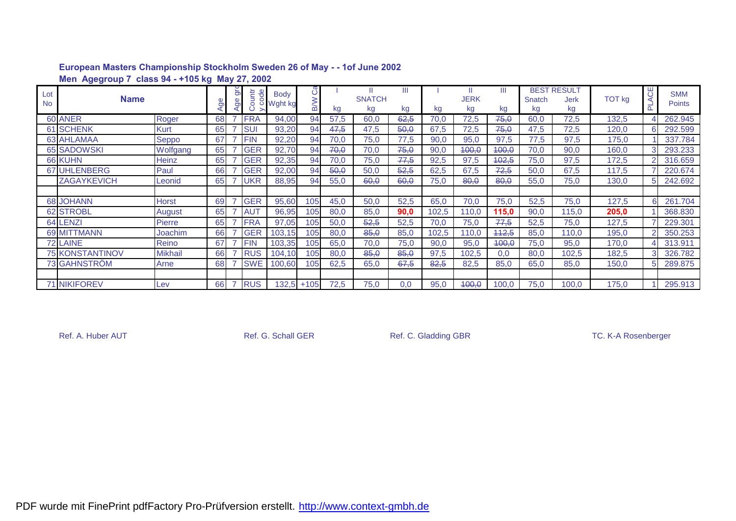**European Masters Championship Stockholm Sweden 26 of May - - 1of June 2002**

**Men Agegroup 7 class 94 - +105 kg May 27, 2002**

| Lot No | Name | | Age | Age grp | Country code | Body Wght kg | B/W Cat | SNATCH I kg | SNATCH II kg | SNATCH III kg | JERK I kg | JERK II kg | JERK III kg | BEST RESULT Snatch kg | BEST RESULT Jerk kg | TOT kg | PLACE | SMM Points |
|---|---|---|---|---|---|---|---|---|---|---|---|---|---|---|---|---|---|---|
| 60 | ANER | Roger | 68 | 7 | FRA | 94,00 | 94 | 57,5 | 60,0 | ~~62,5~~ | 70,0 | 72,5 | ~~75,0~~ | 60,0 | 72,5 | 132,5 | 4 | 262.945 |
| 61 | SCHENK | Kurt | 65 | 7 | SUI | 93,20 | 94 | ~~47,5~~ | 47,5 | ~~50,0~~ | 67,5 | 72,5 | ~~75,0~~ | 47,5 | 72,5 | 120,0 | 6 | 292.599 |
| 63 | AHLAMAA | Seppo | 67 | 7 | FIN | 92,20 | 94 | 70,0 | 75,0 | 77,5 | 90,0 | 95,0 | 97,5 | 77,5 | 97,5 | 175,0 | 1 | 337.784 |
| 65 | SADOWSKI | Wolfgang | 65 | 7 | GER | 92,70 | 94 | ~~70,0~~ | 70,0 | ~~75,0~~ | 90,0 | ~~100,0~~ | ~~100,0~~ | 70,0 | 90,0 | 160,0 | 3 | 293.233 |
| 66 | KUHN | Heinz | 65 | 7 | GER | 92,35 | 94 | 70,0 | 75,0 | ~~77,5~~ | 92,5 | 97,5 | ~~102,5~~ | 75,0 | 97,5 | 172,5 | 2 | 316.659 |
| 67 | UHLENBERG | Paul | 66 | 7 | GER | 92,00 | 94 | ~~50,0~~ | 50,0 | ~~52,5~~ | 62,5 | 67,5 | ~~72,5~~ | 50,0 | 67,5 | 117,5 | 7 | 220.674 |
| | ZAGAYKEVICH | Leonid | 65 | 7 | UKR | 88,95 | 94 | 55,0 | ~~60,0~~ | ~~60,0~~ | 75,0 | ~~80,0~~ | ~~80,0~~ | 55,0 | 75,0 | 130,0 | 5 | 242.692 |
| | | | | | | | | | | | | | | | | | | |
| 68 | JOHANN | Horst | 69 | 7 | GER | 95,60 | 105 | 45,0 | 50,0 | 52,5 | 65,0 | 70,0 | 75,0 | 52,5 | 75,0 | 127,5 | 6 | 261.704 |
| 62 | STROBL | August | 65 | 7 | AUT | 96,95 | 105 | 80,0 | 85,0 | **90,0** | 102,5 | 110,0 | **115,0** | 90,0 | 115,0 | **205,0** | 1 | 368.830 |
| 64 | LENZI | Pierre | 65 | 7 | FRA | 97,05 | 105 | 50,0 | ~~52,5~~ | 52,5 | 70,0 | 75,0 | ~~77,5~~ | 52,5 | 75,0 | 127,5 | 7 | 229.301 |
| 69 | MITTMANN | Joachim | 66 | 7 | GER | 103,15 | 105 | 80,0 | ~~85,0~~ | 85,0 | 102,5 | 110,0 | ~~112,5~~ | 85,0 | 110,0 | 195,0 | 2 | 350.253 |
| 72 | LAINE | Reino | 67 | 7 | FIN | 103,35 | 105 | 65,0 | 70,0 | 75,0 | 90,0 | 95,0 | ~~100,0~~ | 75,0 | 95,0 | 170,0 | 4 | 313.911 |
| 75 | KONSTANTINOV | Mikhail | 66 | 7 | RUS | 104,10 | 105 | 80,0 | ~~85,0~~ | ~~85,0~~ | 97,5 | 102,5 | 0,0 | 80,0 | 102,5 | 182,5 | 3 | 326.782 |
| 73 | GAHNSTRÖM | Arne | 68 | 7 | SWE | 100,60 | 105 | 62,5 | 65,0 | ~~67,5~~ | ~~82,5~~ | 82,5 | 85,0 | 65,0 | 85,0 | 150,0 | 5 | 289.875 |
| | | | | | | | | | | | | | | | | | | |
| 71 | NIKIFOREV | Lev | 66 | 7 | RUS | 132,5 | +105 | 72,5 | 75,0 | 0,0 | 95,0 | ~~100,0~~ | 100,0 | 75,0 | 100,0 | 175,0 | 1 | 295.913 |

Ref. A. Huber AUT Ref. G. Schall GER Ref. C. Gladding GBR TC. K-A Rosenberger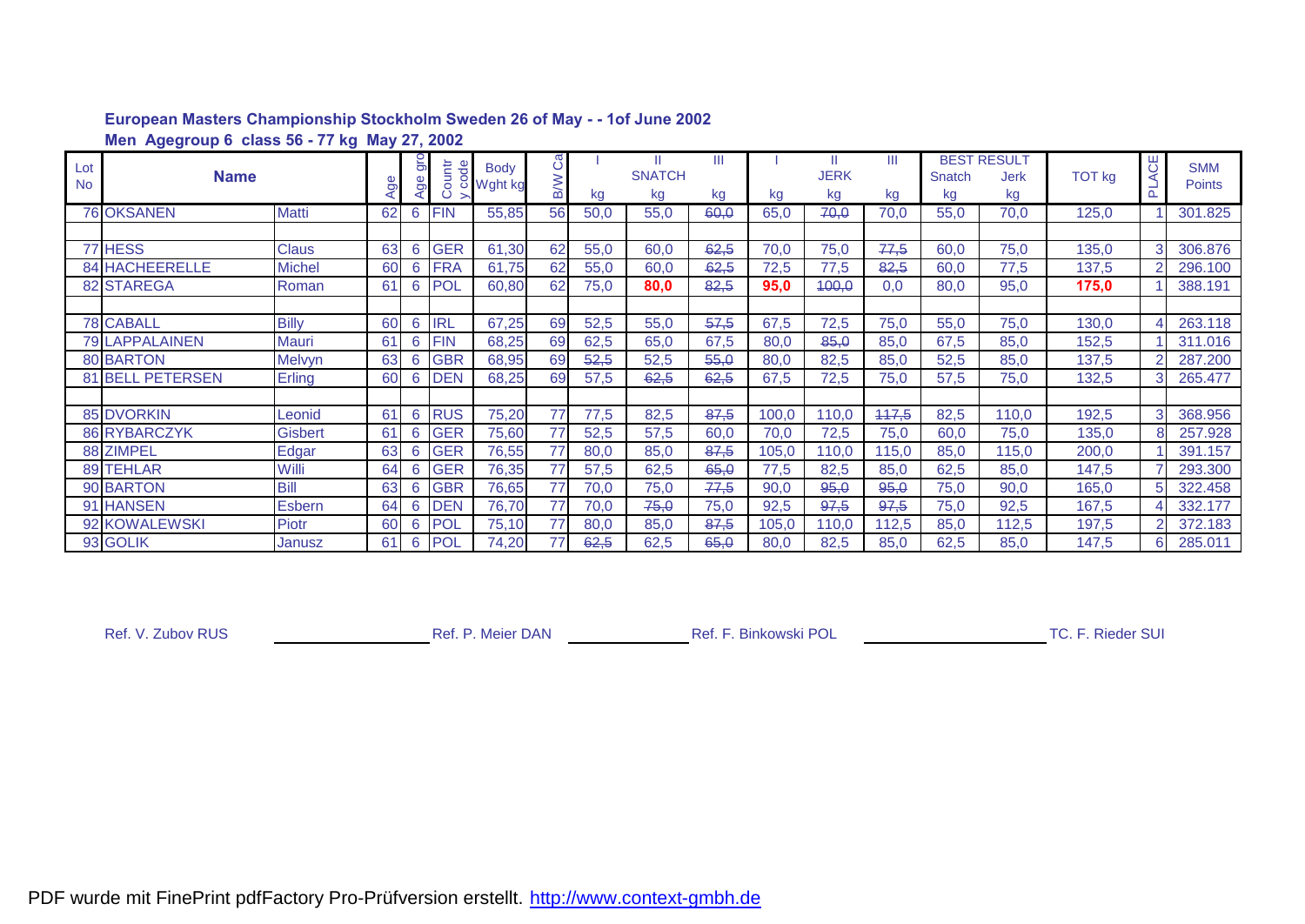**European Masters Championship Stockholm Sweden 26 of May - - 1of June 2002**

**Men Agegroup 6 class 56 - 77 kg May 27, 2002**

| Lot No | Name | | Age | Age group | Country code | Body Wght kg | B/W Cat | SNATCH I kg | SNATCH II kg | SNATCH III kg | JERK I kg | JERK II kg | JERK III kg | BEST RESULT Snatch kg | BEST RESULT Jerk kg | TOT kg | PLACE | SMM Points |
|---|---|---|---|---|---|---|---|---|---|---|---|---|---|---|---|---|---|---|
| 76 | OKSANEN | Matti | 62 | 6 | FIN | 55,85 | 56 | 50,0 | 55,0 | ~~60,0~~ | 65,0 | ~~70,0~~ | 70,0 | 55,0 | 70,0 | 125,0 | 1 | 301.825 |
| | | | | | | | | | | | | | | | | | | |
| 77 | HESS | Claus | 63 | 6 | GER | 61,30 | 62 | 55,0 | 60,0 | ~~62,5~~ | 70,0 | 75,0 | ~~77,5~~ | 60,0 | 75,0 | 135,0 | 3 | 306.876 |
| 84 | HACHEERELLE | Michel | 60 | 6 | FRA | 61,75 | 62 | 55,0 | 60,0 | ~~62,5~~ | 72,5 | 77,5 | ~~82,5~~ | 60,0 | 77,5 | 137,5 | 2 | 296.100 |
| 82 | STAREGA | Roman | 61 | 6 | POL | 60,80 | 62 | 75,0 | **80,0** | ~~82,5~~ | **95,0** | ~~100,0~~ | 0,0 | 80,0 | 95,0 | **175,0** | 1 | 388.191 |
| | | | | | | | | | | | | | | | | | | |
| 78 | CABALL | Billy | 60 | 6 | IRL | 67,25 | 69 | 52,5 | 55,0 | ~~57,5~~ | 67,5 | 72,5 | 75,0 | 55,0 | 75,0 | 130,0 | 4 | 263.118 |
| 79 | LAPPALAINEN | Mauri | 61 | 6 | FIN | 68,25 | 69 | 62,5 | 65,0 | 67,5 | 80,0 | ~~85,0~~ | 85,0 | 67,5 | 85,0 | 152,5 | 1 | 311.016 |
| 80 | BARTON | Melvyn | 63 | 6 | GBR | 68,95 | 69 | ~~52,5~~ | 52,5 | ~~55,0~~ | 80,0 | 82,5 | 85,0 | 52,5 | 85,0 | 137,5 | 2 | 287.200 |
| 81 | BELL PETERSEN | Erling | 60 | 6 | DEN | 68,25 | 69 | 57,5 | ~~62,5~~ | ~~62,5~~ | 67,5 | 72,5 | 75,0 | 57,5 | 75,0 | 132,5 | 3 | 265.477 |
| | | | | | | | | | | | | | | | | | | |
| 85 | DVORKIN | Leonid | 61 | 6 | RUS | 75,20 | 77 | 77,5 | 82,5 | ~~87,5~~ | 100,0 | 110,0 | ~~117,5~~ | 82,5 | 110,0 | 192,5 | 3 | 368.956 |
| 86 | RYBARCZYK | Gisbert | 61 | 6 | GER | 75,60 | 77 | 52,5 | 57,5 | 60,0 | 70,0 | 72,5 | 75,0 | 60,0 | 75,0 | 135,0 | 8 | 257.928 |
| 88 | ZIMPEL | Edgar | 63 | 6 | GER | 76,55 | 77 | 80,0 | 85,0 | ~~87,5~~ | 105,0 | 110,0 | 115,0 | 85,0 | 115,0 | 200,0 | 1 | 391.157 |
| 89 | TEHLAR | Willi | 64 | 6 | GER | 76,35 | 77 | 57,5 | 62,5 | ~~65,0~~ | 77,5 | 82,5 | 85,0 | 62,5 | 85,0 | 147,5 | 7 | 293.300 |
| 90 | BARTON | Bill | 63 | 6 | GBR | 76,65 | 77 | 70,0 | 75,0 | ~~77,5~~ | 90,0 | ~~95,0~~ | ~~95,0~~ | 75,0 | 90,0 | 165,0 | 5 | 322.458 |
| 91 | HANSEN | Esbern | 64 | 6 | DEN | 76,70 | 77 | 70,0 | ~~75,0~~ | 75,0 | 92,5 | ~~97,5~~ | ~~97,5~~ | 75,0 | 92,5 | 167,5 | 4 | 332.177 |
| 92 | KOWALEWSKI | Piotr | 60 | 6 | POL | 75,10 | 77 | 80,0 | 85,0 | ~~87,5~~ | 105,0 | 110,0 | 112,5 | 85,0 | 112,5 | 197,5 | 2 | 372.183 |
| 93 | GOLIK | Janusz | 61 | 6 | POL | 74,20 | 77 | ~~62,5~~ | 62,5 | ~~65,0~~ | 80,0 | 82,5 | 85,0 | 62,5 | 85,0 | 147,5 | 6 | 285.011 |

Ref. V. Zubov RUS ____________ Ref. P. Meier DAN ____________ Ref. F. Binkowski POL ____________ TC. F. Rieder SUI

PDF wurde mit FinePrint pdfFactory Pro-Prüfversion erstellt. http://www.context-gmbh.de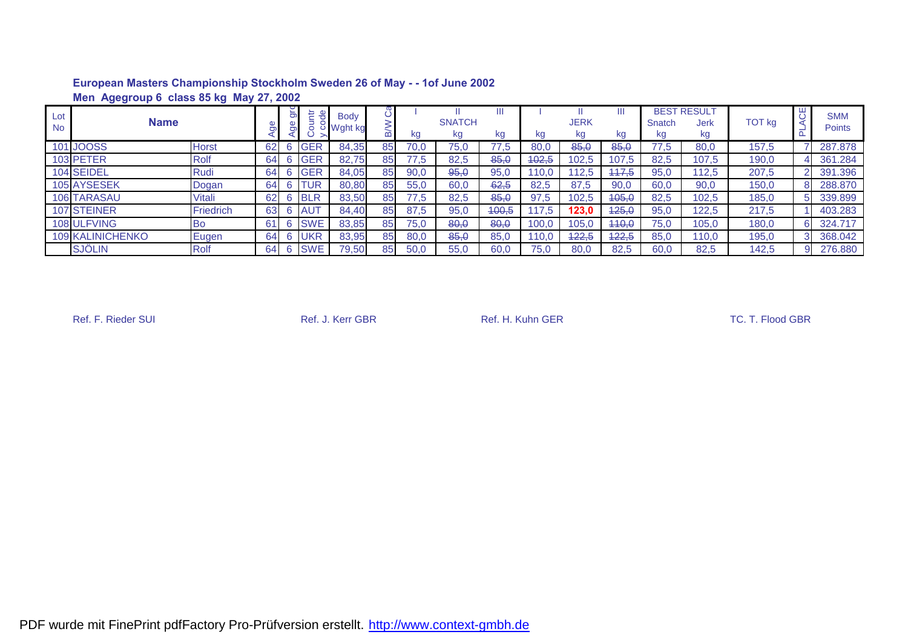**European Masters Championship Stockholm Sweden 26 of May - - 1of June 2002**

**Men Agegroup 6 class 85 kg May 27, 2002**

| Lot No | Name | | Age | Age grp | Country code | Body Wght kg | B/W Cat | Snatch I kg | Snatch II kg | Snatch III kg | Jerk I kg | Jerk II kg | Jerk III kg | Best Result Snatch kg | Best Result Jerk kg | TOT kg | PLACE | SMM Points |
|---|---|---|---|---|---|---|---|---|---|---|---|---|---|---|---|---|---|---|
| 101 | JOOSS | Horst | 62 | 6 | GER | 84,35 | 85 | 70,0 | 75,0 | 77,5 | 80,0 | ~~85,0~~ | ~~85,0~~ | 77,5 | 80,0 | 157,5 | 7 | 287.878 |
| 103 | PETER | Rolf | 64 | 6 | GER | 82,75 | 85 | 77,5 | 82,5 | ~~85,0~~ | ~~102,5~~ | 102,5 | 107,5 | 82,5 | 107,5 | 190,0 | 4 | 361.284 |
| 104 | SEIDEL | Rudi | 64 | 6 | GER | 84,05 | 85 | 90,0 | ~~95,0~~ | 95,0 | 110,0 | 112,5 | ~~117,5~~ | 95,0 | 112,5 | 207,5 | 2 | 391.396 |
| 105 | AYSESEK | Dogan | 64 | 6 | TUR | 80,80 | 85 | 55,0 | 60,0 | ~~62,5~~ | 82,5 | 87,5 | 90,0 | 60,0 | 90,0 | 150,0 | 8 | 288.870 |
| 106 | TARASAU | Vitali | 62 | 6 | BLR | 83,50 | 85 | 77,5 | 82,5 | ~~85,0~~ | 97,5 | 102,5 | ~~105,0~~ | 82,5 | 102,5 | 185,0 | 5 | 339.899 |
| 107 | STEINER | Friedrich | 63 | 6 | AUT | 84,40 | 85 | 87,5 | 95,0 | ~~100,5~~ | 117,5 | **123,0** | ~~125,0~~ | 95,0 | 122,5 | 217,5 | 1 | 403.283 |
| 108 | ULFVING | Bo | 61 | 6 | SWE | 83,85 | 85 | 75,0 | ~~80,0~~ | ~~80,0~~ | 100,0 | 105,0 | ~~110,0~~ | 75,0 | 105,0 | 180,0 | 6 | 324.717 |
| 109 | KALINICHENKO | Eugen | 64 | 6 | UKR | 83,95 | 85 | 80,0 | ~~85,0~~ | 85,0 | 110,0 | ~~122,5~~ | ~~122,5~~ | 85,0 | 110,0 | 195,0 | 3 | 368.042 |
| | SJÖLIN | Rolf | 64 | 6 | SWE | 79,50 | 85 | 50,0 | 55,0 | 60,0 | 75,0 | 80,0 | 82,5 | 60,0 | 82,5 | 142,5 | 9 | 276.880 |

Ref. F. Rieder SUI　　Ref. J. Kerr GBR　　Ref. H. Kuhn GER　　TC. T. Flood GBR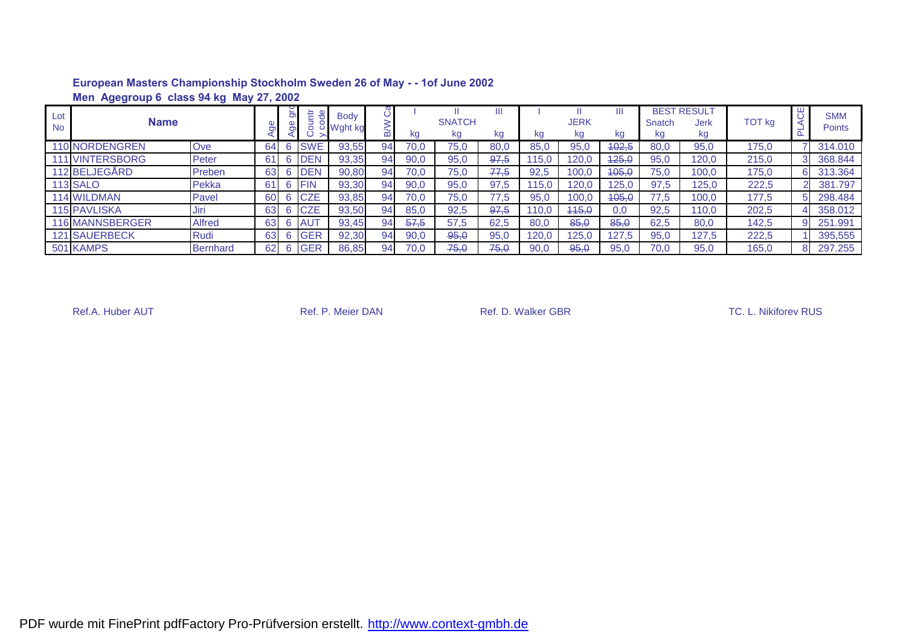**European Masters Championship Stockholm Sweden 26 of May - - 1of June 2002**

**Men Agegroup 6 class 94 kg May 27, 2002**

| Lot No | Name | | Age | Age grp | Country code | Body Wght kg | B/W Cat | I | II | III | I | II | III | BEST RESULT | | TOT kg | PLACE | SMM Points |
|---|---|---|---|---|---|---|---|---|---|---|---|---|---|---|---|---|---|---|
| | | | | | | | | | SNATCH | | | JERK | | Snatch | Jerk | | | |
| | | | | | | | | kg | kg | kg | kg | kg | kg | kg | kg | | | |
| 110 | NORDENGREN | Ove | 64 | 6 | SWE | 93,55 | 94 | 70,0 | 75,0 | 80,0 | 85,0 | 95,0 | ~~102,5~~ | 80,0 | 95,0 | 175,0 | 7 | 314.010 |
| 111 | VINTERSBORG | Peter | 61 | 6 | DEN | 93,35 | 94 | 90,0 | 95,0 | ~~97,5~~ | 115,0 | 120,0 | ~~125,0~~ | 95,0 | 120,0 | 215,0 | 3 | 368.844 |
| 112 | BELJEGÅRD | Preben | 63 | 6 | DEN | 90,80 | 94 | 70,0 | 75,0 | ~~77,5~~ | 92,5 | 100,0 | ~~105,0~~ | 75,0 | 100,0 | 175,0 | 6 | 313.364 |
| 113 | SALO | Pekka | 61 | 6 | FIN | 93,30 | 94 | 90,0 | 95,0 | 97,5 | 115,0 | 120,0 | 125,0 | 97,5 | 125,0 | 222,5 | 2 | 381.797 |
| 114 | WILDMAN | Pavel | 60 | 6 | CZE | 93,85 | 94 | 70,0 | 75,0 | 77,5 | 95,0 | 100,0 | ~~105,0~~ | 77,5 | 100,0 | 177,5 | 5 | 298.484 |
| 115 | PAVLISKA | Jiri | 63 | 6 | CZE | 93,50 | 94 | 85,0 | 92,5 | ~~97,5~~ | 110,0 | ~~115,0~~ | 0,0 | 92,5 | 110,0 | 202,5 | 4 | 358.012 |
| 116 | MANNSBERGER | Alfred | 63 | 6 | AUT | 93,45 | 94 | ~~57,5~~ | 57,5 | 62,5 | 80,0 | ~~85,0~~ | ~~85,0~~ | 62,5 | 80,0 | 142,5 | 9 | 251.991 |
| 121 | SAUERBECK | Rudi | 63 | 6 | GER | 92,30 | 94 | 90,0 | ~~95,0~~ | 95,0 | 120,0 | 125,0 | 127,5 | 95,0 | 127,5 | 222,5 | 1 | 395,555 |
| 501 | KAMPS | Bernhard | 62 | 6 | GER | 86,85 | 94 | 70,0 | ~~75,0~~ | ~~75,0~~ | 90,0 | ~~95,0~~ | 95,0 | 70,0 | 95,0 | 165,0 | 8 | 297.255 |

Ref.A. Huber AUT    Ref. P. Meier DAN    Ref. D. Walker GBR    TC. L. Nikiforev RUS

PDF wurde mit FinePrint pdfFactory Pro-Prüfversion erstellt. http://www.context-gmbh.de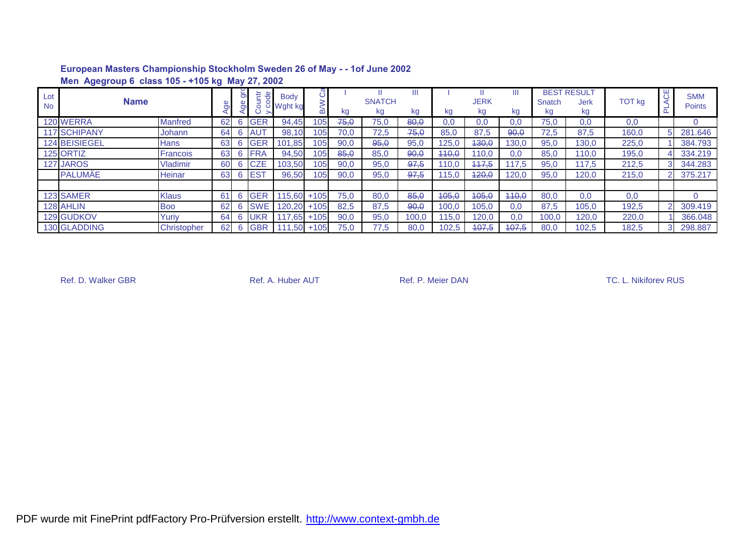## European Masters Championship Stockholm Sweden 26 of May - - 1of June 2002

### Men Agegroup 6 class 105 - +105 kg May 27, 2002

| Lot No | Name | | Age | Age group | Country code | Body Wght kg | B/W Cat | SNATCH I kg | SNATCH II kg | SNATCH III kg | JERK I kg | JERK II kg | JERK III kg | BEST RESULT Snatch kg | BEST RESULT Jerk kg | TOT kg | PLACE | SMM Points |
|---|---|---|---|---|---|---|---|---|---|---|---|---|---|---|---|---|---|---|
| 120 | WERRA | Manfred | 62 | 6 | GER | 94,45 | 105 | ~~75,0~~ | 75,0 | ~~80,0~~ | 0,0 | 0,0 | 0,0 | 75,0 | 0,0 | 0,0 | | 0 |
| 117 | SCHIPANY | Johann | 64 | 6 | AUT | 98,10 | 105 | 70,0 | 72,5 | ~~75,0~~ | 85,0 | 87,5 | ~~90,0~~ | 72,5 | 87,5 | 160,0 | 5 | 281.646 |
| 124 | BEISIEGEL | Hans | 63 | 6 | GER | 101,85 | 105 | 90,0 | ~~95,0~~ | 95,0 | 125,0 | ~~130,0~~ | 130,0 | 95,0 | 130,0 | 225,0 | 1 | 384.793 |
| 125 | ORTIZ | Francois | 63 | 6 | FRA | 94,50 | 105 | ~~85,0~~ | 85,0 | ~~90,0~~ | ~~110,0~~ | 110,0 | 0,0 | 85,0 | 110,0 | 195,0 | 4 | 334.219 |
| 127 | JAROS | Vladimir | 60 | 6 | CZE | 103,50 | 105 | 90,0 | 95,0 | ~~97,5~~ | 110,0 | ~~117,5~~ | 117,5 | 95,0 | 117,5 | 212,5 | 3 | 344.283 |
| | PALUMÄE | Heinar | 63 | 6 | EST | 96,50 | 105 | 90,0 | 95,0 | ~~97,5~~ | 115,0 | ~~120,0~~ | 120,0 | 95,0 | 120,0 | 215,0 | 2 | 375.217 |
| | | | | | | | | | | | | | | | | | | |
| 123 | SAMER | Klaus | 61 | 6 | GER | 115,60 | +105 | 75,0 | 80,0 | ~~85,0~~ | ~~105,0~~ | ~~105,0~~ | ~~110,0~~ | 80,0 | 0,0 | 0,0 | | 0 |
| 128 | AHLIN | Boo | 62 | 6 | SWE | 120,20 | +105 | 82,5 | 87,5 | ~~90,0~~ | 100,0 | 105,0 | 0,0 | 87,5 | 105,0 | 192,5 | 2 | 309.419 |
| 129 | GUDKOV | Yuriy | 64 | 6 | UKR | 117,65 | +105 | 90,0 | 95,0 | 100,0 | 115,0 | 120,0 | 0,0 | 100,0 | 120,0 | 220,0 | 1 | 366.048 |
| 130 | GLADDING | Christopher | 62 | 6 | GBR | 111,50 | +105 | 75,0 | 77,5 | 80,0 | 102,5 | ~~107,5~~ | ~~107,5~~ | 80,0 | 102,5 | 182,5 | 3 | 298.887 |

Ref. D. Walker GBR    Ref. A. Huber AUT    Ref. P. Meier DAN    TC. L. Nikiforev RUS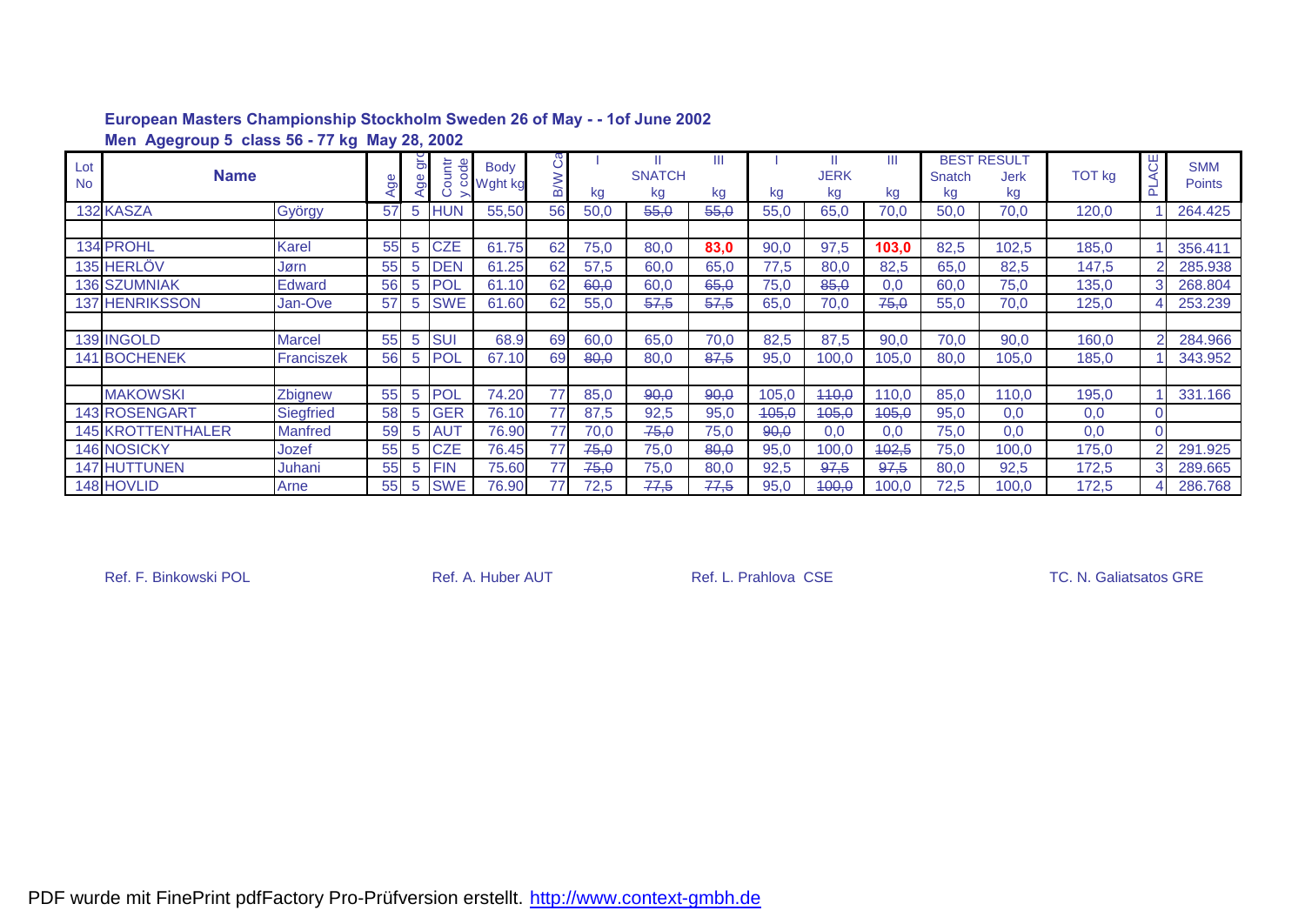**European Masters Championship Stockholm Sweden 26 of May - - 1of June 2002**

**Men Agegroup 5 class 56 - 77 kg May 28, 2002**

| Lot No | Name | | Age | Age grp | Country code | Body Wght kg | B/W Cat | I SNATCH kg | II SNATCH kg | III SNATCH kg | I JERK kg | II JERK kg | III JERK kg | BEST RESULT Snatch kg | BEST RESULT Jerk kg | TOT kg | PLACE | SMM Points |
|---|---|---|---|---|---|---|---|---|---|---|---|---|---|---|---|---|---|---|
| 132 | KASZA | György | 57 | 5 | HUN | 55,50 | 56 | 50,0 | ~~55,0~~ | ~~55,0~~ | 55,0 | 65,0 | 70,0 | 50,0 | 70,0 | 120,0 | 1 | 264.425 |
| | | | | | | | | | | | | | | | | | | |
| 134 | PROHL | Karel | 55 | 5 | CZE | 61.75 | 62 | 75,0 | 80,0 | **83,0** | 90,0 | 97,5 | **103,0** | 82,5 | 102,5 | 185,0 | 1 | 356.411 |
| 135 | HERLÖV | Jørn | 55 | 5 | DEN | 61.25 | 62 | 57,5 | 60,0 | 65,0 | 77,5 | 80,0 | 82,5 | 65,0 | 82,5 | 147,5 | 2 | 285.938 |
| 136 | SZUMNIAK | Edward | 56 | 5 | POL | 61.10 | 62 | ~~60,0~~ | 60,0 | ~~65,0~~ | 75,0 | ~~85,0~~ | 0,0 | 60,0 | 75,0 | 135,0 | 3 | 268.804 |
| 137 | HENRIKSSON | Jan-Ove | 57 | 5 | SWE | 61.60 | 62 | 55,0 | ~~57,5~~ | ~~57,5~~ | 65,0 | 70,0 | ~~75,0~~ | 55,0 | 70,0 | 125,0 | 4 | 253.239 |
| | | | | | | | | | | | | | | | | | | |
| 139 | INGOLD | Marcel | 55 | 5 | SUI | 68.9 | 69 | 60,0 | 65,0 | 70,0 | 82,5 | 87,5 | 90,0 | 70,0 | 90,0 | 160,0 | 2 | 284.966 |
| 141 | BOCHENEK | Franciszek | 56 | 5 | POL | 67.10 | 69 | ~~80,0~~ | 80,0 | ~~87,5~~ | 95,0 | 100,0 | 105,0 | 80,0 | 105,0 | 185,0 | 1 | 343.952 |
| | | | | | | | | | | | | | | | | | | |
| | MAKOWSKI | Zbignew | 55 | 5 | POL | 74.20 | 77 | 85,0 | ~~90,0~~ | ~~90,0~~ | 105,0 | ~~110,0~~ | 110,0 | 85,0 | 110,0 | 195,0 | 1 | 331.166 |
| 143 | ROSENGART | Siegfried | 58 | 5 | GER | 76.10 | 77 | 87,5 | 92,5 | 95,0 | ~~105,0~~ | ~~105,0~~ | ~~105,0~~ | 95,0 | 0,0 | 0,0 | 0 | |
| 145 | KROTTENTHALER | Manfred | 59 | 5 | AUT | 76.90 | 77 | 70,0 | ~~75,0~~ | 75,0 | ~~90,0~~ | 0,0 | 0,0 | 75,0 | 0,0 | 0,0 | 0 | |
| 146 | NOSICKY | Jozef | 55 | 5 | CZE | 76.45 | 77 | ~~75,0~~ | 75,0 | ~~80,0~~ | 95,0 | 100,0 | ~~102,5~~ | 75,0 | 100,0 | 175,0 | 2 | 291.925 |
| 147 | HUTTUNEN | Juhani | 55 | 5 | FIN | 75.60 | 77 | ~~75,0~~ | 75,0 | 80,0 | 92,5 | ~~97,5~~ | ~~97,5~~ | 80,0 | 92,5 | 172,5 | 3 | 289.665 |
| 148 | HOVLID | Arne | 55 | 5 | SWE | 76.90 | 77 | 72,5 | ~~77,5~~ | ~~77,5~~ | 95,0 | ~~100,0~~ | 100,0 | 72,5 | 100,0 | 172,5 | 4 | 286.768 |

Ref. F. Binkowski POL | Ref. A. Huber AUT | Ref. L. Prahlova CSE | TC. N. Galiatsatos GRE

PDF wurde mit FinePrint pdfFactory Pro-Prüfversion erstellt. http://www.context-gmbh.de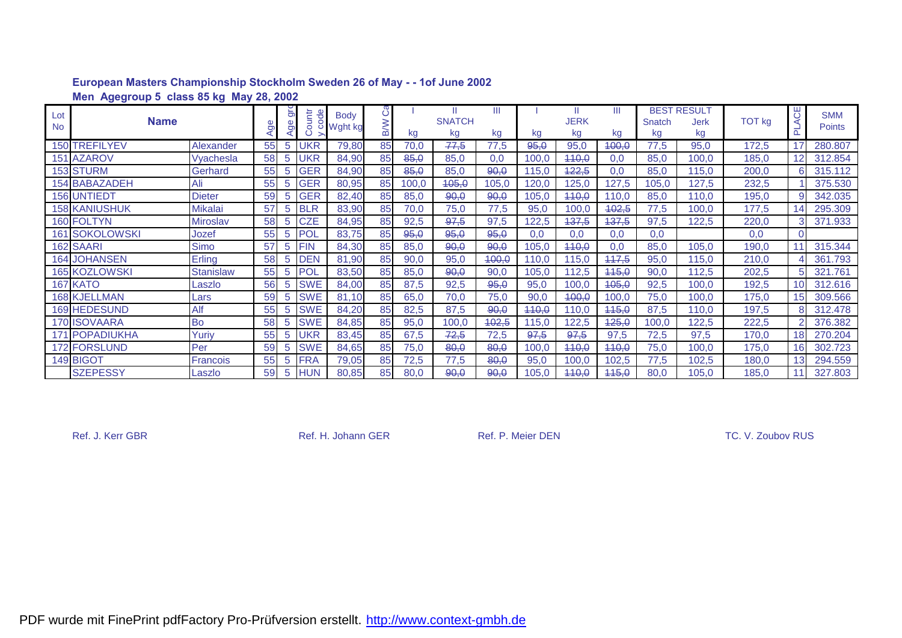**European Masters Championship Stockholm Sweden 26 of May - - 1of June 2002**

**Men Agegroup 5 class 85 kg May 28, 2002**

| Lot No | Name | | Age | Age grp | Country code | Body Wght kg | B/W Cat | I SNATCH kg | II SNATCH kg | III SNATCH kg | I JERK kg | II JERK kg | III JERK kg | BEST RESULT Snatch kg | BEST RESULT Jerk kg | TOT kg | PLACE | SMM Points |
|---|---|---|---|---|---|---|---|---|---|---|---|---|---|---|---|---|---|---|
| 150 | TREFILYEV | Alexander | 55 | 5 | UKR | 79,80 | 85 | 70,0 | ~~77,5~~ | 77,5 | ~~95,0~~ | 95,0 | ~~100,0~~ | 77,5 | 95,0 | 172,5 | 17 | 280.807 |
| 151 | AZAROV | Vyachesla | 58 | 5 | UKR | 84,90 | 85 | ~~85,0~~ | 85,0 | 0,0 | 100,0 | ~~110,0~~ | 0,0 | 85,0 | 100,0 | 185,0 | 12 | 312.854 |
| 153 | STURM | Gerhard | 55 | 5 | GER | 84,90 | 85 | ~~85,0~~ | 85,0 | ~~90,0~~ | 115,0 | ~~122,5~~ | 0,0 | 85,0 | 115,0 | 200,0 | 6 | 315.112 |
| 154 | BABAZADEH | Ali | 55 | 5 | GER | 80,95 | 85 | 100,0 | ~~105,0~~ | 105,0 | 120,0 | 125,0 | 127,5 | 105,0 | 127,5 | 232,5 | 1 | 375.530 |
| 156 | UNTIEDT | Dieter | 59 | 5 | GER | 82,40 | 85 | 85,0 | ~~90,0~~ | ~~90,0~~ | 105,0 | ~~110,0~~ | 110,0 | 85,0 | 110,0 | 195,0 | 9 | 342.035 |
| 158 | KANIUSHUK | Mikalai | 57 | 5 | BLR | 83,90 | 85 | 70,0 | 75,0 | 77,5 | 95,0 | 100,0 | ~~102,5~~ | 77,5 | 100,0 | 177,5 | 14 | 295.309 |
| 160 | FOLTYN | Miroslav | 58 | 5 | CZE | 84,95 | 85 | 92,5 | ~~97,5~~ | 97,5 | 122,5 | ~~137,5~~ | ~~137,5~~ | 97,5 | 122,5 | 220,0 | 3 | 371.933 |
| 161 | SOKOLOWSKI | Jozef | 55 | 5 | POL | 83,75 | 85 | ~~95,0~~ | ~~95,0~~ | ~~95,0~~ | 0,0 | 0,0 | 0,0 | 0,0 | | 0,0 | 0 | |
| 162 | SAARI | Simo | 57 | 5 | FIN | 84,30 | 85 | 85,0 | ~~90,0~~ | ~~90,0~~ | 105,0 | ~~110,0~~ | 0,0 | 85,0 | 105,0 | 190,0 | 11 | 315.344 |
| 164 | JOHANSEN | Erling | 58 | 5 | DEN | 81,90 | 85 | 90,0 | 95,0 | ~~100,0~~ | 110,0 | 115,0 | ~~117,5~~ | 95,0 | 115,0 | 210,0 | 4 | 361.793 |
| 165 | KOZLOWSKI | Stanislaw | 55 | 5 | POL | 83,50 | 85 | 85,0 | ~~90,0~~ | 90,0 | 105,0 | 112,5 | ~~115,0~~ | 90,0 | 112,5 | 202,5 | 5 | 321.761 |
| 167 | KATO | Laszlo | 56 | 5 | SWE | 84,00 | 85 | 87,5 | 92,5 | ~~95,0~~ | 95,0 | 100,0 | ~~105,0~~ | 92,5 | 100,0 | 192,5 | 10 | 312.616 |
| 168 | KJELLMAN | Lars | 59 | 5 | SWE | 81,10 | 85 | 65,0 | 70,0 | 75,0 | 90,0 | ~~100,0~~ | 100,0 | 75,0 | 100,0 | 175,0 | 15 | 309.566 |
| 169 | HEDESUND | Alf | 55 | 5 | SWE | 84,20 | 85 | 82,5 | 87,5 | ~~90,0~~ | ~~110,0~~ | 110,0 | ~~115,0~~ | 87,5 | 110,0 | 197,5 | 8 | 312.478 |
| 170 | ISOVAARA | Bo | 58 | 5 | SWE | 84,85 | 85 | 95,0 | 100,0 | ~~102,5~~ | 115,0 | 122,5 | ~~125,0~~ | 100,0 | 122,5 | 222,5 | 2 | 376.382 |
| 171 | POPADIUKHA | Yuriy | 55 | 5 | UKR | 83,45 | 85 | 67,5 | ~~72,5~~ | 72,5 | ~~97,5~~ | ~~97,5~~ | 97,5 | 72,5 | 97,5 | 170,0 | 18 | 270.204 |
| 172 | FORSLUND | Per | 59 | 5 | SWE | 84,65 | 85 | 75,0 | ~~80,0~~ | ~~80,0~~ | 100,0 | ~~110,0~~ | ~~110,0~~ | 75,0 | 100,0 | 175,0 | 16 | 302.723 |
| 149 | BIGOT | Francois | 55 | 5 | FRA | 79,05 | 85 | 72,5 | 77,5 | ~~80,0~~ | 95,0 | 100,0 | 102,5 | 77,5 | 102,5 | 180,0 | 13 | 294.559 |
| | SZEPESSY | Laszlo | 59 | 5 | HUN | 80,85 | 85 | 80,0 | ~~90,0~~ | ~~90,0~~ | 105,0 | ~~110,0~~ | ~~115,0~~ | 80,0 | 105,0 | 185,0 | 11 | 327.803 |

Ref. J. Kerr GBR     Ref. H. Johann GER     Ref. P. Meier DEN     TC. V. Zoubov RUS

PDF wurde mit FinePrint pdfFactory Pro-Prüfversion erstellt. http://www.context-gmbh.de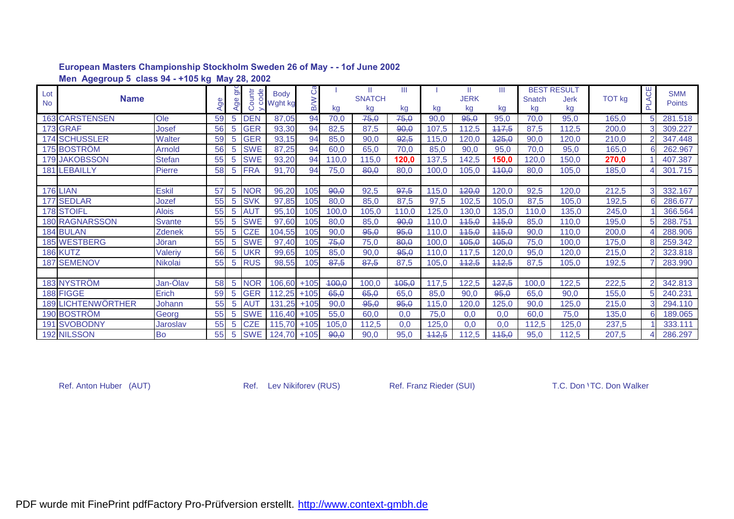**European Masters Championship Stockholm Sweden 26 of May - - 1of June 2002**

**Men Agegroup 5 class 94 - +105 kg May 28, 2002**

| Lot No | Name | | Age | Age grp | Country code | Body Wght kg | B/W Cat | SNATCH I kg | SNATCH II kg | SNATCH III kg | JERK I kg | JERK II kg | JERK III kg | BEST RESULT Snatch kg | BEST RESULT Jerk kg | TOT kg | PLACE | SMM Points |
|---|---|---|---|---|---|---|---|---|---|---|---|---|---|---|---|---|---|---|
| 163 | CARSTENSEN | Ole | 59 | 5 | DEN | 87,05 | 94 | 70,0 | ~~75,0~~ | ~~75,0~~ | 90,0 | ~~95,0~~ | 95,0 | 70,0 | 95,0 | 165,0 | 5 | 281.518 |
| 173 | GRAF | Josef | 56 | 5 | GER | 93,30 | 94 | 82,5 | 87,5 | ~~90,0~~ | 107,5 | 112,5 | ~~117,5~~ | 87,5 | 112,5 | 200,0 | 3 | 309.227 |
| 174 | SCHUSSLER | Walter | 59 | 5 | GER | 93,15 | 94 | 85,0 | 90,0 | ~~92,5~~ | 115,0 | 120,0 | ~~125,0~~ | 90,0 | 120,0 | 210,0 | 2 | 347.448 |
| 175 | BOSTRÖM | Arnold | 56 | 5 | SWE | 87,25 | 94 | 60,0 | 65,0 | 70,0 | 85,0 | 90,0 | 95,0 | 70,0 | 95,0 | 165,0 | 6 | 262.967 |
| 179 | JAKOBSSON | Stefan | 55 | 5 | SWE | 93,20 | 94 | 110,0 | 115,0 | **120,0** | 137,5 | 142,5 | **150,0** | 120,0 | 150,0 | **270,0** | 1 | 407.387 |
| 181 | LEBAILLY | Pierre | 58 | 5 | FRA | 91,70 | 94 | 75,0 | ~~80,0~~ | 80,0 | 100,0 | 105,0 | ~~110,0~~ | 80,0 | 105,0 | 185,0 | 4 | 301.715 |
| | | | | | | | | | | | | | | | | | | |
| 176 | LIAN | Eskil | 57 | 5 | NOR | 96,20 | 105 | ~~90,0~~ | 92,5 | ~~97,5~~ | 115,0 | ~~120,0~~ | 120,0 | 92,5 | 120,0 | 212,5 | 3 | 332.167 |
| 177 | SEDLAR | Jozef | 55 | 5 | SVK | 97,85 | 105 | 80,0 | 85,0 | 87,5 | 97,5 | 102,5 | 105,0 | 87,5 | 105,0 | 192,5 | 6 | 286.677 |
| 178 | STOIFL | Alois | 55 | 5 | AUT | 95,10 | 105 | 100,0 | 105,0 | 110,0 | 125,0 | 130,0 | 135,0 | 110,0 | 135,0 | 245,0 | 1 | 366.564 |
| 180 | RAGNARSSON | Svante | 55 | 5 | SWE | 97,60 | 105 | 80,0 | 85,0 | ~~90,0~~ | 110,0 | ~~115,0~~ | ~~115,0~~ | 85,0 | 110,0 | 195,0 | 5 | 288.751 |
| 184 | BULAN | Zdenek | 55 | 5 | CZE | 104,55 | 105 | 90,0 | ~~95,0~~ | ~~95,0~~ | 110,0 | ~~115,0~~ | ~~115,0~~ | 90,0 | 110,0 | 200,0 | 4 | 288.906 |
| 185 | WESTBERG | Jöran | 55 | 5 | SWE | 97,40 | 105 | ~~75,0~~ | 75,0 | ~~80,0~~ | 100,0 | ~~105,0~~ | ~~105,0~~ | 75,0 | 100,0 | 175,0 | 8 | 259.342 |
| 186 | KUTZ | Valeriy | 56 | 5 | UKR | 99,65 | 105 | 85,0 | 90,0 | ~~95,0~~ | 110,0 | 117,5 | 120,0 | 95,0 | 120,0 | 215,0 | 2 | 323.818 |
| 187 | SEMENOV | Nikolai | 55 | 5 | RUS | 98,55 | 105 | ~~87,5~~ | ~~87,5~~ | 87,5 | 105,0 | ~~112,5~~ | ~~112,5~~ | 87,5 | 105,0 | 192,5 | 7 | 283.990 |
| | | | | | | | | | | | | | | | | | | |
| 183 | NYSTRÖM | Jan-Ölav | 58 | 5 | NOR | 106,60 | +105 | ~~100,0~~ | 100,0 | ~~105,0~~ | 117,5 | 122,5 | ~~127,5~~ | 100,0 | 122,5 | 222,5 | 2 | 342.813 |
| 188 | FIGGE | Erich | 59 | 5 | GER | 112,25 | +105 | ~~65,0~~ | ~~65,0~~ | 65,0 | 85,0 | 90,0 | ~~95,0~~ | 65,0 | 90,0 | 155,0 | 5 | 240.231 |
| 189 | LICHTENWÖRTHER | Johann | 55 | 5 | AUT | 131,25 | +105 | 90,0 | ~~95,0~~ | ~~95,0~~ | 115,0 | 120,0 | 125,0 | 90,0 | 125,0 | 215,0 | 3 | 294.110 |
| 190 | BOSTRÖM | Georg | 55 | 5 | SWE | 116,40 | +105 | 55,0 | 60,0 | 0,0 | 75,0 | 0,0 | 0,0 | 60,0 | 75,0 | 135,0 | 6 | 189.065 |
| 191 | SVOBODNY | Jaroslav | 55 | 5 | CZE | 115,70 | +105 | 105,0 | 112,5 | 0,0 | 125,0 | 0,0 | 0,0 | 112,5 | 125,0 | 237,5 | 1 | 333.111 |
| 192 | NILSSON | Bo | 55 | 5 | SWE | 124,70 | +105 | ~~90,0~~ | 90,0 | 95,0 | ~~112,5~~ | 112,5 | ~~115,0~~ | 95,0 | 112,5 | 207,5 | 4 | 286.297 |

Ref. Anton Huber (AUT) Ref. Lev Nikiforev (RUS) Ref. Franz Rieder (SUI) T.C. Don \TC. Don Walker

PDF wurde mit FinePrint pdfFactory Pro-Prüfversion erstellt. http://www.context-gmbh.de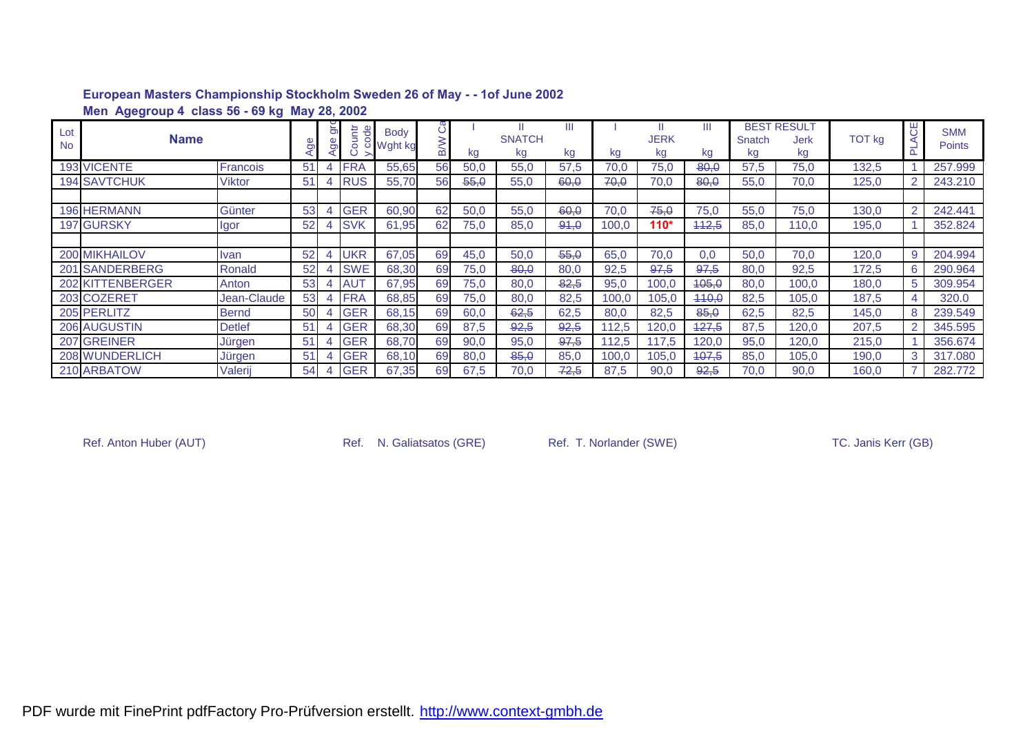**European Masters Championship Stockholm Sweden 26 of May - - 1of June 2002**

**Men Agegroup 4 class 56 - 69 kg May 28, 2002**

| Lot No | Name | | Age | Age grp | Country code | Body Wght kg | B/W Cat | SNATCH I kg | SNATCH II kg | SNATCH III kg | JERK I kg | JERK II kg | JERK III kg | BEST RESULT Snatch kg | BEST RESULT Jerk kg | TOT kg | PLACE | SMM Points |
|---|---|---|---|---|---|---|---|---|---|---|---|---|---|---|---|---|---|---|
| 193 | VICENTE | Francois | 51 | 4 | FRA | 55,65 | 56 | 50,0 | 55,0 | 57,5 | 70,0 | 75,0 | ~~80,0~~ | 57,5 | 75,0 | 132,5 | 1 | 257.999 |
| 194 | SAVTCHUK | Viktor | 51 | 4 | RUS | 55,70 | 56 | ~~55,0~~ | 55,0 | ~~60,0~~ | ~~70,0~~ | 70,0 | ~~80,0~~ | 55,0 | 70,0 | 125,0 | 2 | 243.210 |
| | | | | | | | | | | | | | | | | | | |
| 196 | HERMANN | Günter | 53 | 4 | GER | 60,90 | 62 | 50,0 | 55,0 | ~~60,0~~ | 70,0 | ~~75,0~~ | 75,0 | 55,0 | 75,0 | 130,0 | 2 | 242.441 |
| 197 | GURSKY | Igor | 52 | 4 | SVK | 61,95 | 62 | 75,0 | 85,0 | ~~91,0~~ | 100,0 | 110* | ~~112,5~~ | 85,0 | 110,0 | 195,0 | 1 | 352.824 |
| | | | | | | | | | | | | | | | | | | |
| 200 | MIKHAILOV | Ivan | 52 | 4 | UKR | 67,05 | 69 | 45,0 | 50,0 | ~~55,0~~ | 65,0 | 70,0 | 0,0 | 50,0 | 70,0 | 120,0 | 9 | 204.994 |
| 201 | SANDERBERG | Ronald | 52 | 4 | SWE | 68,30 | 69 | 75,0 | ~~80,0~~ | 80,0 | 92,5 | ~~97,5~~ | ~~97,5~~ | 80,0 | 92,5 | 172,5 | 6 | 290.964 |
| 202 | KITTENBERGER | Anton | 53 | 4 | AUT | 67,95 | 69 | 75,0 | 80,0 | ~~82,5~~ | 95,0 | 100,0 | ~~105,0~~ | 80,0 | 100,0 | 180,0 | 5 | 309.954 |
| 203 | COZERET | Jean-Claude | 53 | 4 | FRA | 68,85 | 69 | 75,0 | 80,0 | 82,5 | 100,0 | 105,0 | ~~110,0~~ | 82,5 | 105,0 | 187,5 | 4 | 320.0 |
| 205 | PERLITZ | Bernd | 50 | 4 | GER | 68,15 | 69 | 60,0 | ~~62,5~~ | 62,5 | 80,0 | 82,5 | ~~85,0~~ | 62,5 | 82,5 | 145,0 | 8 | 239.549 |
| 206 | AUGUSTIN | Detlef | 51 | 4 | GER | 68,30 | 69 | 87,5 | ~~92,5~~ | ~~92,5~~ | 112,5 | 120,0 | ~~127,5~~ | 87,5 | 120,0 | 207,5 | 2 | 345.595 |
| 207 | GREINER | Jürgen | 51 | 4 | GER | 68,70 | 69 | 90,0 | 95,0 | ~~97,5~~ | 112,5 | 117,5 | 120,0 | 95,0 | 120,0 | 215,0 | 1 | 356.674 |
| 208 | WUNDERLICH | Jürgen | 51 | 4 | GER | 68,10 | 69 | 80,0 | ~~85,0~~ | 85,0 | 100,0 | 105,0 | ~~107,5~~ | 85,0 | 105,0 | 190,0 | 3 | 317.080 |
| 210 | ARBATOW | Valerij | 54 | 4 | GER | 67,35 | 69 | 67,5 | 70,0 | ~~72,5~~ | 87,5 | 90,0 | ~~92,5~~ | 70,0 | 90,0 | 160,0 | 7 | 282.772 |

Ref. Anton Huber (AUT) Ref. N. Galiatsatos (GRE) Ref. T. Norlander (SWE) TC. Janis Kerr (GB)

PDF wurde mit FinePrint pdfFactory Pro-Prüfversion erstellt. http://www.context-gmbh.de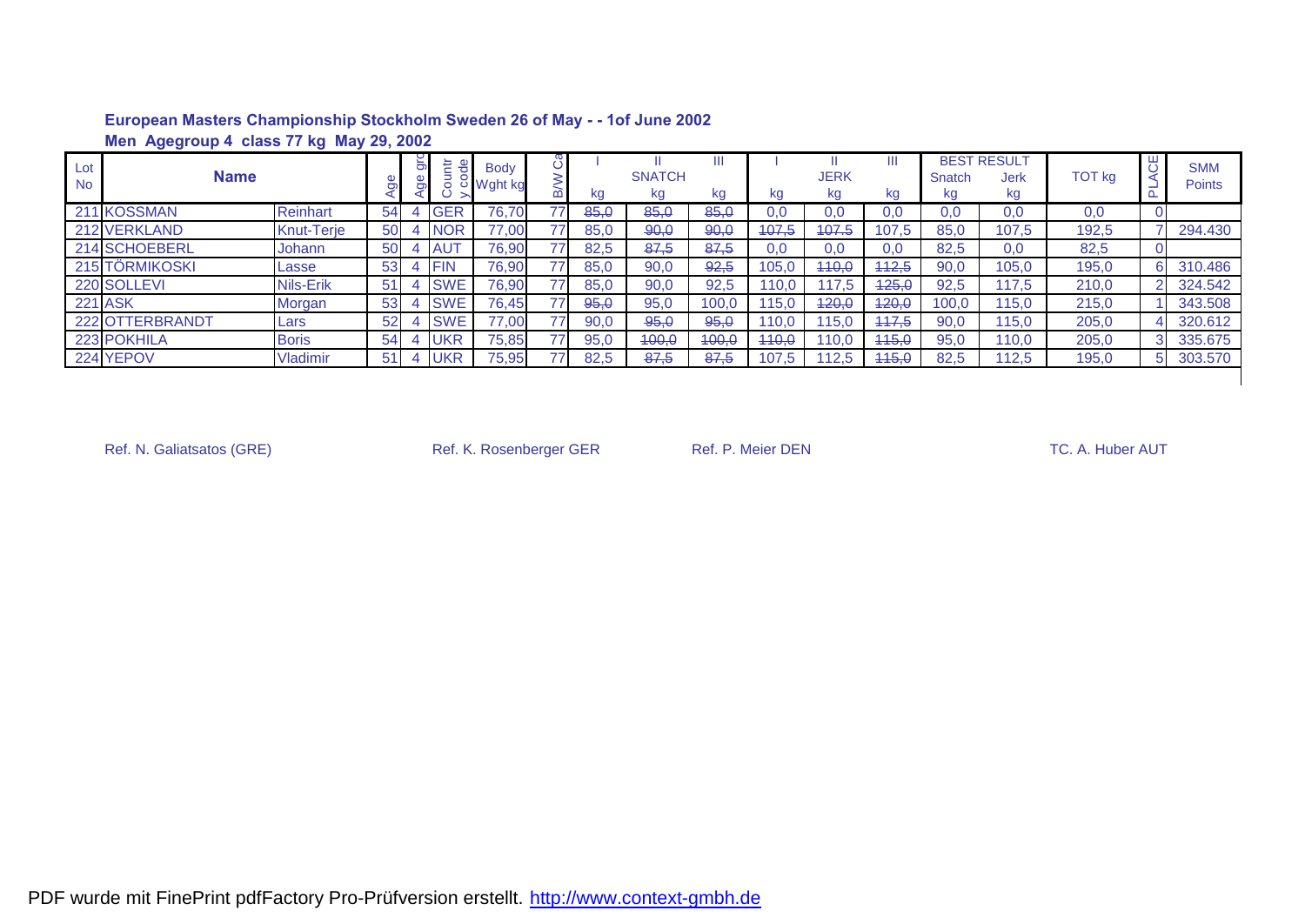**European Masters Championship Stockholm Sweden 26 of May - - 1of June 2002**

**Men Agegroup 4 class 77 kg May 29, 2002**

| Lot No | Name | | Age | Age grp | Country code | Body Wght kg | B/W Cat | I | II SNATCH | III | I | II JERK | III | BEST RESULT Snatch | BEST RESULT Jerk | TOT kg | PLACE | SMM Points |
|---|---|---|---|---|---|---|---|---|---|---|---|---|---|---|---|---|---|---|
| | | | | | | | | kg | kg | kg | kg | kg | kg | kg | kg | | | |
| 211 | KOSSMAN | Reinhart | 54 | 4 | GER | 76,70 | 77 | ~~85,0~~ | ~~85,0~~ | ~~85,0~~ | 0,0 | 0,0 | 0,0 | 0,0 | 0,0 | 0,0 | 0 | |
| 212 | VERKLAND | Knut-Terje | 50 | 4 | NOR | 77,00 | 77 | 85,0 | ~~90,0~~ | ~~90,0~~ | ~~107,5~~ | ~~107,5~~ | 107,5 | 85,0 | 107,5 | 192,5 | 7 | 294.430 |
| 214 | SCHOEBERL | Johann | 50 | 4 | AUT | 76,90 | 77 | 82,5 | ~~87,5~~ | ~~87,5~~ | 0,0 | 0,0 | 0,0 | 82,5 | 0,0 | 82,5 | 0 | |
| 215 | TÖRMIKOSKI | Lasse | 53 | 4 | FIN | 76,90 | 77 | 85,0 | 90,0 | ~~92,5~~ | 105,0 | ~~110,0~~ | ~~112,5~~ | 90,0 | 105,0 | 195,0 | 6 | 310.486 |
| 220 | SOLLEVI | Nils-Erik | 51 | 4 | SWE | 76,90 | 77 | 85,0 | 90,0 | 92,5 | 110,0 | 117,5 | ~~125,0~~ | 92,5 | 117,5 | 210,0 | 2 | 324.542 |
| 221 | ASK | Morgan | 53 | 4 | SWE | 76,45 | 77 | ~~95,0~~ | 95,0 | 100,0 | 115,0 | ~~120,0~~ | ~~120,0~~ | 100,0 | 115,0 | 215,0 | 1 | 343.508 |
| 222 | OTTERBRANDT | Lars | 52 | 4 | SWE | 77,00 | 77 | 90,0 | ~~95,0~~ | ~~95,0~~ | 110,0 | 115,0 | ~~117,5~~ | 90,0 | 115,0 | 205,0 | 4 | 320.612 |
| 223 | POKHILA | Boris | 54 | 4 | UKR | 75,85 | 77 | 95,0 | ~~100,0~~ | ~~100,0~~ | ~~110,0~~ | 110,0 | ~~115,0~~ | 95,0 | 110,0 | 205,0 | 3 | 335.675 |
| 224 | YEPOV | Vladimir | 51 | 4 | UKR | 75,95 | 77 | 82,5 | ~~87,5~~ | ~~87,5~~ | 107,5 | 112,5 | ~~115,0~~ | 82,5 | 112,5 | 195,0 | 5 | 303.570 |

Ref. N. Galiatsatos (GRE) Ref. K. Rosenberger GER Ref. P. Meier DEN TC. A. Huber AUT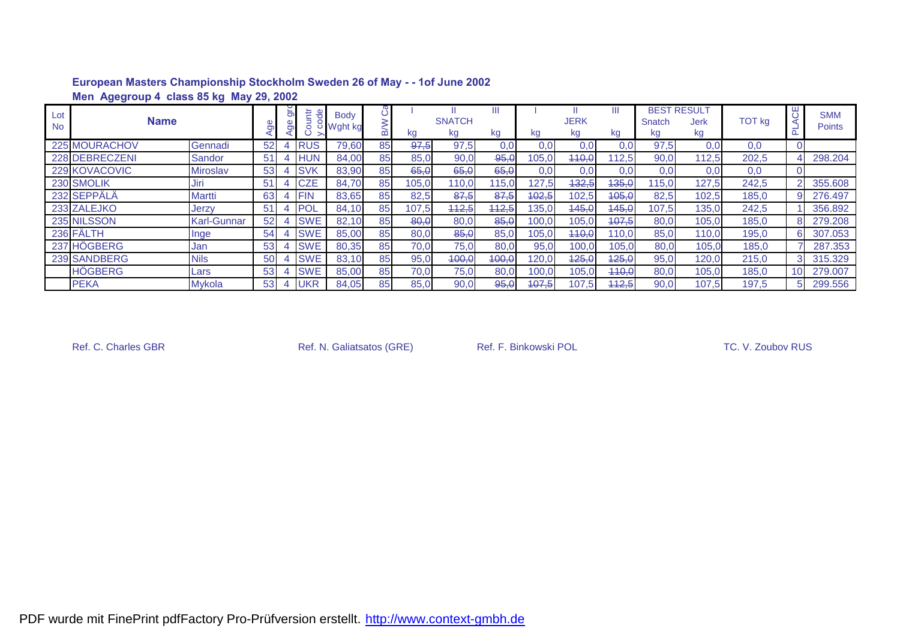**European Masters Championship Stockholm Sweden 26 of May - - 1of June 2002**

**Men Agegroup 4 class 85 kg May 29, 2002**

| Lot No | Name | | Age | Age grp | Country code | Body Wght kg | B/W Cat | I SNATCH kg | II SNATCH kg | III SNATCH kg | I JERK kg | II JERK kg | III JERK kg | BEST RESULT Snatch kg | BEST RESULT Jerk kg | TOT kg | PLACE | SMM Points |
|---|---|---|---|---|---|---|---|---|---|---|---|---|---|---|---|---|---|---|
| 225 | MOURACHOV | Gennadi | 52 | 4 | RUS | 79,60 | 85 | ~~97,5~~ | 97,5 | 0,0 | 0,0 | 0,0 | 0,0 | 97,5 | 0,0 | 0,0 | 0 | |
| 228 | DEBRECZENI | Sandor | 51 | 4 | HUN | 84,00 | 85 | 85,0 | 90,0 | ~~95,0~~ | 105,0 | ~~110,0~~ | 112,5 | 90,0 | 112,5 | 202,5 | 4 | 298.204 |
| 229 | KOVACOVIC | Miroslav | 53 | 4 | SVK | 83,90 | 85 | ~~65,0~~ | ~~65,0~~ | ~~65,0~~ | 0,0 | 0,0 | 0,0 | 0,0 | 0,0 | 0,0 | 0 | |
| 230 | SMOLIK | Jiri | 51 | 4 | CZE | 84,70 | 85 | 105,0 | 110,0 | 115,0 | 127,5 | ~~132,5~~ | ~~135,0~~ | 115,0 | 127,5 | 242,5 | 2 | 355.608 |
| 232 | SEPPÄLÄ | Martti | 63 | 4 | FIN | 83,65 | 85 | 82,5 | ~~87,5~~ | ~~87,5~~ | ~~102,5~~ | 102,5 | ~~105,0~~ | 82,5 | 102,5 | 185,0 | 9 | 276.497 |
| 233 | ZALEJKO | Jerzy | 51 | 4 | POL | 84,10 | 85 | 107,5 | ~~112,5~~ | ~~112,5~~ | 135,0 | ~~145,0~~ | ~~145,0~~ | 107,5 | 135,0 | 242,5 | 1 | 356.892 |
| 235 | NILSSON | Karl-Gunnar | 52 | 4 | SWE | 82,10 | 85 | ~~80,0~~ | 80,0 | ~~85,0~~ | 100,0 | 105,0 | ~~107,5~~ | 80,0 | 105,0 | 185,0 | 8 | 279.208 |
| 236 | FÄLTH | Inge | 54 | 4 | SWE | 85,00 | 85 | 80,0 | ~~85,0~~ | 85,0 | 105,0 | ~~110,0~~ | 110,0 | 85,0 | 110,0 | 195,0 | 6 | 307.053 |
| 237 | HÖGBERG | Jan | 53 | 4 | SWE | 80,35 | 85 | 70,0 | 75,0 | 80,0 | 95,0 | 100,0 | 105,0 | 80,0 | 105,0 | 185,0 | 7 | 287.353 |
| 239 | SANDBERG | Nils | 50 | 4 | SWE | 83,10 | 85 | 95,0 | ~~100,0~~ | ~~100,0~~ | 120,0 | ~~125,0~~ | ~~125,0~~ | 95,0 | 120,0 | 215,0 | 3 | 315.329 |
| | HÖGBERG | Lars | 53 | 4 | SWE | 85,00 | 85 | 70,0 | 75,0 | 80,0 | 100,0 | 105,0 | ~~110,0~~ | 80,0 | 105,0 | 185,0 | 10 | 279.007 |
| | PEKA | Mykola | 53 | 4 | UKR | 84,05 | 85 | 85,0 | 90,0 | ~~95,0~~ | ~~107,5~~ | 107,5 | ~~112,5~~ | 90,0 | 107,5 | 197,5 | 5 | 299.556 |

Ref. C. Charles GBR | Ref. N. Galiatsatos (GRE) | Ref. F. Binkowski POL | TC. V. Zoubov RUS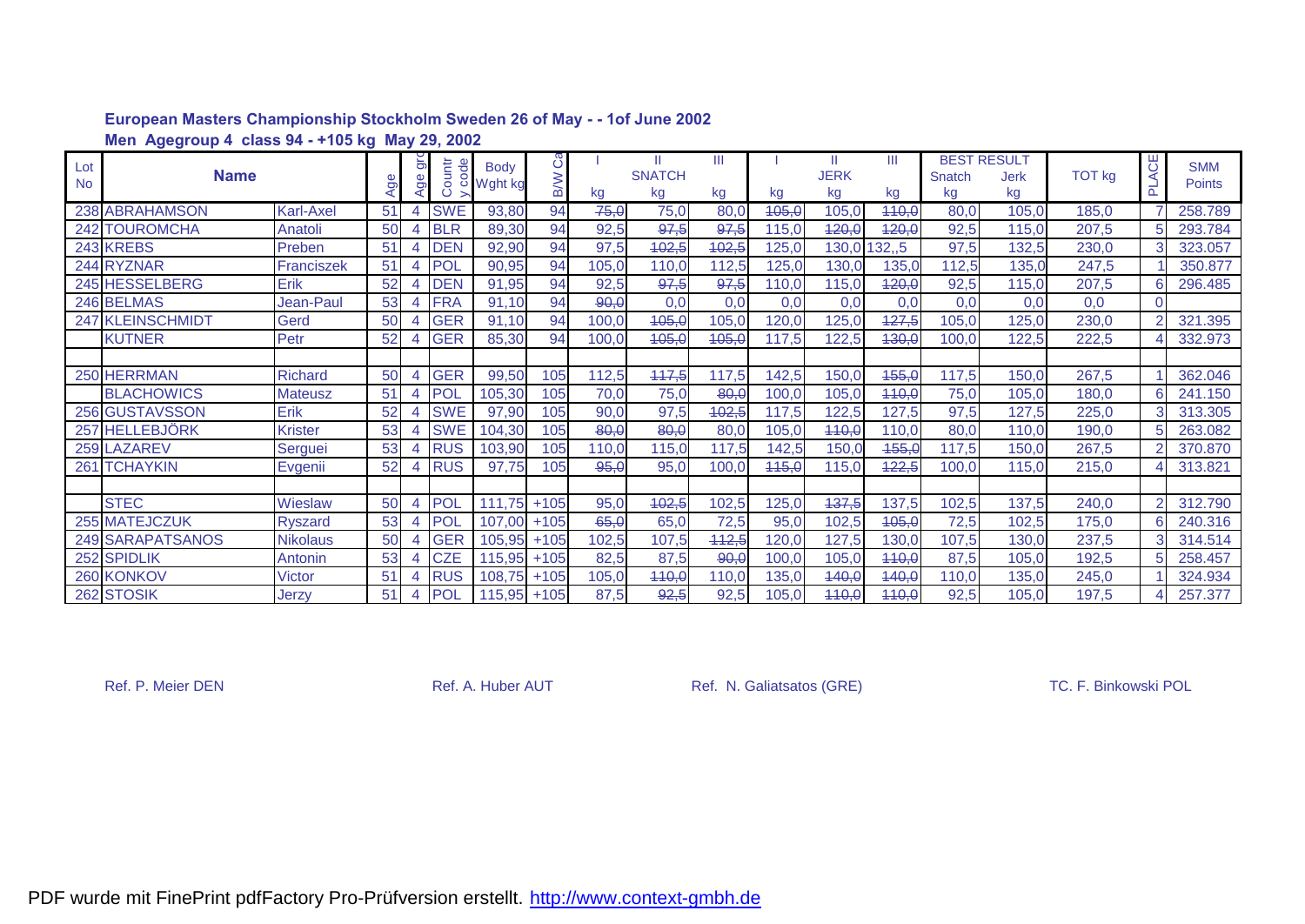**European Masters Championship Stockholm Sweden 26 of May - - 1of June 2002**

**Men Agegroup 4 class 94 - +105 kg May 29, 2002**

| Lot No | Name | | Age | Age grp | Country code | Body Wght kg | B/W Cat | SNATCH I kg | SNATCH II kg | SNATCH III kg | JERK I kg | JERK II kg | JERK III kg | BEST RESULT Snatch kg | BEST RESULT Jerk kg | TOT kg | PLACE | SMM Points |
|---|---|---|---|---|---|---|---|---|---|---|---|---|---|---|---|---|---|---|
| 238 | ABRAHAMSON | Karl-Axel | 51 | 4 | SWE | 93,80 | 94 | ~~75,0~~ | 75,0 | 80,0 | ~~105,0~~ | 105,0 | ~~110,0~~ | 80,0 | 105,0 | 185,0 | 7 | 258.789 |
| 242 | TOUROMCHA | Anatoli | 50 | 4 | BLR | 89,30 | 94 | 92,5 | ~~97,5~~ | ~~97,5~~ | 115,0 | ~~120,0~~ | ~~120,0~~ | 92,5 | 115,0 | 207,5 | 5 | 293.784 |
| 243 | KREBS | Preben | 51 | 4 | DEN | 92,90 | 94 | 97,5 | ~~102,5~~ | ~~102,5~~ | 125,0 | 130,0 | 132,,5 | 97,5 | 132,5 | 230,0 | 3 | 323.057 |
| 244 | RYZNAR | Franciszek | 51 | 4 | POL | 90,95 | 94 | 105,0 | 110,0 | 112,5 | 125,0 | 130,0 | 135,0 | 112,5 | 135,0 | 247,5 | 1 | 350.877 |
| 245 | HESSELBERG | Erik | 52 | 4 | DEN | 91,95 | 94 | 92,5 | ~~97,5~~ | ~~97,5~~ | 110,0 | 115,0 | ~~120,0~~ | 92,5 | 115,0 | 207,5 | 6 | 296.485 |
| 246 | BELMAS | Jean-Paul | 53 | 4 | FRA | 91,10 | 94 | ~~90,0~~ | 0,0 | 0,0 | 0,0 | 0,0 | 0,0 | 0,0 | 0,0 | 0,0 | 0 | |
| 247 | KLEINSCHMIDT | Gerd | 50 | 4 | GER | 91,10 | 94 | 100,0 | ~~105,0~~ | 105,0 | 120,0 | 125,0 | ~~127,5~~ | 105,0 | 125,0 | 230,0 | 2 | 321.395 |
| | KUTNER | Petr | 52 | 4 | GER | 85,30 | 94 | 100,0 | ~~105,0~~ | ~~105,0~~ | 117,5 | 122,5 | ~~130,0~~ | 100,0 | 122,5 | 222,5 | 4 | 332.973 |
| | | | | | | | | | | | | | | | | | | |
| 250 | HERRMAN | Richard | 50 | 4 | GER | 99,50 | 105 | 112,5 | ~~117,5~~ | 117,5 | 142,5 | 150,0 | ~~155,0~~ | 117,5 | 150,0 | 267,5 | 1 | 362.046 |
| | BLACHOWICS | Mateusz | 51 | 4 | POL | 105,30 | 105 | 70,0 | 75,0 | ~~80,0~~ | 100,0 | 105,0 | ~~110,0~~ | 75,0 | 105,0 | 180,0 | 6 | 241.150 |
| 256 | GUSTAVSSON | Erik | 52 | 4 | SWE | 97,90 | 105 | 90,0 | 97,5 | ~~102,5~~ | 117,5 | 122,5 | 127,5 | 97,5 | 127,5 | 225,0 | 3 | 313.305 |
| 257 | HELLEBJÖRK | Krister | 53 | 4 | SWE | 104,30 | 105 | ~~80,0~~ | ~~80,0~~ | 80,0 | 105,0 | ~~110,0~~ | 110,0 | 80,0 | 110,0 | 190,0 | 5 | 263.082 |
| 259 | LAZAREV | Serguei | 53 | 4 | RUS | 103,90 | 105 | 110,0 | 115,0 | 117,5 | 142,5 | 150,0 | ~~155,0~~ | 117,5 | 150,0 | 267,5 | 2 | 370.870 |
| 261 | TCHAYKIN | Evgenii | 52 | 4 | RUS | 97,75 | 105 | ~~95,0~~ | 95,0 | 100,0 | ~~115,0~~ | 115,0 | ~~122,5~~ | 100,0 | 115,0 | 215,0 | 4 | 313.821 |
| | | | | | | | | | | | | | | | | | | |
| | STEC | Wieslaw | 50 | 4 | POL | 111,75 | +105 | 95,0 | ~~102,5~~ | 102,5 | 125,0 | ~~137,5~~ | 137,5 | 102,5 | 137,5 | 240,0 | 2 | 312.790 |
| 255 | MATEJCZUK | Ryszard | 53 | 4 | POL | 107,00 | +105 | ~~65,0~~ | 65,0 | 72,5 | 95,0 | 102,5 | ~~105,0~~ | 72,5 | 102,5 | 175,0 | 6 | 240.316 |
| 249 | SARAPATSANOS | Nikolaus | 50 | 4 | GER | 105,95 | +105 | 102,5 | 107,5 | ~~112,5~~ | 120,0 | 127,5 | 130,0 | 107,5 | 130,0 | 237,5 | 3 | 314.514 |
| 252 | SPIDLIK | Antonin | 53 | 4 | CZE | 115,95 | +105 | 82,5 | 87,5 | ~~90,0~~ | 100,0 | 105,0 | ~~110,0~~ | 87,5 | 105,0 | 192,5 | 5 | 258.457 |
| 260 | KONKOV | Victor | 51 | 4 | RUS | 108,75 | +105 | 105,0 | ~~110,0~~ | 110,0 | 135,0 | ~~140,0~~ | ~~140,0~~ | 110,0 | 135,0 | 245,0 | 1 | 324.934 |
| 262 | STOSIK | Jerzy | 51 | 4 | POL | 115,95 | +105 | 87,5 | ~~92,5~~ | 92,5 | 105,0 | ~~110,0~~ | ~~110,0~~ | 92,5 | 105,0 | 197,5 | 4 | 257.377 |

Ref. P. Meier DEN     Ref. A. Huber AUT     Ref. N. Galiatsatos (GRE)     TC. F. Binkowski POL

PDF wurde mit FinePrint pdfFactory Pro-Prüfversion erstellt. http://www.context-gmbh.de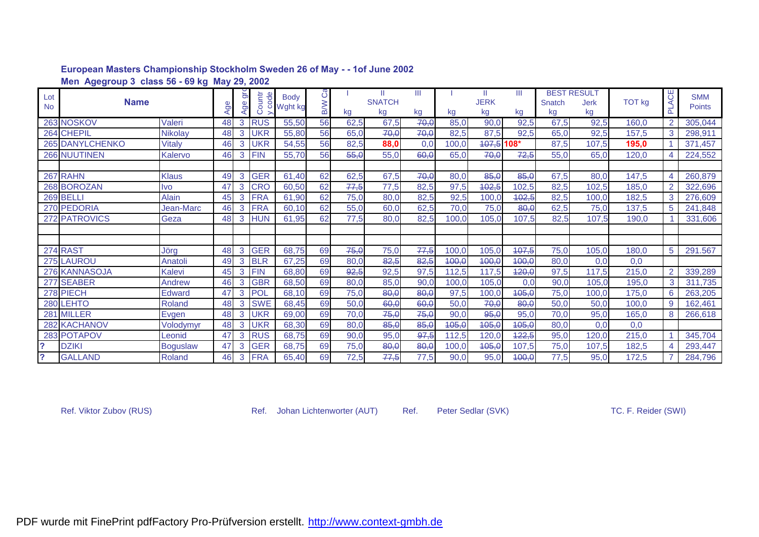**European Masters Championship Stockholm Sweden 26 of May - - 1of June 2002**

**Men Agegroup 3 class 56 - 69 kg May 29, 2002**

| Lot No | Name | | Age | Age grp | Country code | Body Wght kg | B/W Cat | I SNATCH kg | II SNATCH kg | III SNATCH kg | I JERK kg | II JERK kg | III JERK kg | BEST RESULT Snatch kg | BEST RESULT Jerk kg | TOT kg | PLACE | SMM Points |
|---|---|---|---|---|---|---|---|---|---|---|---|---|---|---|---|---|---|---|
| 263 | NOSKOV | Valeri | 48 | 3 | RUS | 55,50 | 56 | 62,5 | 67,5 | ~~70,0~~ | 85,0 | 90,0 | 92,5 | 67,5 | 92,5 | 160,0 | 2 | 305,044 |
| 264 | CHEPIL | Nikolay | 48 | 3 | UKR | 55,80 | 56 | 65,0 | ~~70,0~~ | ~~70,0~~ | 82,5 | 87,5 | 92,5 | 65,0 | 92,5 | 157,5 | 3 | 298,911 |
| 265 | DANYLCHENKO | Vitaly | 46 | 3 | UKR | 54,55 | 56 | 82,5 | **88,0** | 0,0 | 100,0 | ~~107,5~~ | **108*** | 87,5 | 107,5 | **195,0** | 1 | 371,457 |
| 266 | NUUTINEN | Kalervo | 46 | 3 | FIN | 55,70 | 56 | ~~55,0~~ | 55,0 | ~~60,0~~ | 65,0 | ~~70,0~~ | ~~72,5~~ | 55,0 | 65,0 | 120,0 | 4 | 224,552 |
| | | | | | | | | | | | | | | | | | | |
| 267 | RAHN | Klaus | 49 | 3 | GER | 61,40 | 62 | 62,5 | 67,5 | ~~70,0~~ | 80,0 | ~~85,0~~ | ~~85,0~~ | 67,5 | 80,0 | 147,5 | 4 | 260,879 |
| 268 | BOROZAN | Ivo | 47 | 3 | CRO | 60,50 | 62 | ~~77,5~~ | 77,5 | 82,5 | 97,5 | ~~102,5~~ | 102,5 | 82,5 | 102,5 | 185,0 | 2 | 322,696 |
| 269 | BELLI | Alain | 45 | 3 | FRA | 61,90 | 62 | 75,0 | 80,0 | 82,5 | 92,5 | 100,0 | ~~102,5~~ | 82,5 | 100,0 | 182,5 | 3 | 276,609 |
| 270 | PEDORIA | Jean-Marc | 46 | 3 | FRA | 60,10 | 62 | 55,0 | 60,0 | 62,5 | 70,0 | 75,0 | ~~80,0~~ | 62,5 | 75,0 | 137,5 | 5 | 241,848 |
| 272 | PATROVICS | Geza | 48 | 3 | HUN | 61,95 | 62 | 77,5 | 80,0 | 82,5 | 100,0 | 105,0 | 107,5 | 82,5 | 107,5 | 190,0 | 1 | 331,606 |
| | | | | | | | | | | | | | | | | | | |
| | | | | | | | | | | | | | | | | | | |
| 274 | RAST | Jörg | 48 | 3 | GER | 68,75 | 69 | ~~75,0~~ | 75,0 | ~~77,5~~ | 100,0 | 105,0 | ~~107,5~~ | 75,0 | 105,0 | 180,0 | 5 | 291.567 |
| 275 | LAUROU | Anatoli | 49 | 3 | BLR | 67,25 | 69 | 80,0 | ~~82,5~~ | ~~82,5~~ | ~~100,0~~ | ~~100,0~~ | ~~100,0~~ | 80,0 | 0,0 | 0,0 | | |
| 276 | KANNASOJA | Kalevi | 45 | 3 | FIN | 68,80 | 69 | ~~92,5~~ | 92,5 | 97,5 | 112,5 | 117,5 | ~~120,0~~ | 97,5 | 117,5 | 215,0 | 2 | 339,289 |
| 277 | SEABER | Andrew | 46 | 3 | GBR | 68,50 | 69 | 80,0 | 85,0 | 90,0 | 100,0 | 105,0 | 0,0 | 90,0 | 105,0 | 195,0 | 3 | 311,735 |
| 278 | PIECH | Edward | 47 | 3 | POL | 68,10 | 69 | 75,0 | ~~80,0~~ | ~~80,0~~ | 97,5 | 100,0 | ~~105,0~~ | 75,0 | 100,0 | 175,0 | 6 | 263,205 |
| 280 | LEHTO | Roland | 48 | 3 | SWE | 68,45 | 69 | 50,0 | ~~60,0~~ | ~~60,0~~ | 50,0 | ~~70,0~~ | ~~80,0~~ | 50,0 | 50,0 | 100,0 | 9 | 162,461 |
| 281 | MILLER | Evgen | 48 | 3 | UKR | 69,00 | 69 | 70,0 | ~~75,0~~ | ~~75,0~~ | 90,0 | ~~95,0~~ | 95,0 | 70,0 | 95,0 | 165,0 | 8 | 266,618 |
| 282 | KACHANOV | Volodymyr | 48 | 3 | UKR | 68,30 | 69 | 80,0 | ~~85,0~~ | ~~85,0~~ | ~~105,0~~ | ~~105,0~~ | ~~105,0~~ | 80,0 | 0,0 | 0,0 | | |
| 283 | POTAPOV | Leonid | 47 | 3 | RUS | 68,75 | 69 | 90,0 | 95,0 | ~~97,5~~ | 112,5 | 120,0 | ~~122,5~~ | 95,0 | 120,0 | 215,0 | 1 | 345,704 |
| ? | DZIKI | Boguslaw | 47 | 3 | GER | 68,75 | 69 | 75,0 | ~~80,0~~ | ~~80,0~~ | 100,0 | ~~105,0~~ | 107,5 | 75,0 | 107,5 | 182,5 | 4 | 293,447 |
| ? | GALLAND | Roland | 46 | 3 | FRA | 65,40 | 69 | 72,5 | ~~77,5~~ | 77,5 | 90,0 | 95,0 | ~~100,0~~ | 77,5 | 95,0 | 172,5 | 7 | 284,796 |

Ref. Viktor Zubov (RUS) Ref. Johan Lichtenworter (AUT) Ref. Peter Sedlar (SVK) TC. F. Reider (SWI)

PDF wurde mit FinePrint pdfFactory Pro-Prüfversion erstellt. http://www.context-gmbh.de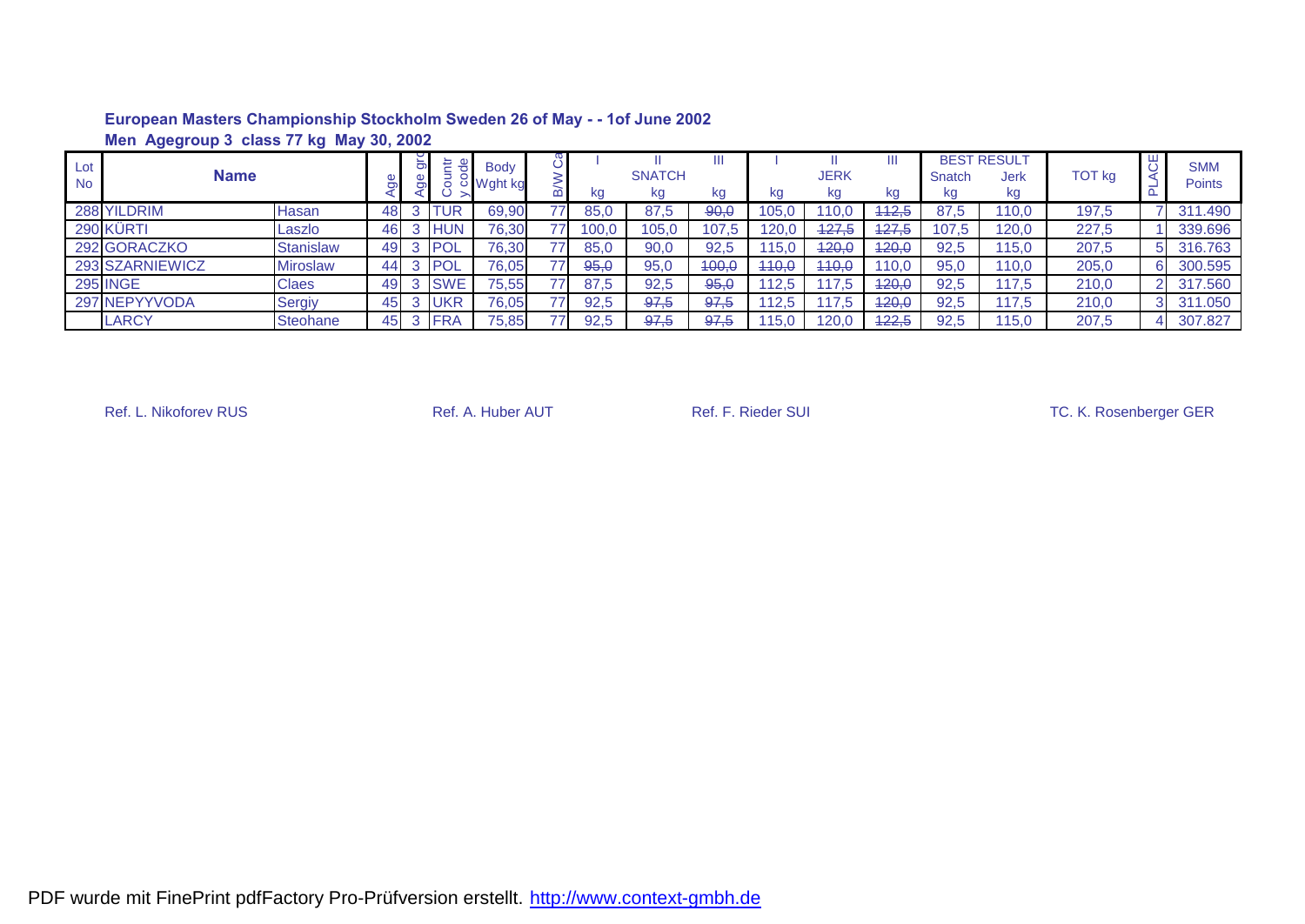**European Masters Championship Stockholm Sweden 26 of May - - 1of June 2002**

**Men Agegroup 3 class 77 kg May 30, 2002**

| Lot No | Name | | Age | Age grp | Country code | Body Wght kg | B/W Cat | I | II | III | I | II | III | BEST RESULT | | TOT kg | PLACE | SMM Points |
|---|---|---|---|---|---|---|---|---|---|---|---|---|---|---|---|---|---|---|
| | | | | | | | | | SNATCH | | | JERK | | Snatch | Jerk | | | |
| | | | | | | | | kg | kg | kg | kg | kg | kg | kg | kg | | | |
| 288 | YILDRIM | Hasan | 48 | 3 | TUR | 69,90 | 77 | 85,0 | 87,5 | ~~90,0~~ | 105,0 | 110,0 | ~~112,5~~ | 87,5 | 110,0 | 197,5 | 7 | 311.490 |
| 290 | KÜRTI | Laszlo | 46 | 3 | HUN | 76,30 | 77 | 100,0 | 105,0 | 107,5 | 120,0 | ~~127,5~~ | ~~127,5~~ | 107,5 | 120,0 | 227,5 | 1 | 339.696 |
| 292 | GORACZKO | Stanislaw | 49 | 3 | POL | 76,30 | 77 | 85,0 | 90,0 | 92,5 | 115,0 | ~~120,0~~ | ~~120,0~~ | 92,5 | 115,0 | 207,5 | 5 | 316.763 |
| 293 | SZARNIEWICZ | Miroslaw | 44 | 3 | POL | 76,05 | 77 | ~~95,0~~ | 95,0 | ~~100,0~~ | ~~110,0~~ | ~~110,0~~ | 110,0 | 95,0 | 110,0 | 205,0 | 6 | 300.595 |
| 295 | INGE | Claes | 49 | 3 | SWE | 75,55 | 77 | 87,5 | 92,5 | ~~95,0~~ | 112,5 | 117,5 | ~~120,0~~ | 92,5 | 117,5 | 210,0 | 2 | 317.560 |
| 297 | NEPYYVODA | Sergiy | 45 | 3 | UKR | 76,05 | 77 | 92,5 | ~~97,5~~ | ~~97,5~~ | 112,5 | 117,5 | ~~120,0~~ | 92,5 | 117,5 | 210,0 | 3 | 311.050 |
| | LARCY | Steohane | 45 | 3 | FRA | 75,85 | 77 | 92,5 | ~~97,5~~ | ~~97,5~~ | 115,0 | 120,0 | ~~122,5~~ | 92,5 | 115,0 | 207,5 | 4 | 307.827 |

Ref. L. Nikoforev RUS  Ref. A. Huber AUT  Ref. F. Rieder SUI  TC. K. Rosenberger GER

PDF wurde mit FinePrint pdfFactory Pro-Prüfversion erstellt. http://www.context-gmbh.de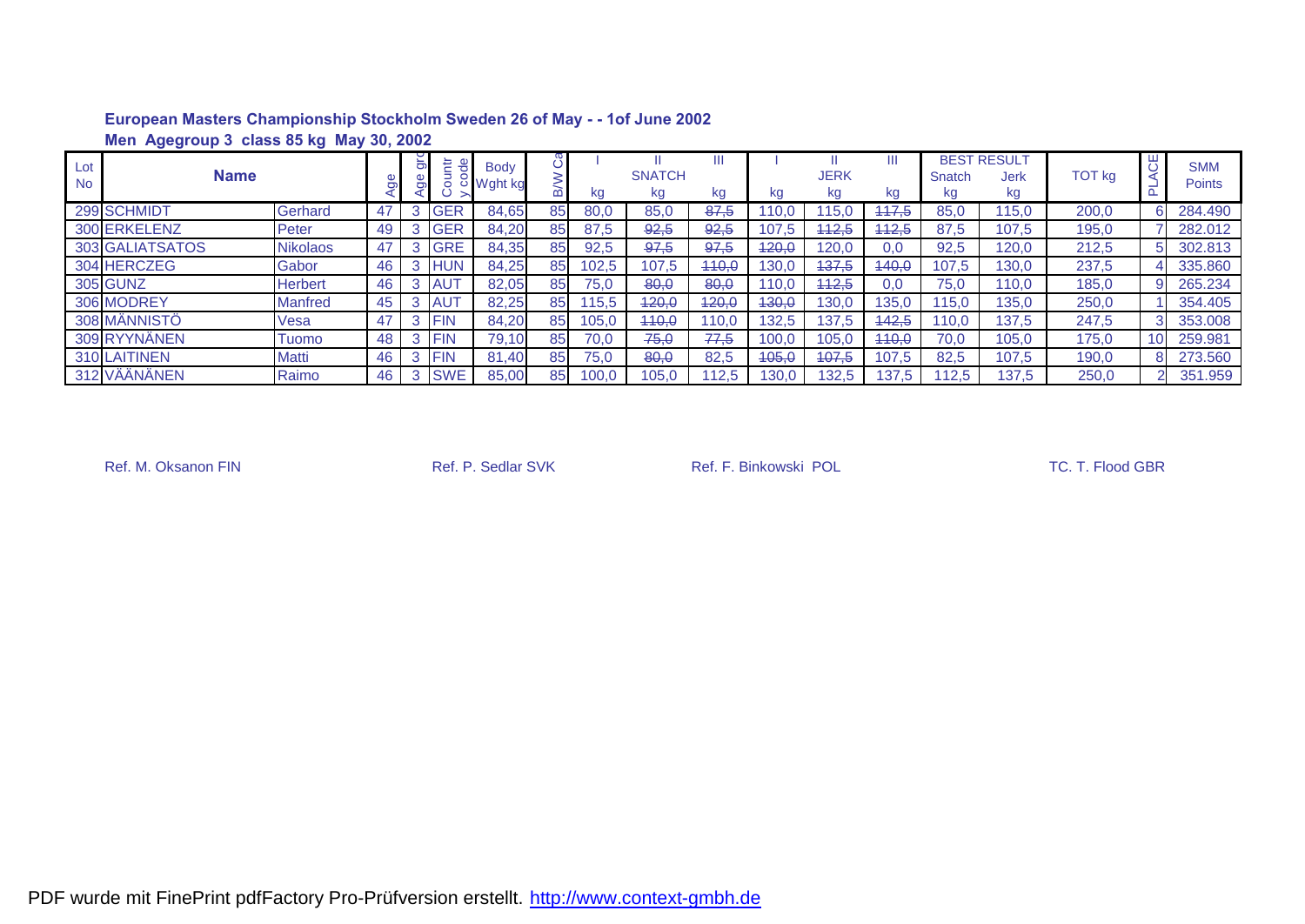**European Masters Championship Stockholm Sweden 26 of May - - 1of June 2002**

**Men Agegroup 3 class 85 kg May 30, 2002**

| Lot No | Name | | Age | Age grp | Country code | Body Wght kg | B/W Cat | SNATCH I kg | SNATCH II kg | SNATCH III kg | JERK I kg | JERK II kg | JERK III kg | BEST RESULT Snatch kg | BEST RESULT Jerk kg | TOT kg | PLACE | SMM Points |
|---|---|---|---|---|---|---|---|---|---|---|---|---|---|---|---|---|---|---|
| 299 | SCHMIDT | Gerhard | 47 | 3 | GER | 84,65 | 85 | 80,0 | 85,0 | ~~87,5~~ | 110,0 | 115,0 | ~~117,5~~ | 85,0 | 115,0 | 200,0 | 6 | 284.490 |
| 300 | ERKELENZ | Peter | 49 | 3 | GER | 84,20 | 85 | 87,5 | ~~92,5~~ | ~~92,5~~ | 107,5 | ~~112,5~~ | ~~112,5~~ | 87,5 | 107,5 | 195,0 | 7 | 282.012 |
| 303 | GALIATSATOS | Nikolaos | 47 | 3 | GRE | 84,35 | 85 | 92,5 | ~~97,5~~ | ~~97,5~~ | ~~120,0~~ | 120,0 | 0,0 | 92,5 | 120,0 | 212,5 | 5 | 302.813 |
| 304 | HERCZEG | Gabor | 46 | 3 | HUN | 84,25 | 85 | 102,5 | 107,5 | ~~110,0~~ | 130,0 | ~~137,5~~ | ~~140,0~~ | 107,5 | 130,0 | 237,5 | 4 | 335.860 |
| 305 | GUNZ | Herbert | 46 | 3 | AUT | 82,05 | 85 | 75,0 | ~~80,0~~ | ~~80,0~~ | 110,0 | ~~112,5~~ | 0,0 | 75,0 | 110,0 | 185,0 | 9 | 265.234 |
| 306 | MODREY | Manfred | 45 | 3 | AUT | 82,25 | 85 | 115,5 | ~~120,0~~ | ~~120,0~~ | ~~130,0~~ | 130,0 | 135,0 | 115,0 | 135,0 | 250,0 | 1 | 354.405 |
| 308 | MÄNNISTÖ | Vesa | 47 | 3 | FIN | 84,20 | 85 | 105,0 | ~~110,0~~ | 110,0 | 132,5 | 137,5 | ~~142,5~~ | 110,0 | 137,5 | 247,5 | 3 | 353.008 |
| 309 | RYYNÄNEN | Tuomo | 48 | 3 | FIN | 79,10 | 85 | 70,0 | ~~75,0~~ | ~~77,5~~ | 100,0 | 105,0 | ~~110,0~~ | 70,0 | 105,0 | 175,0 | 10 | 259.981 |
| 310 | LAITINEN | Matti | 46 | 3 | FIN | 81,40 | 85 | 75,0 | ~~80,0~~ | 82,5 | ~~105,0~~ | ~~107,5~~ | 107,5 | 82,5 | 107,5 | 190,0 | 8 | 273.560 |
| 312 | VÄÄNÄNEN | Raimo | 46 | 3 | SWE | 85,00 | 85 | 100,0 | 105,0 | 112,5 | 130,0 | 132,5 | 137,5 | 112,5 | 137,5 | 250,0 | 2 | 351.959 |

Ref. M. Oksanon FIN Ref. P. Sedlar SVK Ref. F. Binkowski POL TC. T. Flood GBR

PDF wurde mit FinePrint pdfFactory Pro-Prüfversion erstellt. http://www.context-gmbh.de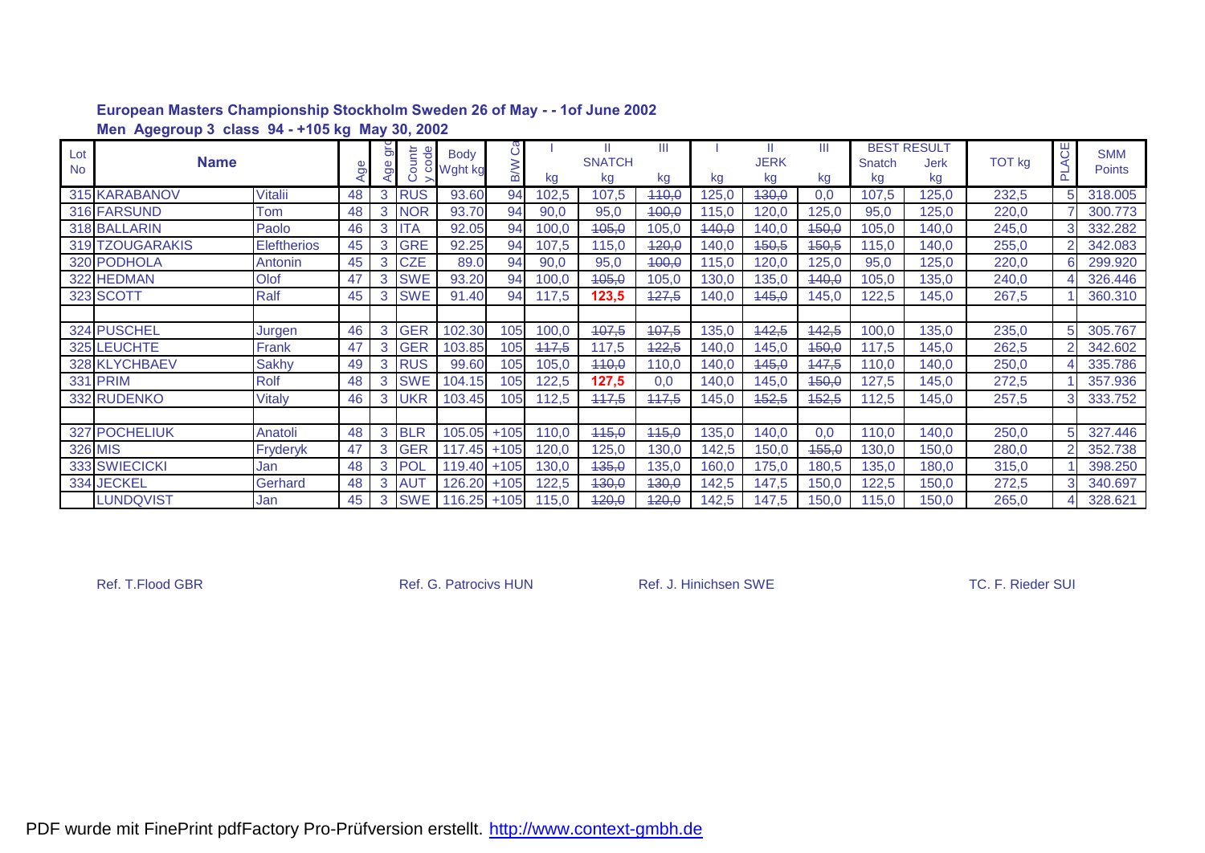**European Masters Championship Stockholm Sweden 26 of May - - 1of June 2002**

**Men Agegroup 3 class 94 - +105 kg May 30, 2002**

| Lot No | Name | | Age | Age grp | Country code | Body Wght kg | B/W Cat | Snatch I kg | Snatch II kg | Snatch III kg | Jerk I kg | Jerk II kg | Jerk III kg | Best Result Snatch kg | Best Result Jerk kg | TOT kg | PLACE | SMM Points |
|---|---|---|---|---|---|---|---|---|---|---|---|---|---|---|---|---|---|---|
| 315 | KARABANOV | Vitalii | 48 | 3 | RUS | 93.60 | 94 | 102,5 | 107,5 | ~~110,0~~ | 125,0 | ~~130,0~~ | 0,0 | 107,5 | 125,0 | 232,5 | 5 | 318.005 |
| 316 | FARSUND | Tom | 48 | 3 | NOR | 93.70 | 94 | 90,0 | 95,0 | ~~100,0~~ | 115,0 | 120,0 | 125,0 | 95,0 | 125,0 | 220,0 | 7 | 300.773 |
| 318 | BALLARIN | Paolo | 46 | 3 | ITA | 92.05 | 94 | 100,0 | ~~105,0~~ | 105,0 | ~~140,0~~ | 140,0 | ~~150,0~~ | 105,0 | 140,0 | 245,0 | 3 | 332.282 |
| 319 | TZOUGARAKIS | Eleftherios | 45 | 3 | GRE | 92.25 | 94 | 107,5 | 115,0 | ~~120,0~~ | 140,0 | ~~150,5~~ | ~~150,5~~ | 115,0 | 140,0 | 255,0 | 2 | 342.083 |
| 320 | PODHOLA | Antonin | 45 | 3 | CZE | 89.0 | 94 | 90,0 | 95,0 | ~~100,0~~ | 115,0 | 120,0 | 125,0 | 95,0 | 125,0 | 220,0 | 6 | 299.920 |
| 322 | HEDMAN | Olof | 47 | 3 | SWE | 93.20 | 94 | 100,0 | ~~105,0~~ | 105,0 | 130,0 | 135,0 | ~~140,0~~ | 105,0 | 135,0 | 240,0 | 4 | 326.446 |
| 323 | SCOTT | Ralf | 45 | 3 | SWE | 91.40 | 94 | 117,5 | **123,5** | ~~127,5~~ | 140,0 | ~~145,0~~ | 145,0 | 122,5 | 145,0 | 267,5 | 1 | 360.310 |
| | | | | | | | | | | | | | | | | | | |
| 324 | PUSCHEL | Jurgen | 46 | 3 | GER | 102.30 | 105 | 100,0 | ~~107,5~~ | ~~107,5~~ | 135,0 | ~~142,5~~ | ~~142,5~~ | 100,0 | 135,0 | 235,0 | 5 | 305.767 |
| 325 | LEUCHTE | Frank | 47 | 3 | GER | 103.85 | 105 | ~~117,5~~ | 117,5 | ~~122,5~~ | 140,0 | 145,0 | ~~150,0~~ | 117,5 | 145,0 | 262,5 | 2 | 342.602 |
| 328 | KLYCHBAEV | Sakhy | 49 | 3 | RUS | 99.60 | 105 | 105,0 | ~~110,0~~ | 110,0 | 140,0 | ~~145,0~~ | ~~147,5~~ | 110,0 | 140,0 | 250,0 | 4 | 335.786 |
| 331 | PRIM | Rolf | 48 | 3 | SWE | 104.15 | 105 | 122,5 | **127,5** | 0,0 | 140,0 | 145,0 | ~~150,0~~ | 127,5 | 145,0 | 272,5 | 1 | 357.936 |
| 332 | RUDENKO | Vitaly | 46 | 3 | UKR | 103.45 | 105 | 112,5 | ~~117,5~~ | ~~117,5~~ | 145,0 | ~~152,5~~ | ~~152,5~~ | 112,5 | 145,0 | 257,5 | 3 | 333.752 |
| | | | | | | | | | | | | | | | | | | |
| 327 | POCHELIUK | Anatoli | 48 | 3 | BLR | 105.05 | +105 | 110,0 | ~~115,0~~ | ~~115,0~~ | 135,0 | 140,0 | 0,0 | 110,0 | 140,0 | 250,0 | 5 | 327.446 |
| 326 | MIS | Fryderyk | 47 | 3 | GER | 117.45 | +105 | 120,0 | 125,0 | 130,0 | 142,5 | 150,0 | ~~155,0~~ | 130,0 | 150,0 | 280,0 | 2 | 352.738 |
| 333 | SWIECICKI | Jan | 48 | 3 | POL | 119.40 | +105 | 130,0 | ~~135,0~~ | 135,0 | 160,0 | 175,0 | 180,5 | 135,0 | 180,0 | 315,0 | 1 | 398.250 |
| 334 | JECKEL | Gerhard | 48 | 3 | AUT | 126.20 | +105 | 122,5 | ~~130,0~~ | ~~130,0~~ | 142,5 | 147,5 | 150,0 | 122,5 | 150,0 | 272,5 | 3 | 340.697 |
| | LUNDQVIST | Jan | 45 | 3 | SWE | 116.25 | +105 | 115,0 | ~~120,0~~ | ~~120,0~~ | 142,5 | 147,5 | 150,0 | 115,0 | 150,0 | 265,0 | 4 | 328.621 |

Ref. T.Flood GBR    Ref. G. Patrocivs HUN    Ref. J. Hinichsen SWE    TC. F. Rieder SUI

PDF wurde mit FinePrint pdfFactory Pro-Prüfversion erstellt. http://www.context-gmbh.de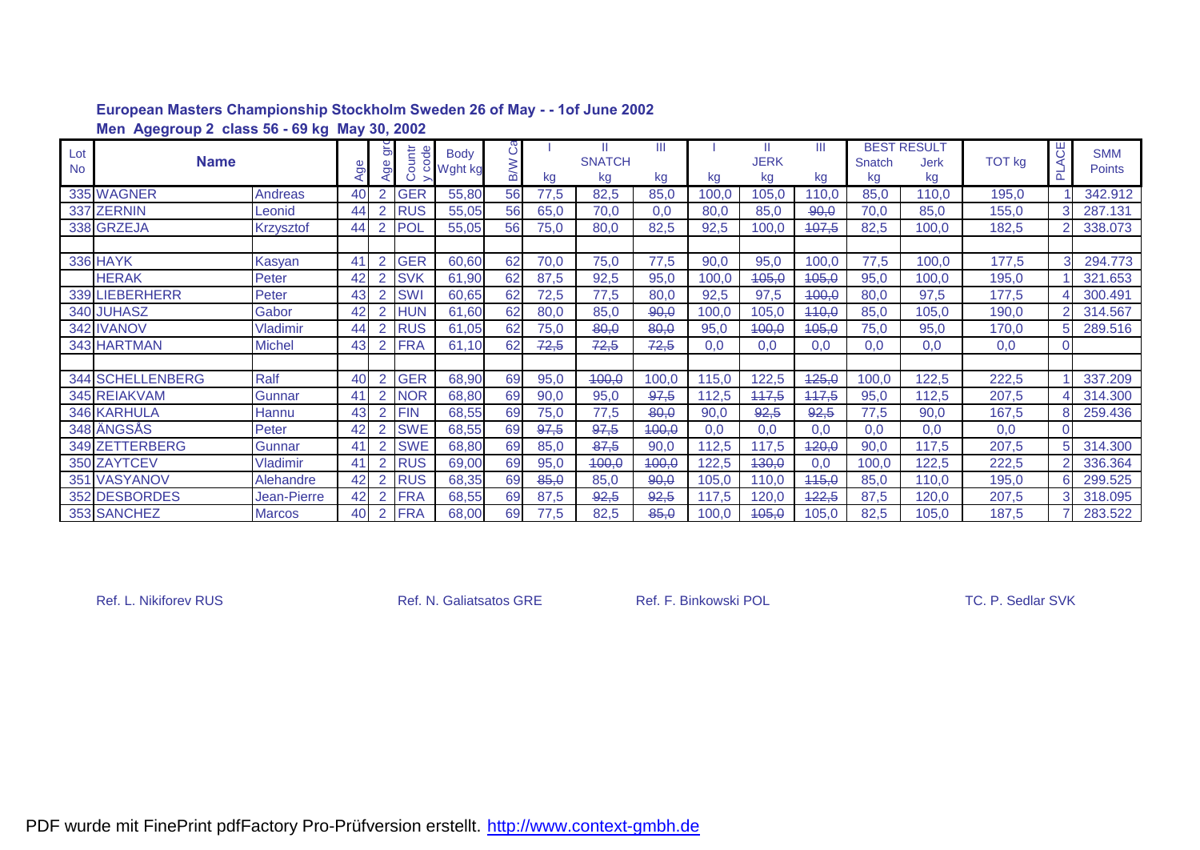## European Masters Championship Stockholm Sweden 26 of May - - 1of June 2002

**Men Agegroup 2 class 56 - 69 kg May 30, 2002**

| Lot No | Name | | Age | Age grp | Country code | Body Wght kg | B/W Cat | SNATCH I kg | SNATCH II kg | SNATCH III kg | JERK I kg | JERK II kg | JERK III kg | BEST RESULT Snatch kg | BEST RESULT Jerk kg | TOT kg | PLACE | SMM Points |
|---|---|---|---|---|---|---|---|---|---|---|---|---|---|---|---|---|---|---|
| 335 | WAGNER | Andreas | 40 | 2 | GER | 55,80 | 56 | 77,5 | 82,5 | 85,0 | 100,0 | 105,0 | 110,0 | 85,0 | 110,0 | 195,0 | 1 | 342.912 |
| 337 | ZERNIN | Leonid | 44 | 2 | RUS | 55,05 | 56 | 65,0 | 70,0 | 0,0 | 80,0 | 85,0 | ~~90,0~~ | 70,0 | 85,0 | 155,0 | 3 | 287.131 |
| 338 | GRZEJA | Krzysztof | 44 | 2 | POL | 55,05 | 56 | 75,0 | 80,0 | 82,5 | 92,5 | 100,0 | ~~107,5~~ | 82,5 | 100,0 | 182,5 | 2 | 338.073 |
| | | | | | | | | | | | | | | | | | | |
| 336 | HAYK | Kasyan | 41 | 2 | GER | 60,60 | 62 | 70,0 | 75,0 | 77,5 | 90,0 | 95,0 | 100,0 | 77,5 | 100,0 | 177,5 | 3 | 294.773 |
| | HERAK | Peter | 42 | 2 | SVK | 61,90 | 62 | 87,5 | 92,5 | 95,0 | 100,0 | ~~105,0~~ | ~~105,0~~ | 95,0 | 100,0 | 195,0 | 1 | 321.653 |
| 339 | LIEBERHERR | Peter | 43 | 2 | SWI | 60,65 | 62 | 72,5 | 77,5 | 80,0 | 92,5 | 97,5 | ~~100,0~~ | 80,0 | 97,5 | 177,5 | 4 | 300.491 |
| 340 | JUHASZ | Gabor | 42 | 2 | HUN | 61,60 | 62 | 80,0 | 85,0 | ~~90,0~~ | 100,0 | 105,0 | ~~110,0~~ | 85,0 | 105,0 | 190,0 | 2 | 314.567 |
| 342 | IVANOV | Vladimir | 44 | 2 | RUS | 61,05 | 62 | 75,0 | ~~80,0~~ | ~~80,0~~ | 95,0 | ~~100,0~~ | ~~105,0~~ | 75,0 | 95,0 | 170,0 | 5 | 289.516 |
| 343 | HARTMAN | Michel | 43 | 2 | FRA | 61,10 | 62 | ~~72,5~~ | ~~72,5~~ | ~~72,5~~ | 0,0 | 0,0 | 0,0 | 0,0 | 0,0 | 0,0 | 0 | |
| | | | | | | | | | | | | | | | | | | |
| 344 | SCHELLENBERG | Ralf | 40 | 2 | GER | 68,90 | 69 | 95,0 | ~~100,0~~ | 100,0 | 115,0 | 122,5 | ~~125,0~~ | 100,0 | 122,5 | 222,5 | 1 | 337.209 |
| 345 | REIAKVAM | Gunnar | 41 | 2 | NOR | 68,80 | 69 | 90,0 | 95,0 | ~~97,5~~ | 112,5 | ~~117,5~~ | ~~117,5~~ | 95,0 | 112,5 | 207,5 | 4 | 314.300 |
| 346 | KARHULA | Hannu | 43 | 2 | FIN | 68,55 | 69 | 75,0 | 77,5 | ~~80,0~~ | 90,0 | ~~92,5~~ | ~~92,5~~ | 77,5 | 90,0 | 167,5 | 8 | 259.436 |
| 348 | ÄNGSÅS | Peter | 42 | 2 | SWE | 68,55 | 69 | ~~97,5~~ | ~~97,5~~ | ~~100,0~~ | 0,0 | 0,0 | 0,0 | 0,0 | 0,0 | 0,0 | 0 | |
| 349 | ZETTERBERG | Gunnar | 41 | 2 | SWE | 68,80 | 69 | 85,0 | ~~87,5~~ | 90,0 | 112,5 | 117,5 | ~~120,0~~ | 90,0 | 117,5 | 207,5 | 5 | 314.300 |
| 350 | ZAYTCEV | Vladimir | 41 | 2 | RUS | 69,00 | 69 | 95,0 | ~~100,0~~ | ~~100,0~~ | 122,5 | ~~130,0~~ | 0,0 | 100,0 | 122,5 | 222,5 | 2 | 336.364 |
| 351 | VASYANOV | Alehandre | 42 | 2 | RUS | 68,35 | 69 | ~~85,0~~ | 85,0 | ~~90,0~~ | 105,0 | 110,0 | ~~115,0~~ | 85,0 | 110,0 | 195,0 | 6 | 299.525 |
| 352 | DESBORDES | Jean-Pierre | 42 | 2 | FRA | 68,55 | 69 | 87,5 | ~~92,5~~ | ~~92,5~~ | 117,5 | 120,0 | ~~122,5~~ | 87,5 | 120,0 | 207,5 | 3 | 318.095 |
| 353 | SANCHEZ | Marcos | 40 | 2 | FRA | 68,00 | 69 | 77,5 | 82,5 | ~~85,0~~ | 100,0 | ~~105,0~~ | 105,0 | 82,5 | 105,0 | 187,5 | 7 | 283.522 |

Ref. L. Nikiforev RUS     Ref. N. Galiatsatos GRE     Ref. F. Binkowski POL     TC. P. Sedlar SVK

PDF wurde mit FinePrint pdfFactory Pro-Prüfversion erstellt. http://www.context-gmbh.de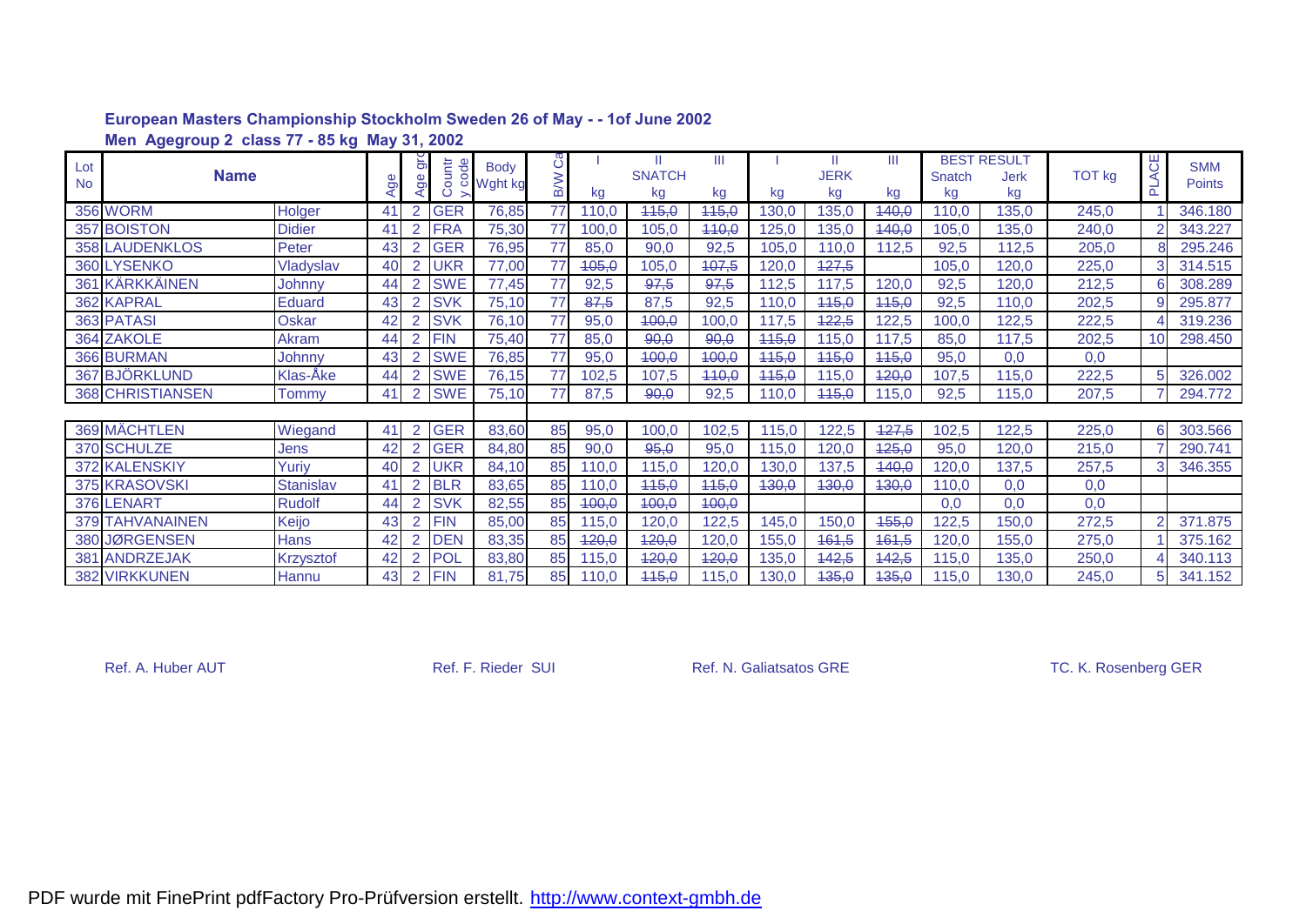## European Masters Championship Stockholm Sweden 26 of May - - 1of June 2002

**Men Agegroup 2 class 77 - 85 kg May 31, 2002**

| Lot No | Name | | Age | Age grp | Country code | Body Wght kg | B/W Cat | I | II SNATCH | III | I | II JERK | III | BEST RESULT Snatch | BEST RESULT Jerk | TOT kg | PLACE | SMM Points |
|---|---|---|---|---|---|---|---|---|---|---|---|---|---|---|---|---|---|---|
| | | | | | | | | kg | kg | kg | kg | kg | kg | kg | kg | | | |
| 356 | WORM | Holger | 41 | 2 | GER | 76,85 | 77 | 110,0 | ~~115,0~~ | ~~115,0~~ | 130,0 | 135,0 | ~~140,0~~ | 110,0 | 135,0 | 245,0 | 1 | 346.180 |
| 357 | BOISTON | Didier | 41 | 2 | FRA | 75,30 | 77 | 100,0 | 105,0 | ~~110,0~~ | 125,0 | 135,0 | ~~140,0~~ | 105,0 | 135,0 | 240,0 | 2 | 343.227 |
| 358 | LAUDENKLOS | Peter | 43 | 2 | GER | 76,95 | 77 | 85,0 | 90,0 | 92,5 | 105,0 | 110,0 | 112,5 | 92,5 | 112,5 | 205,0 | 8 | 295.246 |
| 360 | LYSENKO | Vladyslav | 40 | 2 | UKR | 77,00 | 77 | ~~105,0~~ | 105,0 | ~~107,5~~ | 120,0 | ~~127,5~~ | | 105,0 | 120,0 | 225,0 | 3 | 314.515 |
| 361 | KÄRKKÄINEN | Johnny | 44 | 2 | SWE | 77,45 | 77 | 92,5 | ~~97,5~~ | ~~97,5~~ | 112,5 | 117,5 | 120,0 | 92,5 | 120,0 | 212,5 | 6 | 308.289 |
| 362 | KAPRAL | Eduard | 43 | 2 | SVK | 75,10 | 77 | ~~87,5~~ | 87,5 | 92,5 | 110,0 | ~~115,0~~ | ~~115,0~~ | 92,5 | 110,0 | 202,5 | 9 | 295.877 |
| 363 | PATASI | Oskar | 42 | 2 | SVK | 76,10 | 77 | 95,0 | ~~100,0~~ | 100,0 | 117,5 | ~~122,5~~ | 122,5 | 100,0 | 122,5 | 222,5 | 4 | 319.236 |
| 364 | ZAKOLE | Akram | 44 | 2 | FIN | 75,40 | 77 | 85,0 | ~~90,0~~ | ~~90,0~~ | ~~115,0~~ | 115,0 | 117,5 | 85,0 | 117,5 | 202,5 | 10 | 298.450 |
| 366 | BURMAN | Johnny | 43 | 2 | SWE | 76,85 | 77 | 95,0 | ~~100,0~~ | ~~100,0~~ | ~~115,0~~ | ~~115,0~~ | ~~115,0~~ | 95,0 | 0,0 | 0,0 | | |
| 367 | BJÖRKLUND | Klas-Åke | 44 | 2 | SWE | 76,15 | 77 | 102,5 | 107,5 | ~~110,0~~ | ~~115,0~~ | 115,0 | ~~120,0~~ | 107,5 | 115,0 | 222,5 | 5 | 326.002 |
| 368 | CHRISTIANSEN | Tommy | 41 | 2 | SWE | 75,10 | 77 | 87,5 | ~~90,0~~ | 92,5 | 110,0 | ~~115,0~~ | 115,0 | 92,5 | 115,0 | 207,5 | 7 | 294.772 |
| | | | | | | | | | | | | | | | | | | |
| 369 | MÄCHTLEN | Wiegand | 41 | 2 | GER | 83,60 | 85 | 95,0 | 100,0 | 102,5 | 115,0 | 122,5 | ~~127,5~~ | 102,5 | 122,5 | 225,0 | 6 | 303.566 |
| 370 | SCHULZE | Jens | 42 | 2 | GER | 84,80 | 85 | 90,0 | ~~95,0~~ | 95,0 | 115,0 | 120,0 | ~~125,0~~ | 95,0 | 120,0 | 215,0 | 7 | 290.741 |
| 372 | KALENSKIY | Yuriy | 40 | 2 | UKR | 84,10 | 85 | 110,0 | 115,0 | 120,0 | 130,0 | 137,5 | ~~140,0~~ | 120,0 | 137,5 | 257,5 | 3 | 346.355 |
| 375 | KRASOVSKI | Stanislav | 41 | 2 | BLR | 83,65 | 85 | 110,0 | ~~115,0~~ | ~~115,0~~ | ~~130,0~~ | ~~130,0~~ | ~~130,0~~ | 110,0 | 0,0 | 0,0 | | |
| 376 | LENART | Rudolf | 44 | 2 | SVK | 82,55 | 85 | ~~100,0~~ | ~~100,0~~ | ~~100,0~~ | | | | 0,0 | 0,0 | 0,0 | | |
| 379 | TAHVANAINEN | Keijo | 43 | 2 | FIN | 85,00 | 85 | 115,0 | 120,0 | 122,5 | 145,0 | 150,0 | ~~155,0~~ | 122,5 | 150,0 | 272,5 | 2 | 371.875 |
| 380 | JØRGENSEN | Hans | 42 | 2 | DEN | 83,35 | 85 | ~~120,0~~ | ~~120,0~~ | 120,0 | 155,0 | ~~161,5~~ | ~~161,5~~ | 120,0 | 155,0 | 275,0 | 1 | 375.162 |
| 381 | ANDRZEJAK | Krzysztof | 42 | 2 | POL | 83,80 | 85 | 115,0 | ~~120,0~~ | ~~120,0~~ | 135,0 | ~~142,5~~ | ~~142,5~~ | 115,0 | 135,0 | 250,0 | 4 | 340.113 |
| 382 | VIRKKUNEN | Hannu | 43 | 2 | FIN | 81,75 | 85 | 110,0 | ~~115,0~~ | 115,0 | 130,0 | ~~135,0~~ | ~~135,0~~ | 115,0 | 130,0 | 245,0 | 5 | 341.152 |

Ref. A. Huber AUT　　Ref. F. Rieder SUI　　Ref. N. Galiatsatos GRE　　TC. K. Rosenberg GER

PDF wurde mit FinePrint pdfFactory Pro-Prüfversion erstellt. http://www.context-gmbh.de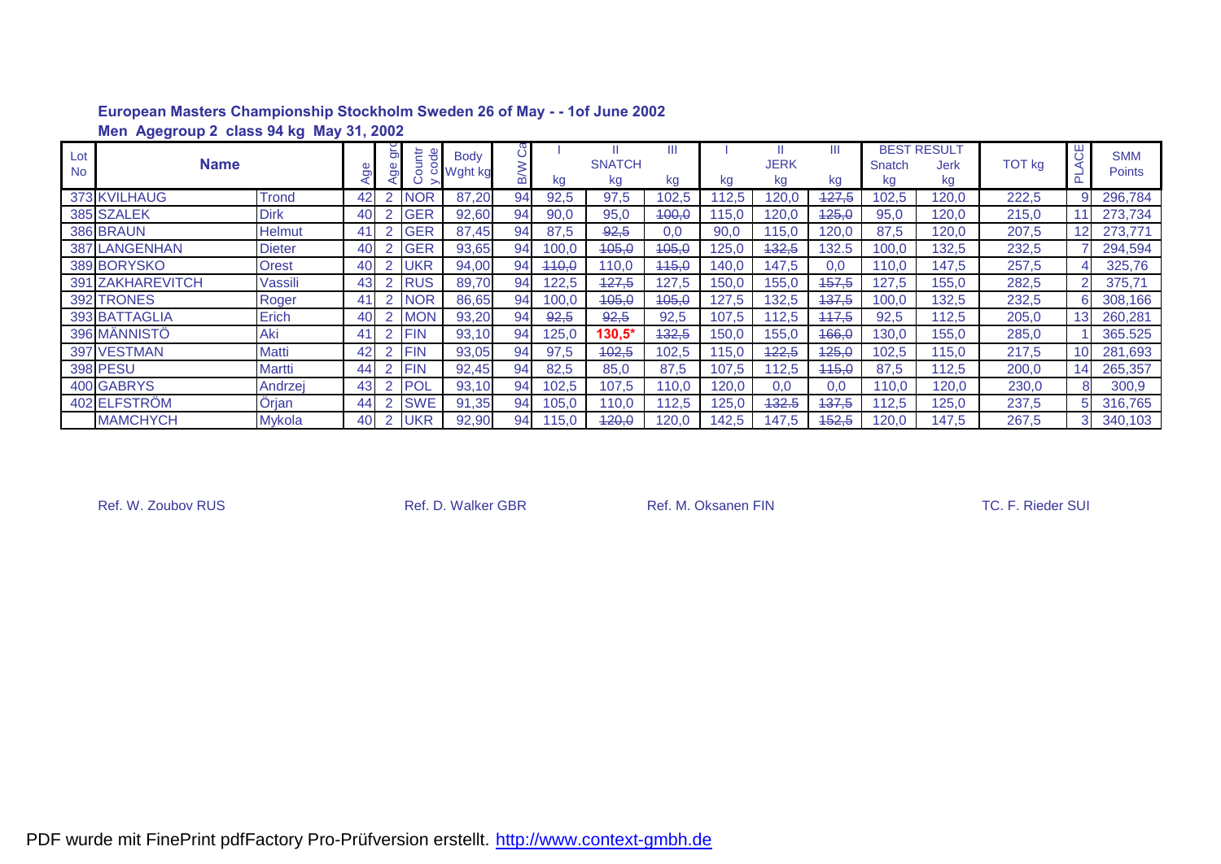**European Masters Championship Stockholm Sweden 26 of May - - 1of June 2002**

**Men Agegroup 2 class 94 kg May 31, 2002**

| Lot No | Name | | Age | Age grp | Country code | Body Wght kg | B/W Cat | I kg | II SNATCH kg | III kg | I kg | II JERK kg | III kg | BEST RESULT Snatch kg | Jerk kg | TOT kg | PLACE | SMM Points |
|---|---|---|---|---|---|---|---|---|---|---|---|---|---|---|---|---|---|---|
| 373 | KVILHAUG | Trond | 42 | 2 | NOR | 87,20 | 94 | 92,5 | 97,5 | 102,5 | 112,5 | 120,0 | ~~127,5~~ | 102,5 | 120,0 | 222,5 | 9 | 296,784 |
| 385 | SZALEK | Dirk | 40 | 2 | GER | 92,60 | 94 | 90,0 | 95,0 | ~~100,0~~ | 115,0 | 120,0 | ~~125,0~~ | 95,0 | 120,0 | 215,0 | 11 | 273,734 |
| 386 | BRAUN | Helmut | 41 | 2 | GER | 87,45 | 94 | 87,5 | ~~92,5~~ | 0,0 | 90,0 | 115,0 | 120,0 | 87,5 | 120,0 | 207,5 | 12 | 273,771 |
| 387 | LANGENHAN | Dieter | 40 | 2 | GER | 93,65 | 94 | 100,0 | ~~105,0~~ | ~~105,0~~ | 125,0 | ~~132,5~~ | 132.5 | 100,0 | 132,5 | 232,5 | 7 | 294,594 |
| 389 | BORYSKO | Orest | 40 | 2 | UKR | 94,00 | 94 | ~~110,0~~ | 110,0 | ~~115,0~~ | 140,0 | 147,5 | 0,0 | 110,0 | 147,5 | 257,5 | 4 | 325,76 |
| 391 | ZAKHAREVITCH | Vassili | 43 | 2 | RUS | 89,70 | 94 | 122,5 | ~~127,5~~ | 127,5 | 150,0 | 155,0 | ~~157,5~~ | 127,5 | 155,0 | 282,5 | 2 | 375,71 |
| 392 | TRONES | Roger | 41 | 2 | NOR | 86,65 | 94 | 100,0 | ~~105,0~~ | ~~105,0~~ | 127,5 | 132,5 | ~~137,5~~ | 100,0 | 132,5 | 232,5 | 6 | 308,166 |
| 393 | BATTAGLIA | Erich | 40 | 2 | MON | 93,20 | 94 | ~~92,5~~ | ~~92,5~~ | 92,5 | 107,5 | 112,5 | ~~117,5~~ | 92,5 | 112,5 | 205,0 | 13 | 260,281 |
| 396 | MÄNNISTÖ | Aki | 41 | 2 | FIN | 93,10 | 94 | 125,0 | **130,5*** | ~~132,5~~ | 150,0 | 155,0 | ~~166,0~~ | 130,0 | 155,0 | 285,0 | 1 | 365.525 |
| 397 | VESTMAN | Matti | 42 | 2 | FIN | 93,05 | 94 | 97,5 | ~~102,5~~ | 102,5 | 115,0 | ~~122,5~~ | ~~125,0~~ | 102,5 | 115,0 | 217,5 | 10 | 281,693 |
| 398 | PESU | Martti | 44 | 2 | FIN | 92,45 | 94 | 82,5 | 85,0 | 87,5 | 107,5 | 112,5 | ~~115,0~~ | 87,5 | 112,5 | 200,0 | 14 | 265,357 |
| 400 | GABRYS | Andrzej | 43 | 2 | POL | 93,10 | 94 | 102,5 | 107,5 | 110,0 | 120,0 | 0,0 | 0,0 | 110,0 | 120,0 | 230,0 | 8 | 300,9 |
| 402 | ELFSTRÖM | Örjan | 44 | 2 | SWE | 91,35 | 94 | 105,0 | 110,0 | 112,5 | 125,0 | ~~132.5~~ | ~~137,5~~ | 112,5 | 125,0 | 237,5 | 5 | 316,765 |
| | MAMCHYCH | Mykola | 40 | 2 | UKR | 92,90 | 94 | 115,0 | ~~120,0~~ | 120,0 | 142,5 | 147,5 | ~~152,5~~ | 120,0 | 147,5 | 267,5 | 3 | 340,103 |

Ref. W. Zoubov RUS    Ref. D. Walker GBR    Ref. M. Oksanen FIN    TC. F. Rieder SUI

PDF wurde mit FinePrint pdfFactory Pro-Prüfversion erstellt. http://www.context-gmbh.de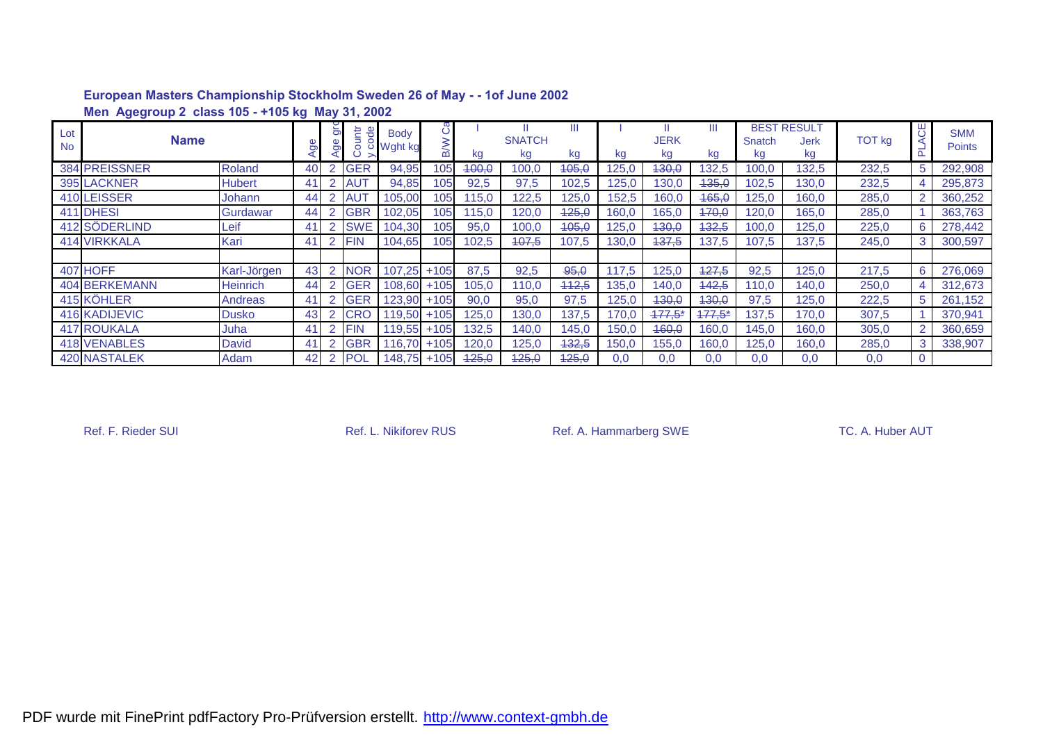**European Masters Championship Stockholm Sweden 26 of May - - 1of June 2002**

**Men Agegroup 2 class 105 - +105 kg May 31, 2002**

| Lot No | Name | | Age | Age grp | Country code | Body Wght kg | B/W Cat | SNATCH I kg | SNATCH II kg | SNATCH III kg | JERK I kg | JERK II kg | JERK III kg | BEST RESULT Snatch kg | BEST RESULT Jerk kg | TOT kg | PLACE | SMM Points |
|---|---|---|---|---|---|---|---|---|---|---|---|---|---|---|---|---|---|---|
| 384 | PREISSNER | Roland | 40 | 2 | GER | 94,95 | 105 | ~~100,0~~ | 100,0 | ~~105,0~~ | 125,0 | ~~130,0~~ | 132,5 | 100,0 | 132,5 | 232,5 | 5 | 292,908 |
| 395 | LACKNER | Hubert | 41 | 2 | AUT | 94,85 | 105 | 92,5 | 97,5 | 102,5 | 125,0 | 130,0 | ~~135,0~~ | 102,5 | 130,0 | 232,5 | 4 | 295,873 |
| 410 | LEISSER | Johann | 44 | 2 | AUT | 105,00 | 105 | 115,0 | 122,5 | 125,0 | 152,5 | 160,0 | ~~165,0~~ | 125,0 | 160,0 | 285,0 | 2 | 360,252 |
| 411 | DHESI | Gurdawar | 44 | 2 | GBR | 102,05 | 105 | 115,0 | 120,0 | ~~125,0~~ | 160,0 | 165,0 | ~~170,0~~ | 120,0 | 165,0 | 285,0 | 1 | 363,763 |
| 412 | SÖDERLIND | Leif | 41 | 2 | SWE | 104,30 | 105 | 95,0 | 100,0 | ~~105,0~~ | 125,0 | ~~130,0~~ | ~~132,5~~ | 100,0 | 125,0 | 225,0 | 6 | 278,442 |
| 414 | VIRKKALA | Kari | 41 | 2 | FIN | 104,65 | 105 | 102,5 | ~~107,5~~ | 107,5 | 130,0 | ~~137,5~~ | 137,5 | 107,5 | 137,5 | 245,0 | 3 | 300,597 |
| | | | | | | | | | | | | | | | | | | |
| 407 | HOFF | Karl-Jörgen | 43 | 2 | NOR | 107,25 | +105 | 87,5 | 92,5 | ~~95,0~~ | 117,5 | 125,0 | ~~127,5~~ | 92,5 | 125,0 | 217,5 | 6 | 276,069 |
| 404 | BERKEMANN | Heinrich | 44 | 2 | GER | 108,60 | +105 | 105,0 | 110,0 | ~~112,5~~ | 135,0 | 140,0 | ~~142,5~~ | 110,0 | 140,0 | 250,0 | 4 | 312,673 |
| 415 | KÖHLER | Andreas | 41 | 2 | GER | 123,90 | +105 | 90,0 | 95,0 | 97,5 | 125,0 | ~~130,0~~ | ~~130,0~~ | 97,5 | 125,0 | 222,5 | 5 | 261,152 |
| 416 | KADIJEVIC | Dusko | 43 | 2 | CRO | 119,50 | +105 | 125,0 | 130,0 | 137,5 | 170,0 | ~~177,5*~~ | ~~177,5*~~ | 137,5 | 170,0 | 307,5 | 1 | 370,941 |
| 417 | ROUKALA | Juha | 41 | 2 | FIN | 119,55 | +105 | 132,5 | 140,0 | 145,0 | 150,0 | ~~160,0~~ | 160,0 | 145,0 | 160,0 | 305,0 | 2 | 360,659 |
| 418 | VENABLES | David | 41 | 2 | GBR | 116,70 | +105 | 120,0 | 125,0 | ~~132,5~~ | 150,0 | 155,0 | 160,0 | 125,0 | 160,0 | 285,0 | 3 | 338,907 |
| 420 | NASTALEK | Adam | 42 | 2 | POL | 148,75 | +105 | ~~125,0~~ | ~~125,0~~ | ~~125,0~~ | 0,0 | 0,0 | 0,0 | 0,0 | 0,0 | 0,0 | 0 | |

Ref. F. Rieder SUI    Ref. L. Nikiforev RUS    Ref. A. Hammarberg SWE    TC. A. Huber AUT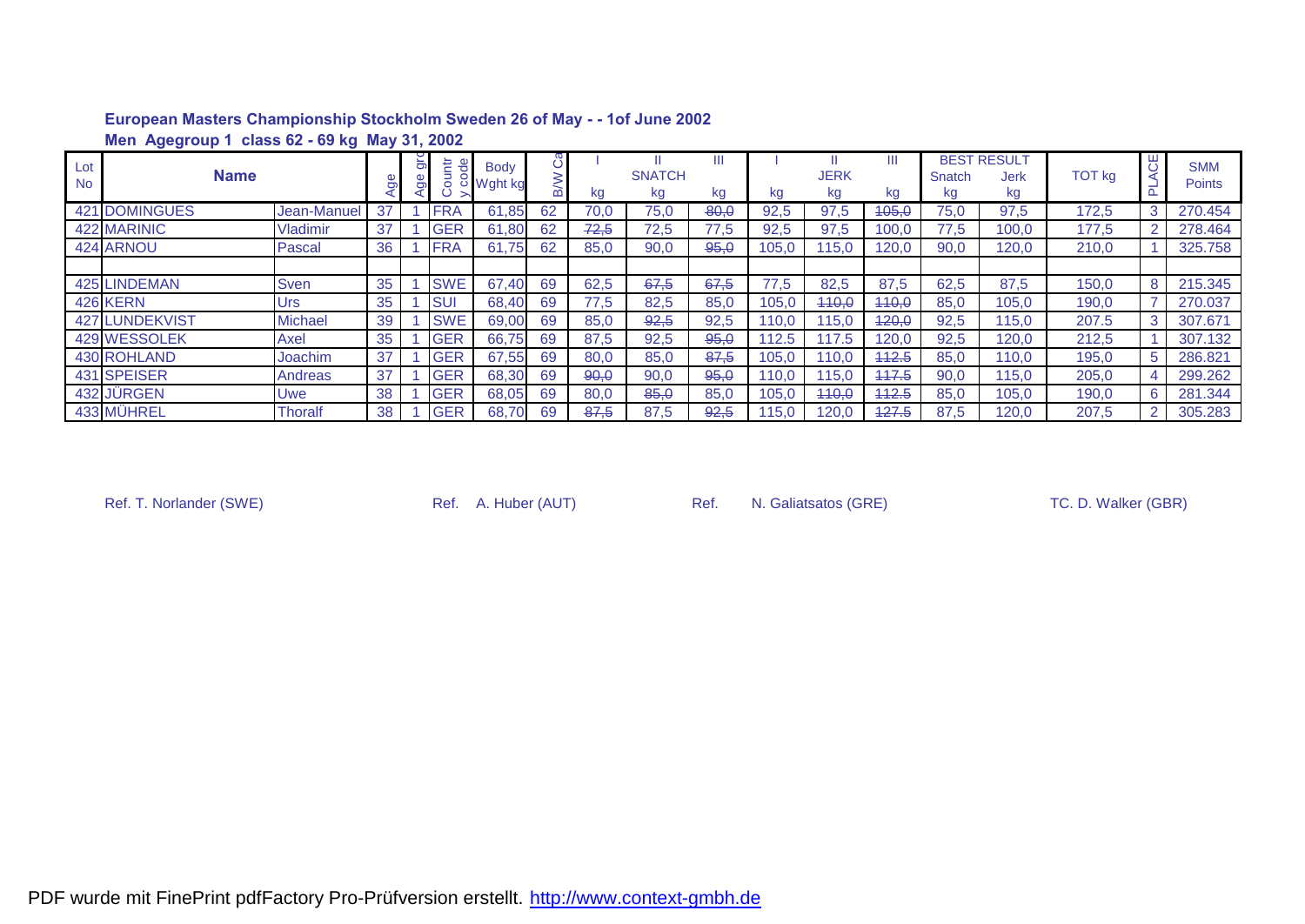**European Masters Championship Stockholm Sweden 26 of May - - 1of June 2002**

**Men Agegroup 1 class 62 - 69 kg May 31, 2002**

| Lot No | Name | | Age | Age grp | Country code | Body Wght kg | B/W Cat | I kg | II SNATCH kg | III kg | I kg | II JERK kg | III kg | BEST RESULT Snatch kg | Jerk kg | TOT kg | PLACE | SMM Points |
|---|---|---|---|---|---|---|---|---|---|---|---|---|---|---|---|---|---|---|
| 421 | DOMINGUES | Jean-Manuel | 37 | 1 | FRA | 61,85 | 62 | 70,0 | 75,0 | ~~80,0~~ | 92,5 | 97,5 | ~~105,0~~ | 75,0 | 97,5 | 172,5 | 3 | 270.454 |
| 422 | MARINIC | Vladimir | 37 | 1 | GER | 61,80 | 62 | ~~72,5~~ | 72,5 | 77,5 | 92,5 | 97,5 | 100,0 | 77,5 | 100,0 | 177,5 | 2 | 278.464 |
| 424 | ARNOU | Pascal | 36 | 1 | FRA | 61,75 | 62 | 85,0 | 90,0 | ~~95,0~~ | 105,0 | 115,0 | 120,0 | 90,0 | 120,0 | 210,0 | 1 | 325.758 |
| | | | | | | | | | | | | | | | | | | |
| 425 | LINDEMAN | Sven | 35 | 1 | SWE | 67,40 | 69 | 62,5 | ~~67,5~~ | ~~67,5~~ | 77,5 | 82,5 | 87,5 | 62,5 | 87,5 | 150,0 | 8 | 215.345 |
| 426 | KERN | Urs | 35 | 1 | SUI | 68,40 | 69 | 77,5 | 82,5 | 85,0 | 105,0 | ~~110,0~~ | ~~110,0~~ | 85,0 | 105,0 | 190,0 | 7 | 270.037 |
| 427 | LUNDEKVIST | Michael | 39 | 1 | SWE | 69,00 | 69 | 85,0 | ~~92,5~~ | 92,5 | 110,0 | 115,0 | ~~120,0~~ | 92,5 | 115,0 | 207.5 | 3 | 307.671 |
| 429 | WESSOLEK | Axel | 35 | 1 | GER | 66,75 | 69 | 87,5 | 92,5 | ~~95,0~~ | 112.5 | 117.5 | 120,0 | 92,5 | 120,0 | 212,5 | 1 | 307.132 |
| 430 | ROHLAND | Joachim | 37 | 1 | GER | 67,55 | 69 | 80,0 | 85,0 | ~~87,5~~ | 105,0 | 110,0 | ~~112.5~~ | 85,0 | 110,0 | 195,0 | 5 | 286.821 |
| 431 | SPEISER | Andreas | 37 | 1 | GER | 68,30 | 69 | ~~90,0~~ | 90,0 | ~~95,0~~ | 110,0 | 115,0 | ~~117.5~~ | 90,0 | 115,0 | 205,0 | 4 | 299.262 |
| 432 | JÜRGEN | Uwe | 38 | 1 | GER | 68,05 | 69 | 80,0 | ~~85,0~~ | 85,0 | 105,0 | ~~110,0~~ | ~~112.5~~ | 85,0 | 105,0 | 190,0 | 6 | 281.344 |
| 433 | MÜHREL | Thoralf | 38 | 1 | GER | 68,70 | 69 | ~~87,5~~ | 87,5 | ~~92,5~~ | 115,0 | 120,0 | ~~127.5~~ | 87,5 | 120,0 | 207,5 | 2 | 305.283 |

Ref. T. Norlander (SWE) Ref. A. Huber (AUT) Ref. N. Galiatsatos (GRE) TC. D. Walker (GBR)

PDF wurde mit FinePrint pdfFactory Pro-Prüfversion erstellt. http://www.context-gmbh.de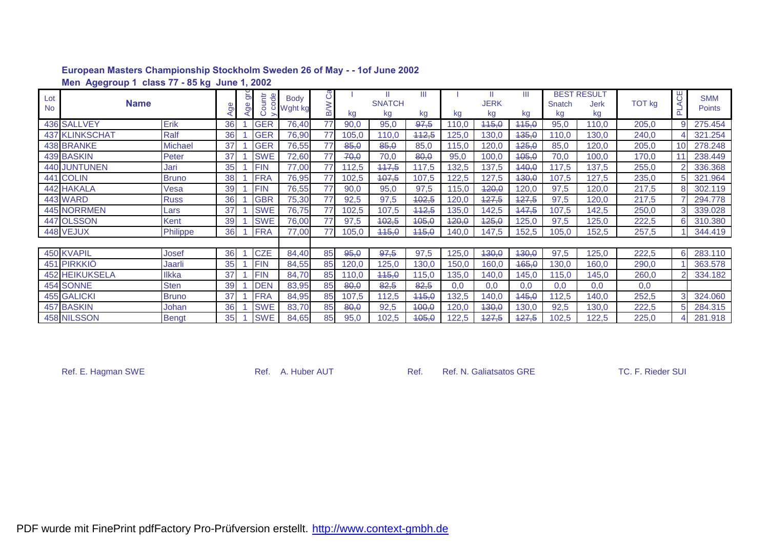**European Masters Championship Stockholm Sweden 26 of May - - 1of June 2002**

**Men Agegroup 1 class 77 - 85 kg June 1, 2002**

| Lot No | Name | | Age | Age grp | Country code | Body Wght kg | B/W Cat | I SNATCH kg | II SNATCH kg | III SNATCH kg | I JERK kg | II JERK kg | III JERK kg | BEST RESULT Snatch kg | BEST RESULT Jerk kg | TOT kg | PLACE | SMM Points |
|---|---|---|---|---|---|---|---|---|---|---|---|---|---|---|---|---|---|---|
| 436 | SALLVEY | Erik | 36 | 1 | GER | 76,40 | 77 | 90,0 | 95,0 | ~~97,5~~ | 110,0 | ~~115,0~~ | ~~115,0~~ | 95,0 | 110,0 | 205,0 | 9 | 275.454 |
| 437 | KLINKSCHAT | Ralf | 36 | 1 | GER | 76,90 | 77 | 105,0 | 110,0 | ~~112,5~~ | 125,0 | 130,0 | ~~135,0~~ | 110,0 | 130,0 | 240,0 | 4 | 321.254 |
| 438 | BRANKE | Michael | 37 | 1 | GER | 76,55 | 77 | ~~85,0~~ | ~~85,0~~ | 85,0 | 115,0 | 120,0 | ~~125,0~~ | 85,0 | 120,0 | 205,0 | 10 | 278.248 |
| 439 | BASKIN | Peter | 37 | 1 | SWE | 72,60 | 77 | ~~70,0~~ | 70,0 | ~~80,0~~ | 95,0 | 100,0 | ~~105,0~~ | 70,0 | 100,0 | 170,0 | 11 | 238.449 |
| 440 | JUNTUNEN | Jari | 35 | 1 | FIN | 77,00 | 77 | 112,5 | ~~117,5~~ | 117,5 | 132,5 | 137,5 | ~~140,0~~ | 117,5 | 137,5 | 255,0 | 2 | 336.368 |
| 441 | COLIN | Bruno | 38 | 1 | FRA | 76,95 | 77 | 102,5 | ~~107,5~~ | 107,5 | 122,5 | 127,5 | ~~130,0~~ | 107,5 | 127,5 | 235,0 | 5 | 321.964 |
| 442 | HAKALA | Vesa | 39 | 1 | FIN | 76,55 | 77 | 90,0 | 95,0 | 97,5 | 115,0 | ~~120,0~~ | 120,0 | 97,5 | 120,0 | 217,5 | 8 | 302.119 |
| 443 | WARD | Russ | 36 | 1 | GBR | 75,30 | 77 | 92,5 | 97,5 | ~~102,5~~ | 120,0 | ~~127,5~~ | ~~127,5~~ | 97,5 | 120,0 | 217,5 | 7 | 294.778 |
| 445 | NORRMEN | Lars | 37 | 1 | SWE | 76,75 | 77 | 102,5 | 107,5 | ~~112,5~~ | 135,0 | 142,5 | ~~147,5~~ | 107,5 | 142,5 | 250,0 | 3 | 339.028 |
| 447 | OLSSON | Kent | 39 | 1 | SWE | 76,00 | 77 | 97,5 | ~~102,5~~ | ~~105,0~~ | ~~120,0~~ | ~~125,0~~ | 125,0 | 97,5 | 125,0 | 222,5 | 6 | 310.380 |
| 448 | VEJUX | Philippe | 36 | 1 | FRA | 77,00 | 77 | 105,0 | ~~115,0~~ | ~~115,0~~ | 140,0 | 147,5 | 152,5 | 105,0 | 152,5 | 257,5 | 1 | 344.419 |
| | | | | | | | | | | | | | | | | | | |
| 450 | KVAPIL | Josef | 36 | 1 | CZE | 84,40 | 85 | ~~95,0~~ | ~~97,5~~ | 97,5 | 125,0 | ~~130,0~~ | ~~130,0~~ | 97,5 | 125,0 | 222,5 | 6 | 283.110 |
| 451 | PIRKKIÖ | Jaarli | 35 | 1 | FIN | 84,55 | 85 | 120,0 | 125,0 | 130,0 | 150,0 | 160,0 | ~~165,0~~ | 130,0 | 160,0 | 290,0 | 1 | 363.578 |
| 452 | HEIKUKSELA | Ilkka | 37 | 1 | FIN | 84,70 | 85 | 110,0 | ~~115,0~~ | 115,0 | 135,0 | 140,0 | 145,0 | 115,0 | 145,0 | 260,0 | 2 | 334.182 |
| 454 | SONNE | Sten | 39 | 1 | DEN | 83,95 | 85 | ~~80,0~~ | ~~82,5~~ | ~~82,5~~ | 0,0 | 0,0 | 0,0 | 0,0 | 0,0 | 0,0 | | |
| 455 | GALICKI | Bruno | 37 | 1 | FRA | 84,95 | 85 | 107,5 | 112,5 | ~~115,0~~ | 132,5 | 140,0 | ~~145,0~~ | 112,5 | 140,0 | 252,5 | 3 | 324.060 |
| 457 | BASKIN | Johan | 36 | 1 | SWE | 83,70 | 85 | ~~80,0~~ | 92,5 | ~~100,0~~ | 120,0 | ~~130,0~~ | 130,0 | 92,5 | 130,0 | 222,5 | 5 | 284.315 |
| 458 | NILSSON | Bengt | 35 | 1 | SWE | 84,65 | 85 | 95,0 | 102,5 | ~~105,0~~ | 122,5 | ~~127,5~~ | ~~127,5~~ | 102,5 | 122,5 | 225,0 | 4 | 281.918 |

Ref. E. Hagman SWE     Ref. A. Huber AUT     Ref. Ref. N. Galiatsatos GRE     TC. F. Rieder SUI

PDF wurde mit FinePrint pdfFactory Pro-Prüfversion erstellt. http://www.context-gmbh.de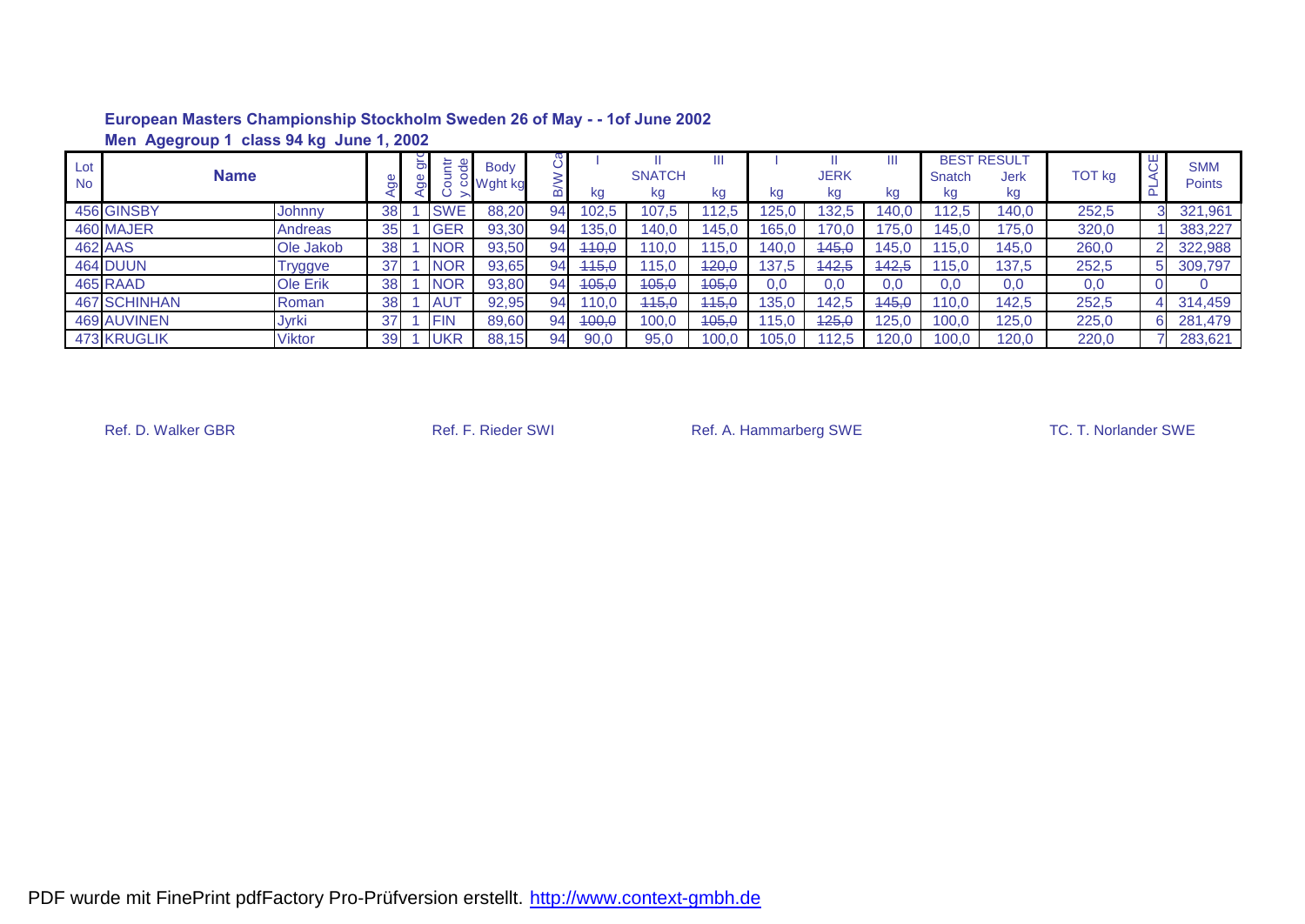**European Masters Championship Stockholm Sweden 26 of May - - 1of June 2002**

**Men Agegroup 1 class 94 kg June 1, 2002**

| Lot No | Name | | Age | Age grp | Country code | Body Wght kg | B/W Cat | SNATCH I kg | SNATCH II kg | SNATCH III kg | JERK I kg | JERK II kg | JERK III kg | BEST RESULT Snatch kg | BEST RESULT Jerk kg | TOT kg | PLACE | SMM Points |
|---|---|---|---|---|---|---|---|---|---|---|---|---|---|---|---|---|---|---|
| 456 | GINSBY | Johnny | 38 | 1 | SWE | 88,20 | 94 | 102,5 | 107,5 | 112,5 | 125,0 | 132,5 | 140,0 | 112,5 | 140,0 | 252,5 | 3 | 321,961 |
| 460 | MAJER | Andreas | 35 | 1 | GER | 93,30 | 94 | 135,0 | 140,0 | 145,0 | 165,0 | 170,0 | 175,0 | 145,0 | 175,0 | 320,0 | 1 | 383,227 |
| 462 | AAS | Ole Jakob | 38 | 1 | NOR | 93,50 | 94 | ~~110,0~~ | 110,0 | 115,0 | 140,0 | ~~145,0~~ | 145,0 | 115,0 | 145,0 | 260,0 | 2 | 322,988 |
| 464 | DUUN | Tryggve | 37 | 1 | NOR | 93,65 | 94 | ~~115,0~~ | 115,0 | ~~120,0~~ | 137,5 | ~~142,5~~ | ~~142,5~~ | 115,0 | 137,5 | 252,5 | 5 | 309,797 |
| 465 | RAAD | Ole Erik | 38 | 1 | NOR | 93,80 | 94 | ~~105,0~~ | ~~105,0~~ | ~~105,0~~ | 0,0 | 0,0 | 0,0 | 0,0 | 0,0 | 0,0 | 0 | 0 |
| 467 | SCHINHAN | Roman | 38 | 1 | AUT | 92,95 | 94 | 110,0 | ~~115,0~~ | ~~115,0~~ | 135,0 | 142,5 | ~~145,0~~ | 110,0 | 142,5 | 252,5 | 4 | 314,459 |
| 469 | AUVINEN | Jyrki | 37 | 1 | FIN | 89,60 | 94 | ~~100,0~~ | 100,0 | ~~105,0~~ | 115,0 | ~~125,0~~ | 125,0 | 100,0 | 125,0 | 225,0 | 6 | 281,479 |
| 473 | KRUGLIK | Viktor | 39 | 1 | UKR | 88,15 | 94 | 90,0 | 95,0 | 100,0 | 105,0 | 112,5 | 120,0 | 100,0 | 120,0 | 220,0 | 7 | 283,621 |

Ref. D. Walker GBR    Ref. F. Rieder SWI    Ref. A. Hammarberg SWE    TC. T. Norlander SWE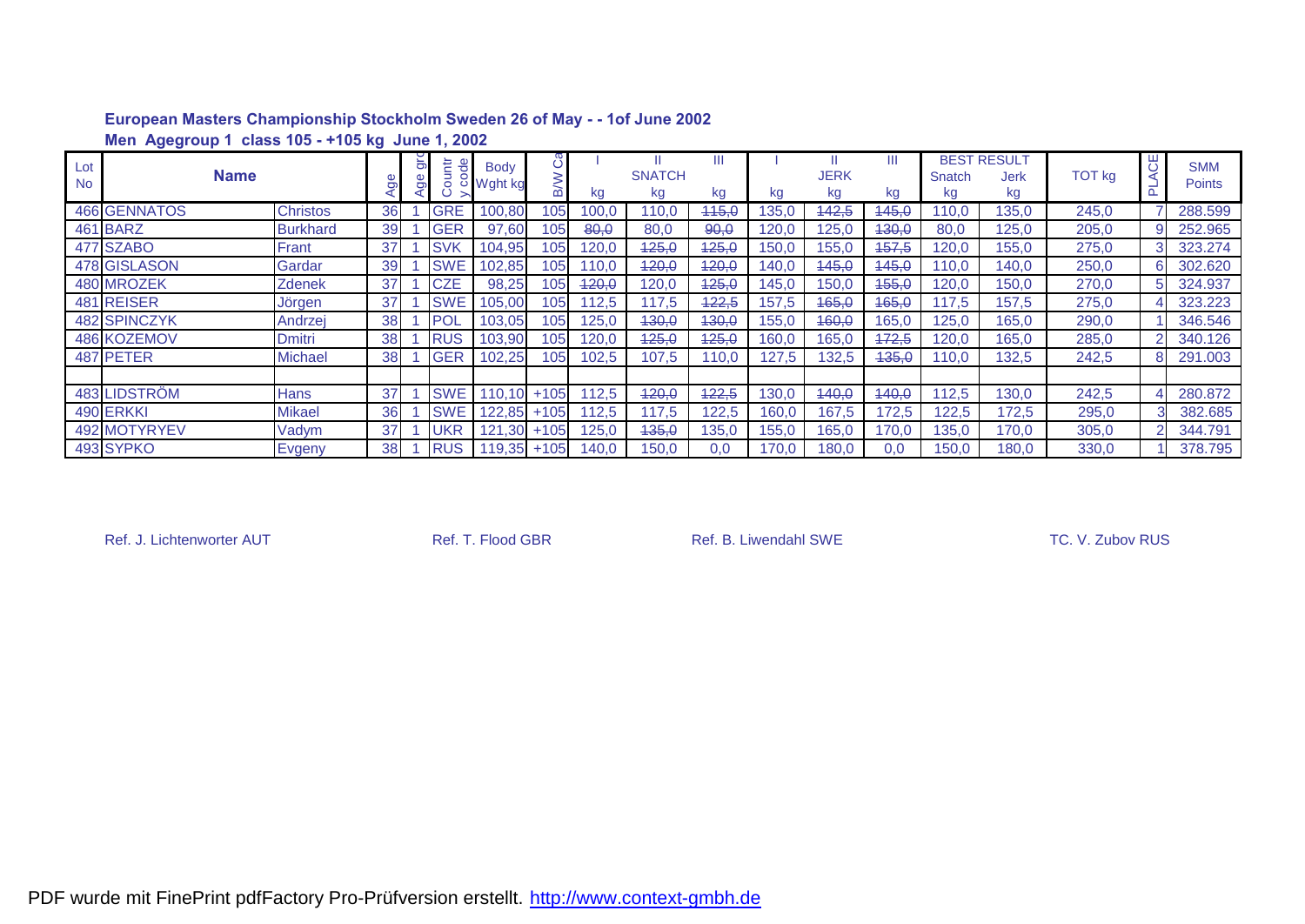**European Masters Championship Stockholm Sweden 26 of May - - 1of June 2002**

**Men Agegroup 1 class 105 - +105 kg June 1, 2002**

| Lot No | Name | | Age | Age grp | Country code | Body Wght kg | B/W Cat | I kg | II SNATCH kg | III kg | I kg | II JERK kg | III kg | BEST RESULT Snatch kg | Jerk kg | TOT kg | PLACE | SMM Points |
|---|---|---|---|---|---|---|---|---|---|---|---|---|---|---|---|---|---|---|
| 466 | GENNATOS | Christos | 36 | 1 | GRE | 100,80 | 105 | 100,0 | 110,0 | ~~115,0~~ | 135,0 | ~~142,5~~ | ~~145,0~~ | 110,0 | 135,0 | 245,0 | 7 | 288.599 |
| 461 | BARZ | Burkhard | 39 | 1 | GER | 97,60 | 105 | ~~80,0~~ | 80,0 | ~~90,0~~ | 120,0 | 125,0 | ~~130,0~~ | 80,0 | 125,0 | 205,0 | 9 | 252.965 |
| 477 | SZABO | Frant | 37 | 1 | SVK | 104,95 | 105 | 120,0 | ~~125,0~~ | ~~125,0~~ | 150,0 | 155,0 | ~~157,5~~ | 120,0 | 155,0 | 275,0 | 3 | 323.274 |
| 478 | GISLASON | Gardar | 39 | 1 | SWE | 102,85 | 105 | 110,0 | ~~120,0~~ | ~~120,0~~ | 140,0 | ~~145,0~~ | ~~145,0~~ | 110,0 | 140,0 | 250,0 | 6 | 302.620 |
| 480 | MROZEK | Zdenek | 37 | 1 | CZE | 98,25 | 105 | ~~120,0~~ | 120,0 | ~~125,0~~ | 145,0 | 150,0 | ~~155,0~~ | 120,0 | 150,0 | 270,0 | 5 | 324.937 |
| 481 | REISER | Jörgen | 37 | 1 | SWE | 105,00 | 105 | 112,5 | 117,5 | ~~122,5~~ | 157,5 | ~~165,0~~ | ~~165,0~~ | 117,5 | 157,5 | 275,0 | 4 | 323.223 |
| 482 | SPINCZYK | Andrzej | 38 | 1 | POL | 103,05 | 105 | 125,0 | ~~130,0~~ | ~~130,0~~ | 155,0 | ~~160,0~~ | 165,0 | 125,0 | 165,0 | 290,0 | 1 | 346.546 |
| 486 | KOZEMOV | Dmitri | 38 | 1 | RUS | 103,90 | 105 | 120,0 | ~~125,0~~ | ~~125,0~~ | 160,0 | 165,0 | ~~172,5~~ | 120,0 | 165,0 | 285,0 | 2 | 340.126 |
| 487 | PETER | Michael | 38 | 1 | GER | 102,25 | 105 | 102,5 | 107,5 | 110,0 | 127,5 | 132,5 | ~~135,0~~ | 110,0 | 132,5 | 242,5 | 8 | 291.003 |
| | | | | | | | | | | | | | | | | | | |
| 483 | LIDSTRÖM | Hans | 37 | 1 | SWE | 110,10 | +105 | 112,5 | ~~120,0~~ | ~~122,5~~ | 130,0 | ~~140,0~~ | ~~140,0~~ | 112,5 | 130,0 | 242,5 | 4 | 280.872 |
| 490 | ERKKI | Mikael | 36 | 1 | SWE | 122,85 | +105 | 112,5 | 117,5 | 122,5 | 160,0 | 167,5 | 172,5 | 122,5 | 172,5 | 295,0 | 3 | 382.685 |
| 492 | MOTYRYEV | Vadym | 37 | 1 | UKR | 121,30 | +105 | 125,0 | ~~135,0~~ | 135,0 | 155,0 | 165,0 | 170,0 | 135,0 | 170,0 | 305,0 | 2 | 344.791 |
| 493 | SYPKO | Evgeny | 38 | 1 | RUS | 119,35 | +105 | 140,0 | 150,0 | 0,0 | 170,0 | 180,0 | 0,0 | 150,0 | 180,0 | 330,0 | 1 | 378.795 |

Ref. J. Lichtenworter AUT    Ref. T. Flood GBR    Ref. B. Liwendahl SWE    TC. V. Zubov RUS

PDF wurde mit FinePrint pdfFactory Pro-Prüfversion erstellt. http://www.context-gmbh.de